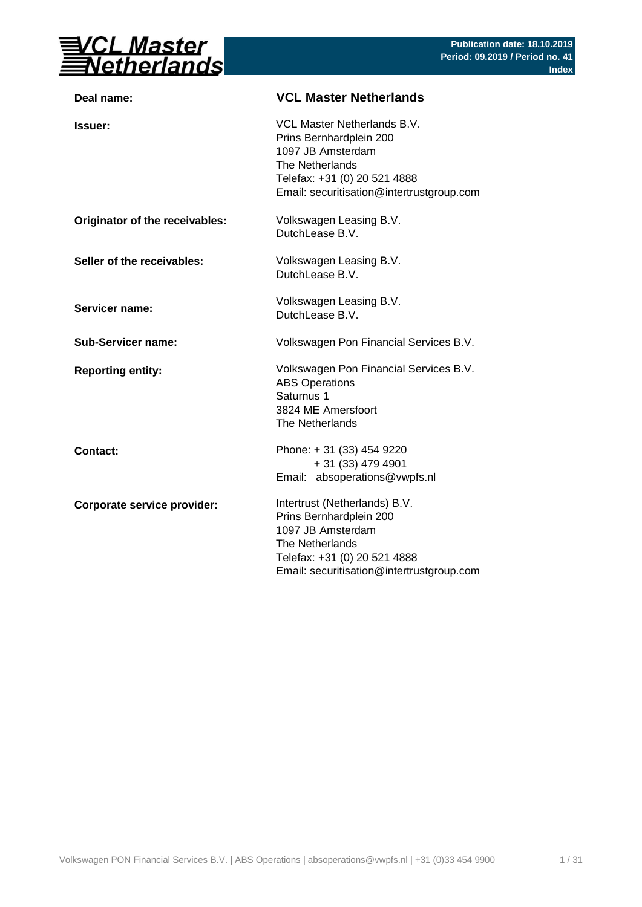**VCL Master Netherlands**

**Publication date: 18.10.2019**
**Period: 09.2019 / Period no. 41**
**Index**

| | |
|---|---|
| **Deal name:** | **VCL Master Netherlands** |
| **Issuer:** | VCL Master Netherlands B.V.<br>Prins Bernhardplein 200<br>1097 JB Amsterdam<br>The Netherlands<br>Telefax: +31 (0) 20 521 4888<br>Email: securitisation@intertrustgroup.com |
| **Originator of the receivables:** | Volkswagen Leasing B.V.<br>DutchLease B.V. |
| **Seller of the receivables:** | Volkswagen Leasing B.V.<br>DutchLease B.V. |
| **Servicer name:** | Volkswagen Leasing B.V.<br>DutchLease B.V. |
| **Sub-Servicer name:** | Volkswagen Pon Financial Services B.V. |
| **Reporting entity:** | Volkswagen Pon Financial Services B.V.<br>ABS Operations<br>Saturnus 1<br>3824 ME Amersfoort<br>The Netherlands |
| **Contact:** | Phone: + 31 (33) 454 9220<br>+ 31 (33) 479 4901<br>Email: absoperations@vwpfs.nl |
| **Corporate service provider:** | Intertrust (Netherlands) B.V.<br>Prins Bernhardplein 200<br>1097 JB Amsterdam<br>The Netherlands<br>Telefax: +31 (0) 20 521 4888<br>Email: securitisation@intertrustgroup.com |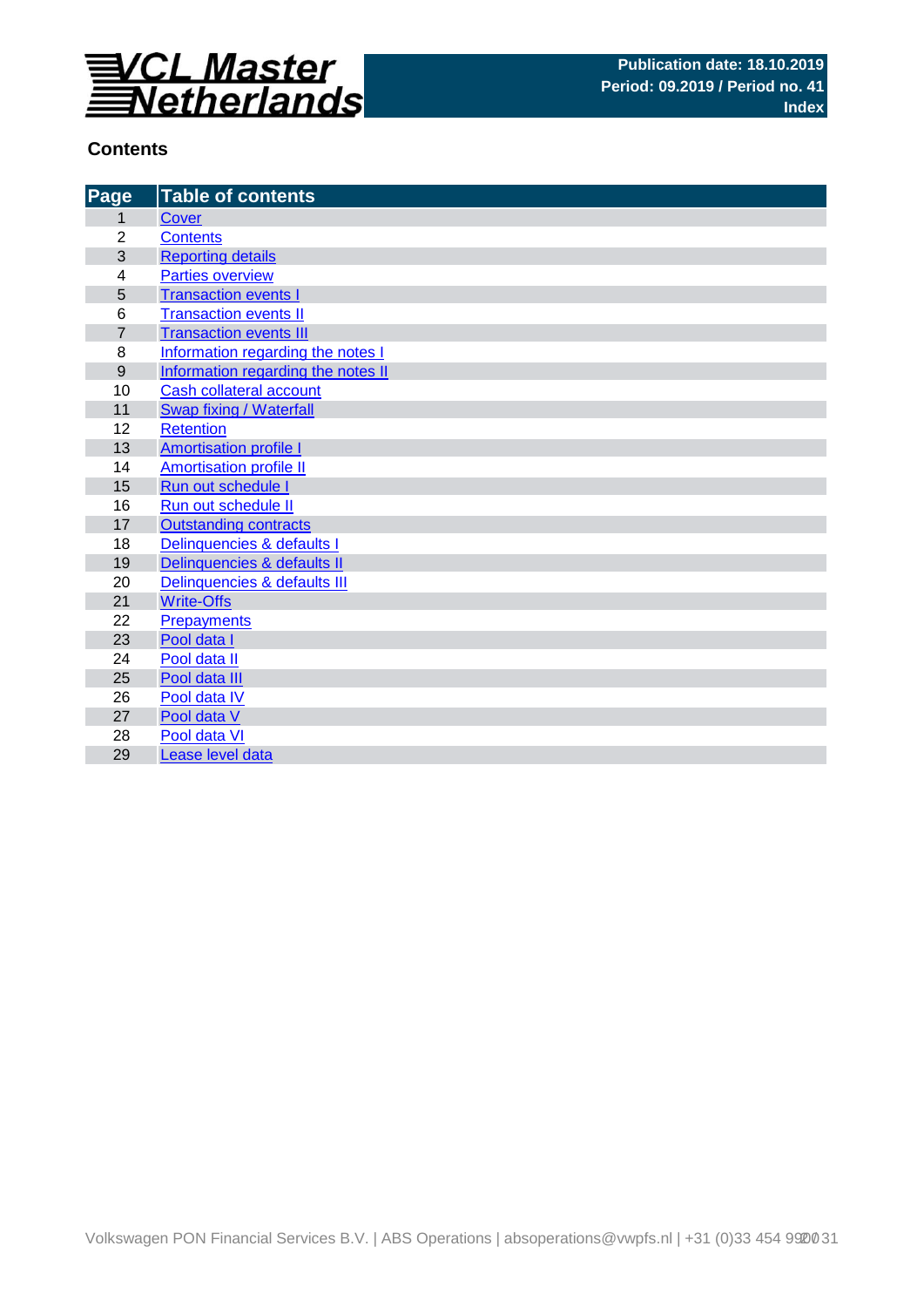**VCL Master Netherlands**

**Publication date: 18.10.2019**
**Period: 09.2019 / Period no. 41**
**Index**

## Contents

| Page | Table of contents |
|---|---|
| 1 | Cover |
| 2 | Contents |
| 3 | Reporting details |
| 4 | Parties overview |
| 5 | Transaction events I |
| 6 | Transaction events II |
| 7 | Transaction events III |
| 8 | Information regarding the notes I |
| 9 | Information regarding the notes II |
| 10 | Cash collateral account |
| 11 | Swap fixing / Waterfall |
| 12 | Retention |
| 13 | Amortisation profile I |
| 14 | Amortisation profile II |
| 15 | Run out schedule I |
| 16 | Run out schedule II |
| 17 | Outstanding contracts |
| 18 | Delinquencies & defaults I |
| 19 | Delinquencies & defaults II |
| 20 | Delinquencies & defaults III |
| 21 | Write-Offs |
| 22 | Prepayments |
| 23 | Pool data I |
| 24 | Pool data II |
| 25 | Pool data III |
| 26 | Pool data IV |
| 27 | Pool data V |
| 28 | Pool data VI |
| 29 | Lease level data |

Volkswagen PON Financial Services B.V. | ABS Operations | absoperations@vwpfs.nl | +31 (0)33 454 9900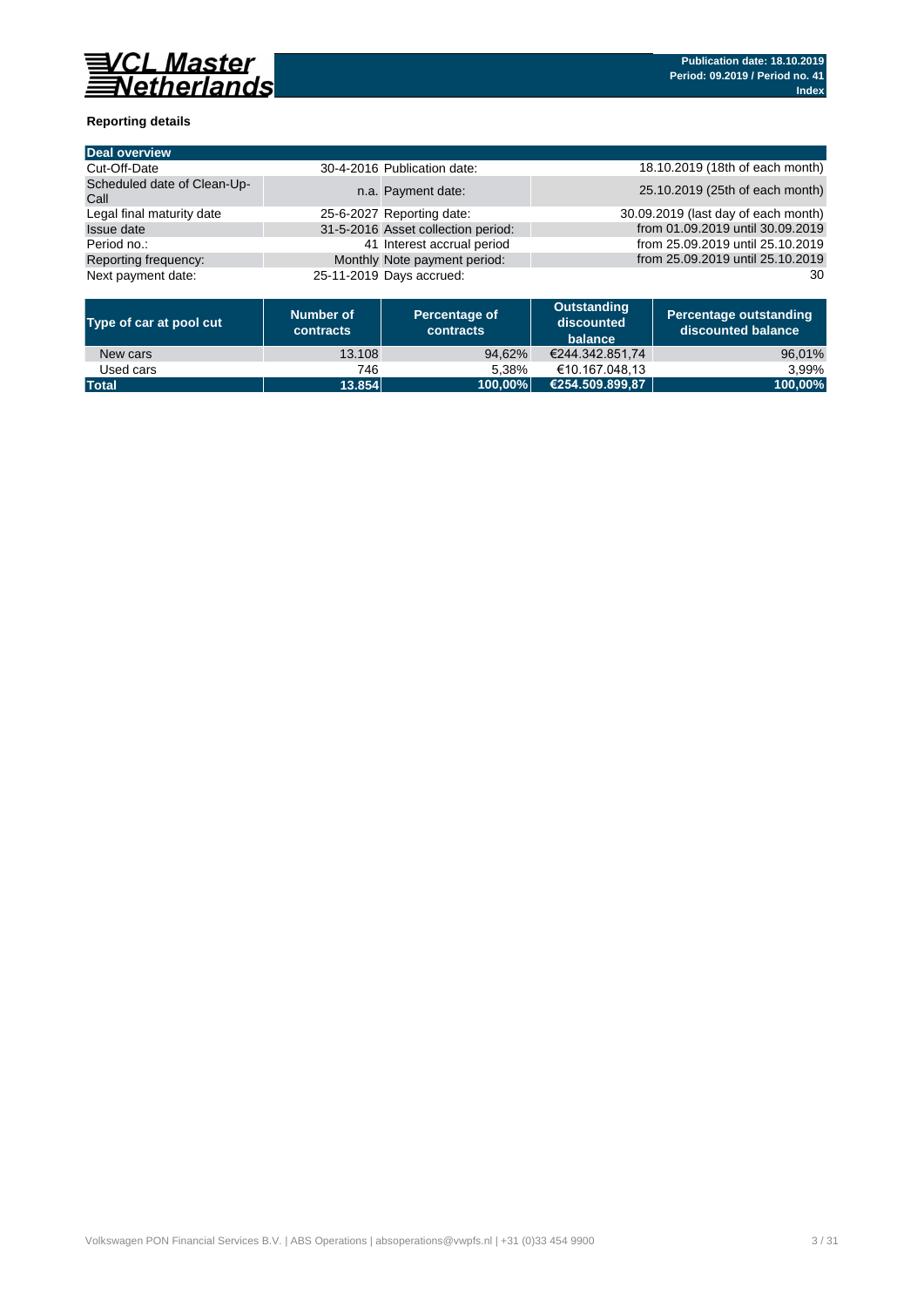**Publication date: 18.10.2019**
**Period: 09.2019 / Period no. 41**
**Index**

### Reporting details

| Deal overview | | | |
|---|---|---|---|
| Cut-Off-Date | 30-4-2016 | Publication date: | 18.10.2019 (18th of each month) |
| Scheduled date of Clean-Up-Call | n.a. | Payment date: | 25.10.2019 (25th of each month) |
| Legal final maturity date | 25-6-2027 | Reporting date: | 30.09.2019 (last day of each month) |
| Issue date | 31-5-2016 | Asset collection period: | from 01.09.2019 until 30.09.2019 |
| Period no.: | 41 | Interest accrual period | from 25.09.2019 until 25.10.2019 |
| Reporting frequency: | Monthly | Note payment period: | from 25.09.2019 until 25.10.2019 |
| Next payment date: | 25-11-2019 | Days accrued: | 30 |

| Type of car at pool cut | Number of contracts | Percentage of contracts | Outstanding discounted balance | Percentage outstanding discounted balance |
|---|---|---|---|---|
| New cars | 13.108 | 94,62% | €244.342.851,74 | 96,01% |
| Used cars | 746 | 5,38% | €10.167.048,13 | 3,99% |
| **Total** | **13.854** | **100,00%** | **€254.509.899,87** | **100,00%** |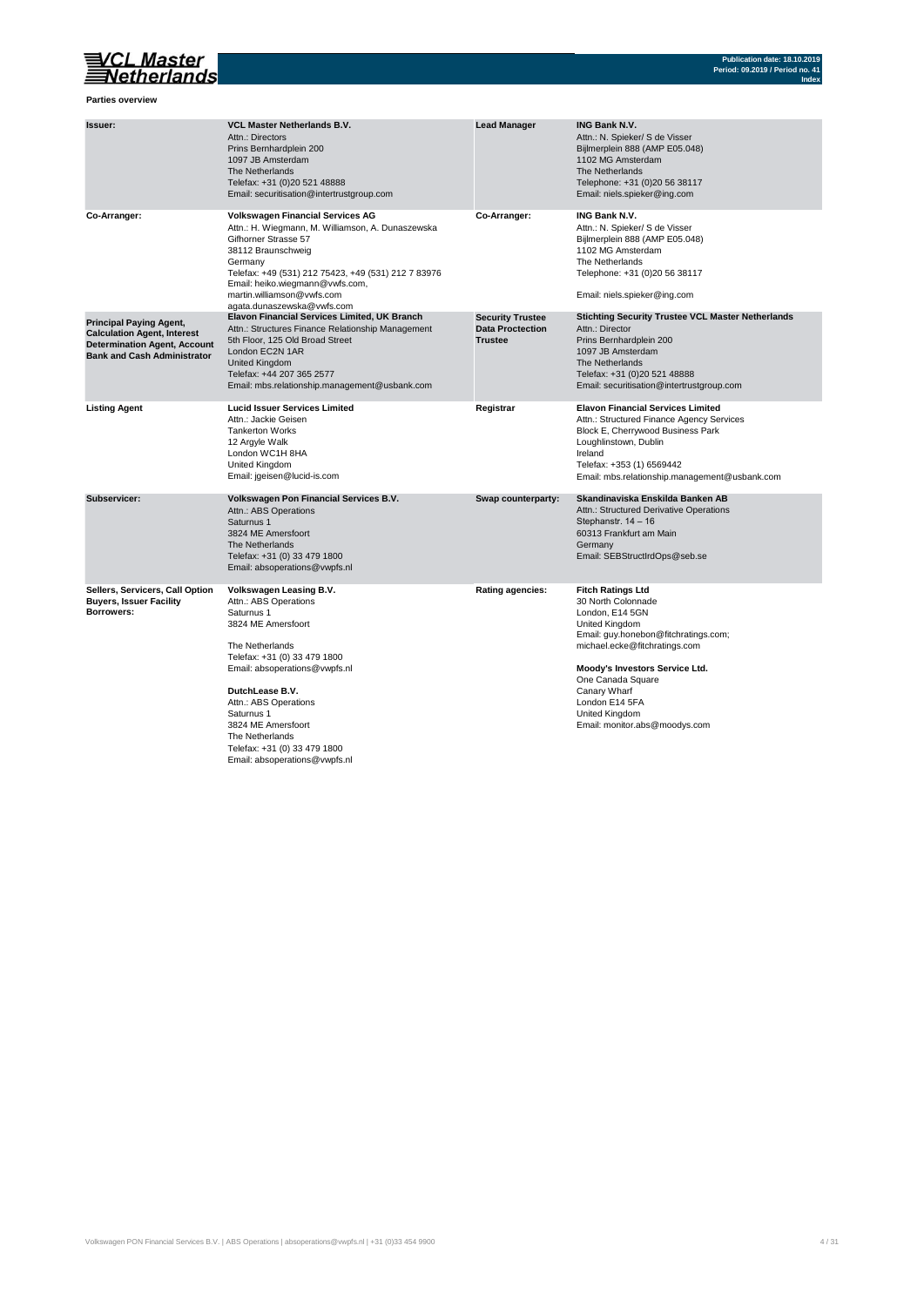**Parties overview**

| | | | |
|---|---|---|---|
| **Issuer:** | **VCL Master Netherlands B.V.**<br>Attn.: Directors<br>Prins Bernhardplein 200<br>1097 JB Amsterdam<br>The Netherlands<br>Telefax: +31 (0)20 521 48888<br>Email: securitisation@intertrustgroup.com | **Lead Manager** | **ING Bank N.V.**<br>Attn.: N. Spieker/ S de Visser<br>Bijlmerplein 888 (AMP E05.048)<br>1102 MG Amsterdam<br>The Netherlands<br>Telephone: +31 (0)20 56 38117<br>Email: niels.spieker@ing.com |
| **Co-Arranger:** | **Volkswagen Financial Services AG**<br>Attn.: H. Wiegmann, M. Williamson, A. Dunaszewska<br>Gifhorner Strasse 57<br>38112 Braunschweig<br>Germany<br>Telefax: +49 (531) 212 75423, +49 (531) 212 7 83976<br>Email: heiko.wiegmann@vwfs.com,<br>martin.williamson@vwfs.com<br>agata.dunaszewska@vwfs.com | **Co-Arranger:** | **ING Bank N.V.**<br>Attn.: N. Spieker/ S de Visser<br>Bijlmerplein 888 (AMP E05.048)<br>1102 MG Amsterdam<br>The Netherlands<br>Telephone: +31 (0)20 56 38117<br><br>Email: niels.spieker@ing.com |
| **Principal Paying Agent, Calculation Agent, Interest Determination Agent, Account Bank and Cash Administrator** | **Elavon Financial Services Limited, UK Branch**<br>Attn.: Structures Finance Relationship Management<br>5th Floor, 125 Old Broad Street<br>London EC2N 1AR<br>United Kingdom<br>Telefax: +44 207 365 2577<br>Email: mbs.relationship.management@usbank.com | **Security Trustee Data Proctection Trustee** | **Stichting Security Trustee VCL Master Netherlands**<br>Attn.: Director<br>Prins Bernhardplein 200<br>1097 JB Amsterdam<br>The Netherlands<br>Telefax: +31 (0)20 521 48888<br>Email: securitisation@intertrustgroup.com |
| **Listing Agent** | **Lucid Issuer Services Limited**<br>Attn.: Jackie Geisen<br>Tankerton Works<br>12 Argyle Walk<br>London WC1H 8HA<br>United Kingdom<br>Email: jgeisen@lucid-is.com | **Registrar** | **Elavon Financial Services Limited**<br>Attn.: Structured Finance Agency Services<br>Block E, Cherrywood Business Park<br>Loughlinstown, Dublin<br>Ireland<br>Telefax: +353 (1) 6569442<br>Email: mbs.relationship.management@usbank.com |
| **Subservicer:** | **Volkswagen Pon Financial Services B.V.**<br>Attn.: ABS Operations<br>Saturnus 1<br>3824 ME Amersfoort<br>The Netherlands<br>Telefax: +31 (0) 33 479 1800<br>Email: absoperations@vwpfs.nl | **Swap counterparty:** | **Skandinaviska Enskilda Banken AB**<br>Attn.: Structured Derivative Operations<br>Stephanstr. 14 – 16<br>60313 Frankfurt am Main<br>Germany<br>Email: SEBStructIrdOps@seb.se |
| **Sellers, Servicers, Call Option Buyers, Issuer Facility Borrowers:** | **Volkswagen Leasing B.V.**<br>Attn.: ABS Operations<br>Saturnus 1<br>3824 ME Amersfoort<br><br>The Netherlands<br>Telefax: +31 (0) 33 479 1800<br>Email: absoperations@vwpfs.nl<br><br>**DutchLease B.V.**<br>Attn.: ABS Operations<br>Saturnus 1<br>3824 ME Amersfoort<br>The Netherlands<br>Telefax: +31 (0) 33 479 1800<br>Email: absoperations@vwpfs.nl | **Rating agencies:** | **Fitch Ratings Ltd**<br>30 North Colonnade<br>London, E14 5GN<br>United Kingdom<br>Email: guy.honebon@fitchratings.com;<br>michael.ecke@fitchratings.com<br><br>**Moody's Investors Service Ltd.**<br>One Canada Square<br>Canary Wharf<br>London E14 5FA<br>United Kingdom<br>Email: monitor.abs@moodys.com |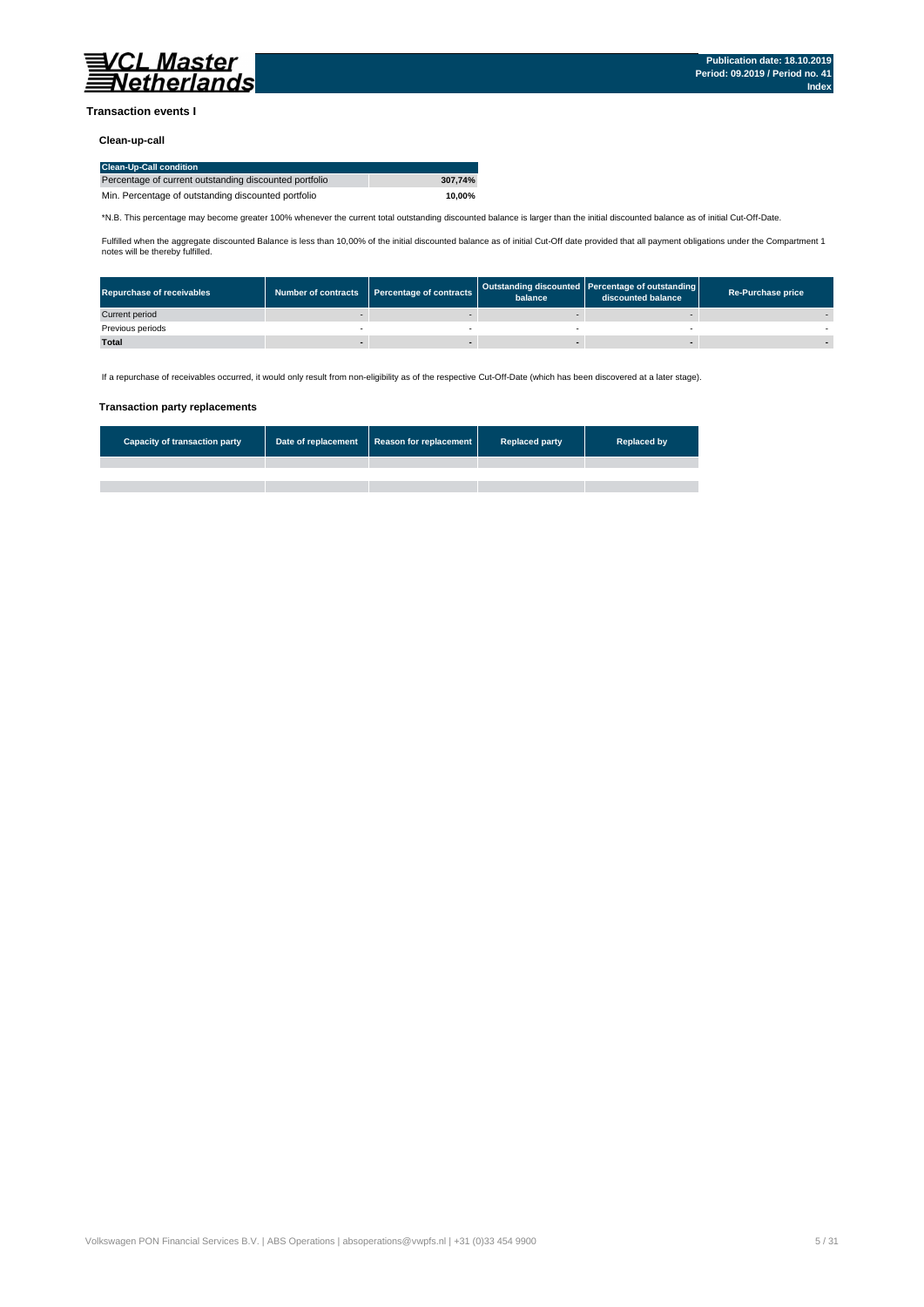## Transaction events I

### Clean-up-call

| Clean-Up-Call condition | |
|---|---|
| Percentage of current outstanding discounted portfolio | **307,74%** |
| Min. Percentage of outstanding discounted portfolio | **10,00%** |

*N.B. This percentage may become greater 100% whenever the current total outstanding discounted balance is larger than the initial discounted balance as of initial Cut-Off-Date.

Fulfilled when the aggregate discounted Balance is less than 10,00% of the initial discounted balance as of initial Cut-Off date provided that all payment obligations under the Compartment 1 notes will be thereby fulfilled.

| Repurchase of receivables | Number of contracts | Percentage of contracts | Outstanding discounted balance | Percentage of outstanding discounted balance | Re-Purchase price |
|---|---|---|---|---|---|
| Current period | - | - | - | - | - |
| Previous periods | - | - | - | - | - |
| **Total** | **-** | **-** | **-** | **-** | **-** |

If a repurchase of receivables occurred, it would only result from non-eligibility as of the respective Cut-Off-Date (which has been discovered at a later stage).

### Transaction party replacements

| Capacity of transaction party | Date of replacement | Reason for replacement | Replaced party | Replaced by |
|---|---|---|---|---|
| | | | | |
| | | | | |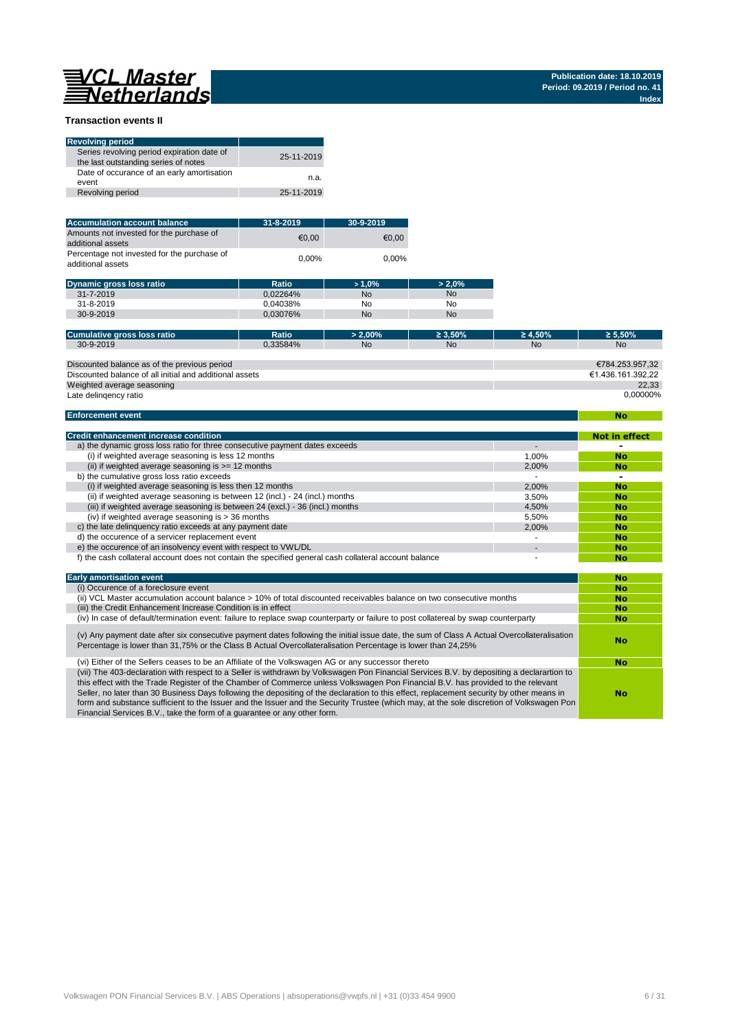Publication date: 18.10.2019
Period: 09.2019 / Period no. 41
Index

## Transaction events II

| Revolving period | |
|---|---|
| Series revolving period expiration date of the last outstanding series of notes | 25-11-2019 |
| Date of occurance of an early amortisation event | n.a. |
| Revolving period | 25-11-2019 |

| Accumulation account balance | 31-8-2019 | 30-9-2019 |
|---|---|---|
| Amounts not invested for the purchase of additional assets | €0,00 | €0,00 |
| Percentage not invested for the purchase of additional assets | 0,00% | 0,00% |

| Dynamic gross loss ratio | Ratio | > 1,0% | > 2,0% |
|---|---|---|---|
| 31-7-2019 | 0,02264% | No | No |
| 31-8-2019 | 0,04038% | No | No |
| 30-9-2019 | 0,03076% | No | No |

| Cumulative gross loss ratio | Ratio | > 2,00% | ≥ 3,50% | ≥ 4,50% | ≥ 5,50% |
|---|---|---|---|---|---|
| 30-9-2019 | 0,33584% | No | No | No | No |

| | |
|---|---|
| Discounted balance as of the previous period | €784.253.957,32 |
| Discounted balance of all initial and additional assets | €1.436.161.392,22 |
| Weighted average seasoning | 22,33 |
| Late delinqency ratio | 0,00000% |

| Enforcement event | No |
|---|---|

| Credit enhancement increase condition | | Not in effect |
|---|---|---|
| a) the dynamic gross loss ratio for three consecutive payment dates exceeds | - | - |
| (i) if weighted average seasoning is less 12 months | 1,00% | No |
| (ii) if weighted average seasoning is >= 12 months | 2,00% | No |
| b) the cumulative gross loss ratio exceeds | - | - |
| (i) if weighted average seasoning is less then 12 months | 2,00% | No |
| (ii) if weighted average seasoning is between 12 (incl.) - 24 (incl.) months | 3,50% | No |
| (iii) if weighted average seasoning is between 24 (excl.) - 36 (incl.) months | 4,50% | No |
| (iv) if weighted average seasoning is > 36 months | 5,50% | No |
| c) the late delinquency ratio exceeds at any payment date | 2,00% | No |
| d) the occurence of a servicer replacement event | - | No |
| e) the occurence of an insolvency event with respect to VWL/DL | - | No |
| f) the cash collateral account does not contain the specified general cash collateral account balance | - | No |

| Early amortisation event | No |
|---|---|
| (i) Occurence of a foreclosure event | No |
| (ii) VCL Master accumulation account balance > 10% of total discounted receivables balance on two consecutive months | No |
| (iii) the Credit Enhancement Increase Condition is in effect | No |
| (iv) In case of default/termination event: failure to replace swap counterparty or failure to post collatereal by swap counterparty | No |
| (v) Any payment date after six consecutive payment dates following the initial issue date, the sum of Class A Actual Overcollateralisation Percentage is lower than 31,75% or the Class B Actual Overcollateralisation Percentage is lower than 24,25% | No |
| (vi) Either of the Sellers ceases to be an Affiliate of the Volkswagen AG or any successor thereto | No |
| (vii) The 403-declaration with respect to a Seller is withdrawn by Volkswagen Pon Financial Services B.V. by depositing a declartion to this effect with the Trade Register of the Chamber of Commerce unless Volkswagen Pon Financial B.V. has provided to the relevant Seller, no later than 30 Business Days following the depositing of the declaration to this effect, replacement security by other means in form and substance sufficient to the Issuer and the Issuer and the Security Trustee (which may, at the sole discretion of Volkswagen Pon Financial Services B.V., take the form of a guarantee or any other form. | No |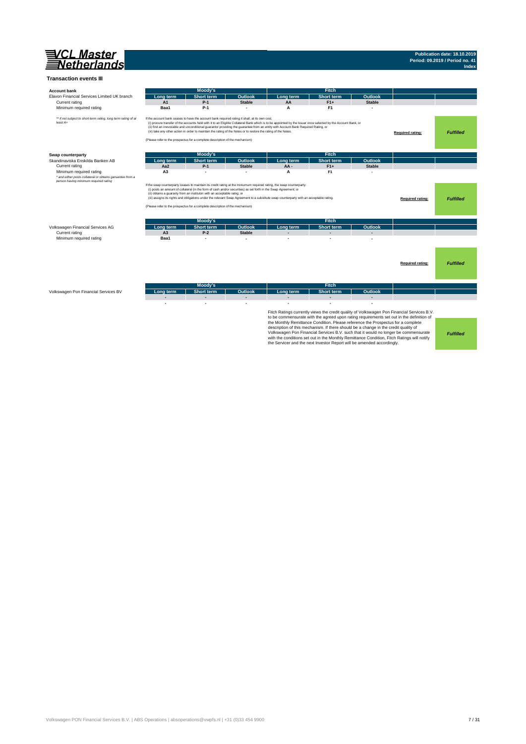# Transaction events III

## Account bank

| Elavon Financial Services Limited UK branch | Moody's | | | Fitch | | | | |
|---|---|---|---|---|---|---|---|---|
| | Long term | Short term | Outlook | Long term | Short term | Outlook | | |
| Current rating | A1 | P-1 | Stable | AA | F1+ | Stable | | |
| Minimum required rating | Baa1 | P-1 | - | A | F1 | - | | |

*\*\* if not subject to short-term rating, long term rating of at least A+*

If the account bank ceases to have the account bank required rating it shall, at its own cost,
(i) procure transfer of the accounts held with it to an Eligible Collateral Bank which is to be appointed by the Issuer once selected by the Account Bank, or
(ii) find an irrevocable and unconditional guarantor providing the guarantee from an entity with Account Bank Required Rating, or
(iii) take any other action in order to maintain the rating of the Notes or to restore the rating of the Notes.

(Please refer to the prospectus for a complete description of the mechanism)

**Required rating:** ***Fulfilled***

## Swap counterparty

| Skandinaviska Enskilda Banken AB | Moody's | | | Fitch | | | | |
|---|---|---|---|---|---|---|---|---|
| | Long term | Short term | Outlook | Long term | Short term | Outlook | | |
| Current rating | Aa2 | P-1 | Stable | AA - | F1+ | Stable | | |
| Minimum required rating | A3 | - | - | A | F1 | - | | |

*\* and either posts collateral or obtains garuantee from a person having minimum required rating*

If the swap counterparty ceases to maintain its credit rating at the miniumum required rating, the swap counterparty:
(i) posts an amount of collateral (in the form of cash and/or securities) as set forth in the Swap Agreement; or
(ii) obtains a guaranty from an instituton with an acceptable ratng; or
(iii) assigns its rights and obligations under the relevant Swap Agreement to a substitute swap counterparty with an acceptable rating.

(Please refer to the prospectus for a complete description of the mechanism)

**Required rating:** ***Fulfilled***

| Volkswagen Financial Services AG | Moody's | | | Fitch | | | | |
|---|---|---|---|---|---|---|---|---|
| | Long term | Short term | Outlook | Long term | Short term | Outlook | | |
| Current rating | A3 | P-2 | Stable | - | - | - | | |
| Minimum required rating | Baa1 | - | - | - | - | - | | |

**Required rating:** ***Fulfilled***

| Volkswagen Pon Financial Services BV | Moody's | | | Fitch | | | | |
|---|---|---|---|---|---|---|---|---|
| | Long term | Short term | Outlook | Long term | Short term | Outlook | | |
| | - | - | - | - | - | - | | |
| | - | - | - | - | - | - | | |

Fitch Ratings currently views the credit quality of Volkswagen Pon Financial Services B.V. to be commensurate with the agreed upon rating requirements set out in the definition of the Monthly Remittance Condition. Please reference the Prospectus for a complete description of this mechanism. If there should be a change in the credit quality of Volkswagen Pon Financial Services B.V. such that it would no longer be commensurate with the conditions set out in the Monthly Remittance Condition, Fitch Ratings will notify the Servicer and the next Investor Report will be amended accordingly.

***Fulfilled***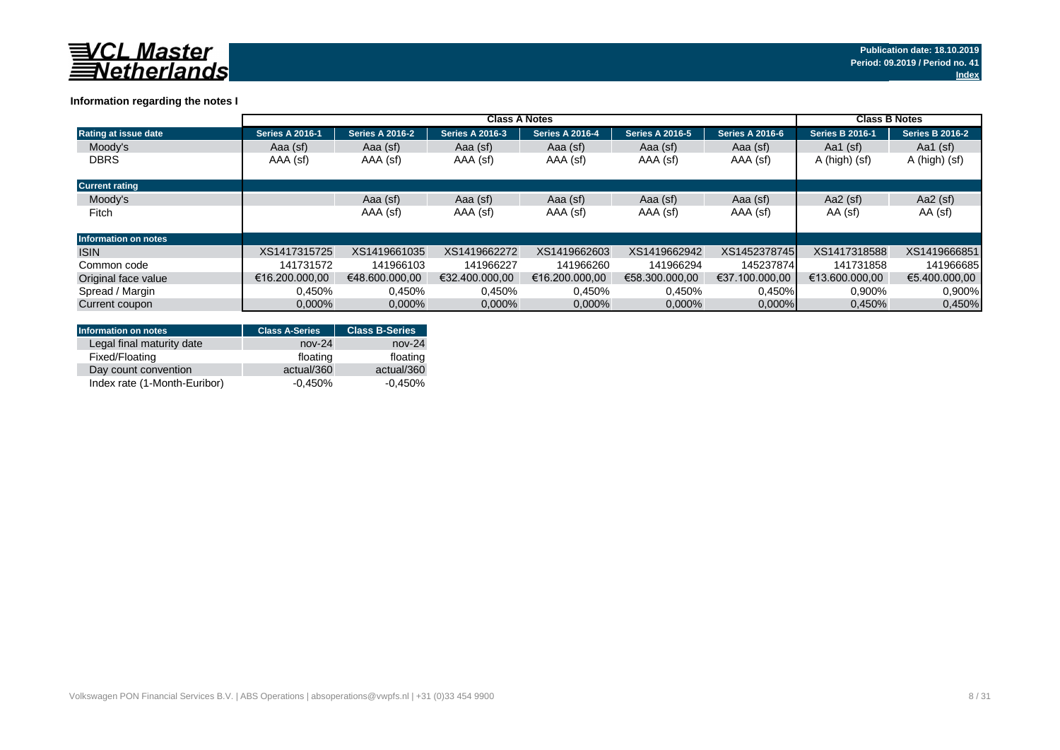**Publication date: 18.10.2019**
**Period: 09.2019 / Period no. 41**
**Index**

### Information regarding the notes I

| | Class A Notes | | | | | | Class B Notes | |
|---|---|---|---|---|---|---|---|---|
| **Rating at issue date** | **Series A 2016-1** | **Series A 2016-2** | **Series A 2016-3** | **Series A 2016-4** | **Series A 2016-5** | **Series A 2016-6** | **Series B 2016-1** | **Series B 2016-2** |
| Moody's | Aaa (sf) | Aaa (sf) | Aaa (sf) | Aaa (sf) | Aaa (sf) | Aaa (sf) | Aa1 (sf) | Aa1 (sf) |
| DBRS | AAA (sf) | AAA (sf) | AAA (sf) | AAA (sf) | AAA (sf) | AAA (sf) | A (high) (sf) | A (high) (sf) |
| **Current rating** | | | | | | | | |
| Moody's | | Aaa (sf) | Aaa (sf) | Aaa (sf) | Aaa (sf) | Aaa (sf) | Aa2 (sf) | Aa2 (sf) |
| Fitch | | AAA (sf) | AAA (sf) | AAA (sf) | AAA (sf) | AAA (sf) | AA (sf) | AA (sf) |
| **Information on notes** | | | | | | | | |
| ISIN | XS1417315725 | XS1419661035 | XS1419662272 | XS1419662603 | XS1419662942 | XS1452378745 | XS1417318588 | XS1419666851 |
| Common code | 141731572 | 141966103 | 141966227 | 141966260 | 141966294 | 145237874 | 141731858 | 141966685 |
| Original face value | €16.200.000,00 | €48.600.000,00 | €32.400.000,00 | €16.200.000,00 | €58.300.000,00 | €37.100.000,00 | €13.600.000,00 | €5.400.000,00 |
| Spread / Margin | 0,450% | 0,450% | 0,450% | 0,450% | 0,450% | 0,450% | 0,900% | 0,900% |
| Current coupon | 0,000% | 0,000% | 0,000% | 0,000% | 0,000% | 0,000% | 0,450% | 0,450% |

| Information on notes | Class A-Series | Class B-Series |
|---|---|---|
| Legal final maturity date | nov-24 | nov-24 |
| Fixed/Floating | floating | floating |
| Day count convention | actual/360 | actual/360 |
| Index rate (1-Month-Euribor) | -0,450% | -0,450% |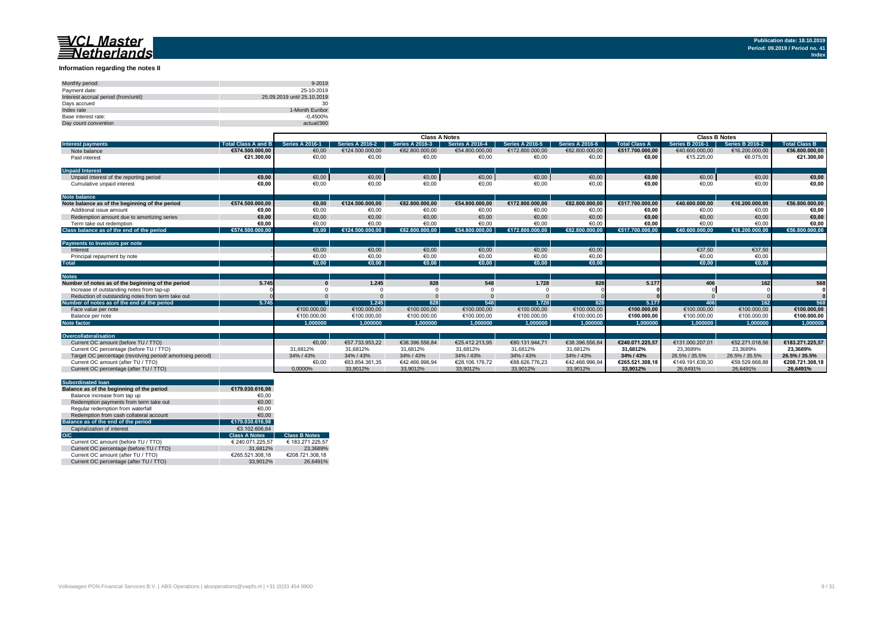## Information regarding the notes II

| | |
|---|---|
| Monthly period: | 9-2019 |
| Payment date: | 25-10-2019 |
| Interest accrual period (from/until) | 25.09.2019 until 25.10.2019 |
| Days accrued | 30 |
| Index rate | 1-Month Euribor |
| Base interest rate: | -0,4500% |
| Day count convention | actual/360 |

| | | Class A Notes | | | | | | | Class B Notes | | |
|---|---|---|---|---|---|---|---|---|---|---|---|
| **Interest payments** | **Total Class A and B** | **Series A 2016-1** | **Series A 2016-2** | **Series A 2016-3** | **Series A 2016-4** | **Series A 2016-5** | **Series A 2016-6** | **Total Class A** | **Series B 2016-1** | **Series B 2016-2** | **Total Class B** |
| Note balance | €574.500.000,00 | €0,00 | €124.500.000,00 | €82.800.000,00 | €54.800.000,00 | €172.800.000,00 | €82.800.000,00 | €517.700.000,00 | €40.600.000,00 | €16.200.000,00 | €56.800.000,00 |
| Paid interest | €21.300,00 | €0,00 | €0,00 | €0,00 | €0,00 | €0,00 | €0,00 | €0,00 | €15.225,00 | €6.075,00 | €21.300,00 |
| **Unpaid Interest** | | | | | | | | | | | |
| Unpaid interest of the reporting period | €0,00 | €0,00 | €0,00 | €0,00 | €0,00 | €0,00 | €0,00 | €0,00 | €0,00 | €0,00 | €0,00 |
| Cumulative unpaid interest | €0,00 | €0,00 | €0,00 | €0,00 | €0,00 | €0,00 | €0,00 | €0,00 | €0,00 | €0,00 | €0,00 |
| **Note balance** | | | | | | | | | | | |
| **Note balance as of the beginning of the period** | €574.500.000,00 | €0,00 | €124.500.000,00 | €82.800.000,00 | €54.800.000,00 | €172.800.000,00 | €82.800.000,00 | €517.700.000,00 | €40.600.000,00 | €16.200.000,00 | €56.800.000,00 |
| Additional issue amount | €0,00 | €0,00 | €0,00 | €0,00 | €0,00 | €0,00 | €0,00 | €0,00 | €0,00 | €0,00 | €0,00 |
| Redemption amount due to amortizing series | €0,00 | €0,00 | €0,00 | €0,00 | €0,00 | €0,00 | €0,00 | €0,00 | €0,00 | €0,00 | €0,00 |
| Term take out redemption | €0,00 | €0,00 | €0,00 | €0,00 | €0,00 | €0,00 | €0,00 | €0,00 | €0,00 | €0,00 | €0,00 |
| **Class balance as of the end of the period** | €574.500.000,00 | €0,00 | €124.500.000,00 | €82.800.000,00 | €54.800.000,00 | €172.800.000,00 | €82.800.000,00 | €517.700.000,00 | €40.600.000,00 | €16.200.000,00 | €56.800.000,00 |
| **Payments to Investors per note** | | | | | | | | | | | |
| Interest | - | €0,00 | €0,00 | €0,00 | €0,00 | €0,00 | €0,00 | | €37,50 | €37,50 | |
| Principal repayment by note | - | €0,00 | €0,00 | €0,00 | €0,00 | €0,00 | €0,00 | | €0,00 | €0,00 | |
| **Total** | | €0,00 | €0,00 | €0,00 | €0,00 | €0,00 | €0,00 | | €0,00 | €0,00 | |
| **Notes** | | | | | | | | | | | |
| **Number of notes as of the beginning of the period** | 5.745 | 0 | 1.245 | 828 | 548 | 1.728 | 828 | 5.177 | 406 | 162 | 568 |
| Increase of outstanding notes from tap-up | 0 | 0 | 0 | 0 | 0 | 0 | 0 | 0 | 0 | 0 | 0 |
| Reduction of outstanding notes from term take out | 0 | 0 | 0 | 0 | 0 | 0 | 0 | 0 | 0 | 0 | 0 |
| **Number of notes as of the end of the period** | 5.745 | 0 | 1.245 | 828 | 548 | 1.728 | 828 | 5.177 | 406 | 162 | 568 |
| Face value per note | | €100.000,00 | €100.000,00 | €100.000,00 | €100.000,00 | €100.000,00 | €100.000,00 | €100.000,00 | €100.000,00 | €100.000,00 | €100.000,00 |
| Balance per note | | €100.000,00 | €100.000,00 | €100.000,00 | €100.000,00 | €100.000,00 | €100.000,00 | €100.000,00 | €100.000,00 | €100.000,00 | €100.000,00 |
| **Note factor** | | 1,000000 | 1,000000 | 1,000000 | 1,000000 | 1,000000 | 1,000000 | 1,000000 | 1,000000 | 1,000000 | 1,000000 |
| **Overcollateralisation** | | | | | | | | | | | |
| Current OC amount (before TU / TTO) | | €0,00 | €57.733.953,22 | €38.396.556,84 | €25.412.213,95 | €80.131.944,71 | €38.396.556,84 | €240.071.225,57 | €131.000.207,01 | €52.271.018,56 | €183.271.225,57 |
| Current OC percentage (before TU / TTO) | | 31,6812% | 31,6812% | 31,6812% | 31,6812% | 31,6812% | 31,6812% | 31,6812% | 23,3689% | 23,3689% | 23,3689% |
| Target OC percentage (revolving period/ amortising period) | | 34% / 43% | 34% / 43% | 34% / 43% | 34% / 43% | 34% / 43% | 34% / 43% | 34% / 43% | 26.5% / 35.5% | 26.5% / 35.5% | 26.5% / 35.5% |
| Current OC amount (after TU / TTO) | | €0,00 | €63.854.361,35 | €42.466.996,94 | €28.106.176,72 | €88.626.776,23 | €42.466.996,94 | €265.521.308,18 | €149.191.639,30 | €59.529.668,88 | €208.721.308,18 |
| Current OC percentage (after TU / TTO) | | 0,0000% | 33,9012% | 33,9012% | 33,9012% | 33,9012% | 33,9012% | 33,9012% | 26,6491% | 26,6491% | 26,6491% |

| **Subordinated loan** | | |
|---|---|---|
| **Balance as of the beginning of the period** | €179.030.616,98 | |
| Balance increase from tap up | €0,00 | |
| Redemption payments from term take out | €0,00 | |
| Regular redemption from waterfall | €0,00 | |
| Redemption from cash collateral account | €0,00 | |
| **Balance as of the end of the period** | €179.030.616,98 | |
| Capitalization of interest | €3.102.606,64 | |
| **O/C** | **Class A Notes** | **Class B Notes** |
| Current OC amount (before TU / TTO) | € 240.071.225,57 | € 183.271.225,57 |
| Current OC percentage (before TU / TTO) | 31,6812% | 23,3689% |
| Current OC amount (after TU / TTO) | €265.521.308,18 | €208.721.308,18 |
| Current OC percentage (after TU / TTO) | 33,9012% | 26,6491% |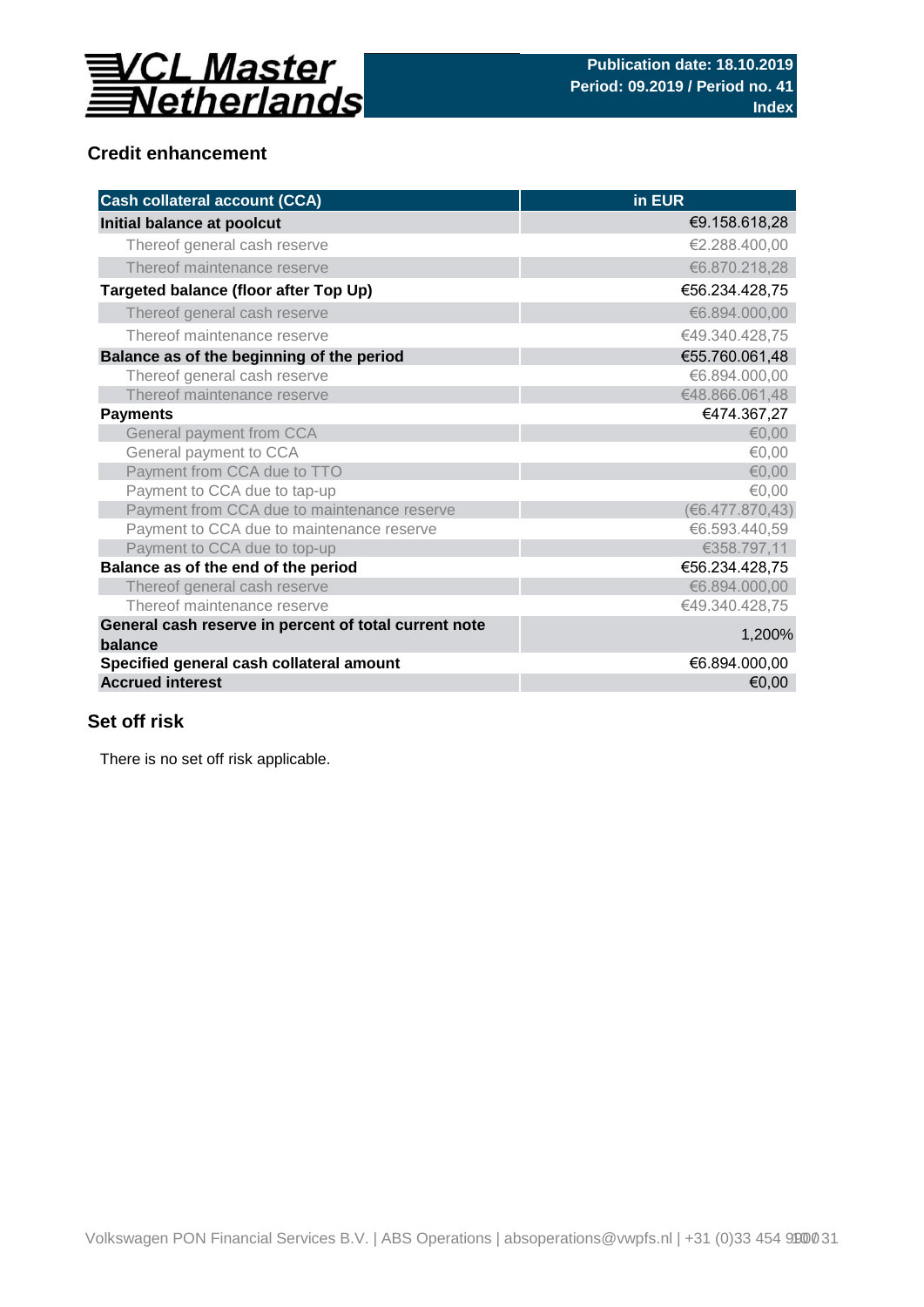# VCL Master Netherlands

**Publication date: 18.10.2019**
**Period: 09.2019 / Period no. 41**
**Index**

## Credit enhancement

| Cash collateral account (CCA) | in EUR |
|---|---|
| **Initial balance at poolcut** | €9.158.618,28 |
| Thereof general cash reserve | €2.288.400,00 |
| Thereof maintenance reserve | €6.870.218,28 |
| **Targeted balance (floor after Top Up)** | €56.234.428,75 |
| Thereof general cash reserve | €6.894.000,00 |
| Thereof maintenance reserve | €49.340.428,75 |
| **Balance as of the beginning of the period** | €55.760.061,48 |
| Thereof general cash reserve | €6.894.000,00 |
| Thereof maintenance reserve | €48.866.061,48 |
| **Payments** | €474.367,27 |
| General payment from CCA | €0,00 |
| General payment to CCA | €0,00 |
| Payment from CCA due to TTO | €0,00 |
| Payment to CCA due to tap-up | €0,00 |
| Payment from CCA due to maintenance reserve | (€6.477.870,43) |
| Payment to CCA due to maintenance reserve | €6.593.440,59 |
| Payment to CCA due to top-up | €358.797,11 |
| **Balance as of the end of the period** | €56.234.428,75 |
| Thereof general cash reserve | €6.894.000,00 |
| Thereof maintenance reserve | €49.340.428,75 |
| **General cash reserve in percent of total current note balance** | 1,200% |
| **Specified general cash collateral amount** | €6.894.000,00 |
| **Accrued interest** | €0,00 |

## Set off risk

There is no set off risk applicable.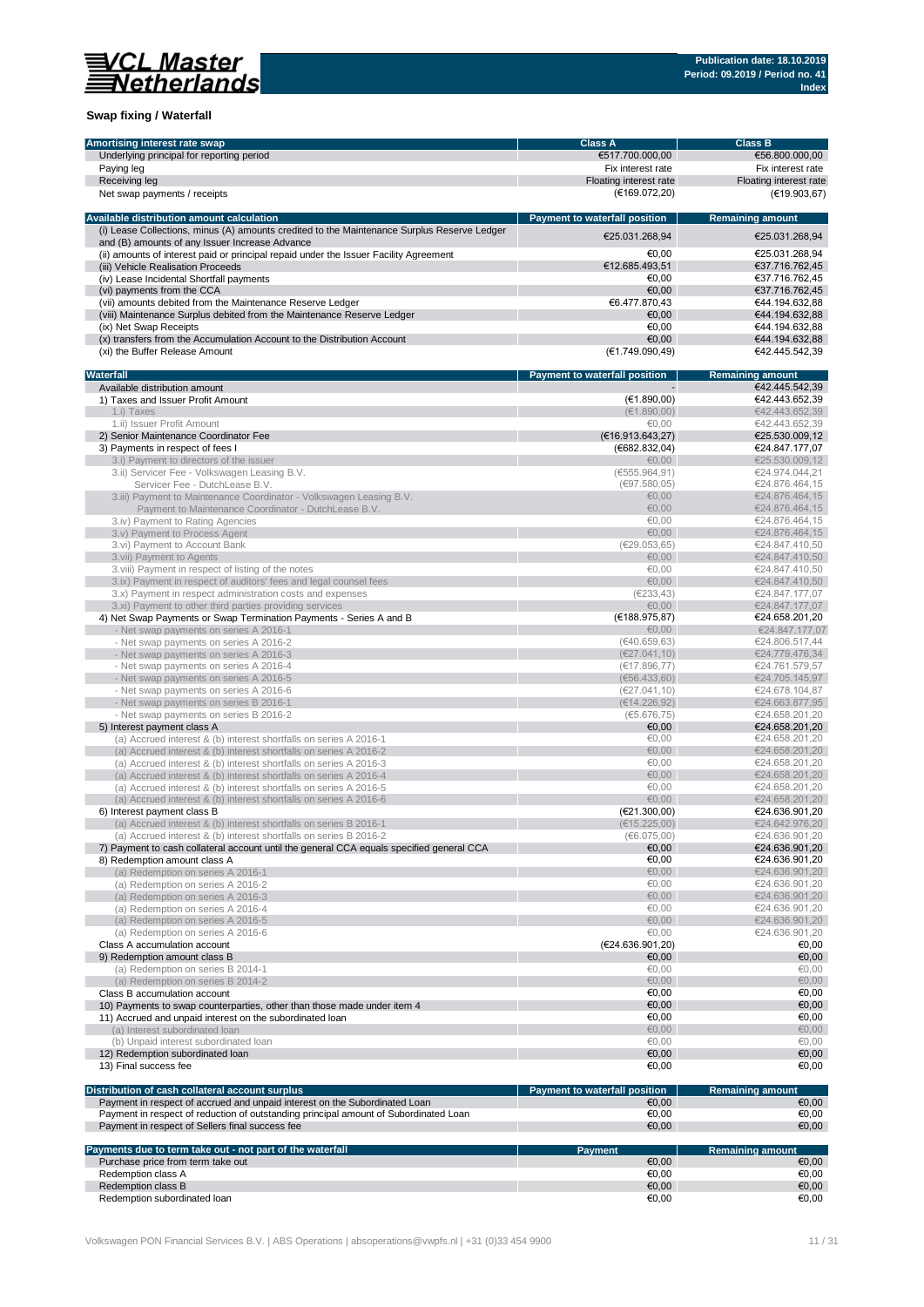## Swap fixing / Waterfall

| Amortising interest rate swap | Class A | Class B |
|---|---|---|
| Underlying principal for reporting period | €517.700.000,00 | €56.800.000,00 |
| Paying leg | Fix interest rate | Fix interest rate |
| Receiving leg | Floating interest rate | Floating interest rate |
| Net swap payments / receipts | (€169.072,20) | (€19.903,67) |

| Available distribution amount calculation | Payment to waterfall position | Remaining amount |
|---|---|---|
| (i) Lease Collections, minus (A) amounts credited to the Maintenance Surplus Reserve Ledger and (B) amounts of any Issuer Increase Advance | €25.031.268,94 | €25.031.268,94 |
| (ii) amounts of interest paid or principal repaid under the Issuer Facility Agreement | €0,00 | €25.031.268,94 |
| (iii) Vehicle Realisation Proceeds | €12.685.493,51 | €37.716.762,45 |
| (iv) Lease Incidental Shortfall payments | €0,00 | €37.716.762,45 |
| (vi) payments from the CCA | €0,00 | €37.716.762,45 |
| (vii) amounts debited from the Maintenance Reserve Ledger | €6.477.870,43 | €44.194.632,88 |
| (viii) Maintenance Surplus debited from the Maintenance Reserve Ledger | €0,00 | €44.194.632,88 |
| (ix) Net Swap Receipts | €0,00 | €44.194.632,88 |
| (x) transfers from the Accumulation Account to the Distribution Account | €0,00 | €44.194.632,88 |
| (xi) the Buffer Release Amount | (€1.749.090,49) | €42.445.542,39 |

| Waterfall | Payment to waterfall position | Remaining amount |
|---|---|---|
| Available distribution amount | - | €42.445.542,39 |
| 1) Taxes and Issuer Profit Amount | (€1.890,00) | €42.443.652,39 |
| 1.i) Taxes | (€1.890,00) | €42.443.652,39 |
| 1.ii) Issuer Profit Amount | €0,00 | €42.443.652,39 |
| 2) Senior Maintenance Coordinator Fee | (€16.913.643,27) | €25.530.009,12 |
| 3) Payments in respect of fees I | (€682.832,04) | €24.847.177,07 |
| 3.i) Payment to directors of the issuer | €0,00 | €25.530.009,12 |
| 3.ii) Servicer Fee - Volkswagen Leasing B.V. | (€555.964,91) | €24.974.044,21 |
| Servicer Fee - DutchLease B.V. | (€97.580,05) | €24.876.464,15 |
| 3.iii) Payment to Maintenance Coordinator - Volkswagen Leasing B.V. | €0,00 | €24.876.464,15 |
| Payment to Maintenance Coordinator - DutchLease B.V. | €0,00 | €24.876.464,15 |
| 3.iv) Payment to Rating Agencies | €0,00 | €24.876.464,15 |
| 3.v) Payment to Process Agent | €0,00 | €24.876.464,15 |
| 3.vi) Payment to Account Bank | (€29.053,65) | €24.847.410,50 |
| 3.vii) Payment to Agents | €0,00 | €24.847.410,50 |
| 3.viii) Payment in respect of listing of the notes | €0,00 | €24.847.410,50 |
| 3.ix) Payment in respect of auditors' fees and legal counsel fees | €0,00 | €24.847.410,50 |
| 3.x) Payment in respect administration costs and expenses | (€233,43) | €24.847.177,07 |
| 3.xi) Payment to other third parties providing services | €0,00 | €24.847.177,07 |
| 4) Net Swap Payments or Swap Termination Payments - Series A and B | (€188.975,87) | €24.658.201,20 |
| - Net swap payments on series A 2016-1 | €0,00 | €24.847.177,07 |
| - Net swap payments on series A 2016-2 | (€40.659,63) | €24.806.517,44 |
| - Net swap payments on series A 2016-3 | (€27.041,10) | €24.779.476,34 |
| - Net swap payments on series A 2016-4 | (€17.896,77) | €24.761.579,57 |
| - Net swap payments on series A 2016-5 | (€56.433,60) | €24.705.145,97 |
| - Net swap payments on series A 2016-6 | (€27.041,10) | €24.678.104,87 |
| - Net swap payments on series B 2016-1 | (€14.226,92) | €24.663.877,95 |
| - Net swap payments on series B 2016-2 | (€5.676,75) | €24.658.201,20 |
| 5) Interest payment class A | €0,00 | €24.658.201,20 |
| (a) Accrued interest & (b) interest shortfalls on series A 2016-1 | €0,00 | €24.658.201,20 |
| (a) Accrued interest & (b) interest shortfalls on series A 2016-2 | €0,00 | €24.658.201,20 |
| (a) Accrued interest & (b) interest shortfalls on series A 2016-3 | €0,00 | €24.658.201,20 |
| (a) Accrued interest & (b) interest shortfalls on series A 2016-4 | €0,00 | €24.658.201,20 |
| (a) Accrued interest & (b) interest shortfalls on series A 2016-5 | €0,00 | €24.658.201,20 |
| (a) Accrued interest & (b) interest shortfalls on series A 2016-6 | €0,00 | €24.658.201,20 |
| 6) Interest payment class B | (€21.300,00) | €24.636.901,20 |
| (a) Accrued interest & (b) interest shortfalls on series B 2016-1 | (€15.225,00) | €24.642.976,20 |
| (a) Accrued interest & (b) interest shortfalls on series B 2016-2 | (€6.075,00) | €24.636.901,20 |
| 7) Payment to cash collateral account until the general CCA equals specified general CCA | €0,00 | €24.636.901,20 |
| 8) Redemption amount class A | €0,00 | €24.636.901,20 |
| (a) Redemption on series A 2016-1 | €0,00 | €24.636.901,20 |
| (a) Redemption on series A 2016-2 | €0,00 | €24.636.901,20 |
| (a) Redemption on series A 2016-3 | €0,00 | €24.636.901,20 |
| (a) Redemption on series A 2016-4 | €0,00 | €24.636.901,20 |
| (a) Redemption on series A 2016-5 | €0,00 | €24.636.901,20 |
| (a) Redemption on series A 2016-6 | €0,00 | €24.636.901,20 |
| Class A accumulation account | (€24.636.901,20) | €0,00 |
| 9) Redemption amount class B | €0,00 | €0,00 |
| (a) Redemption on series B 2014-1 | €0,00 | €0,00 |
| (a) Redemption on series B 2014-2 | €0,00 | €0,00 |
| Class B accumulation account | €0,00 | €0,00 |
| 10) Payments to swap counterparties, other than those made under item 4 | €0,00 | €0,00 |
| 11) Accrued and unpaid interest on the subordinated loan | €0,00 | €0,00 |
| (a) Interest subordinated loan | €0,00 | €0,00 |
| (b) Unpaid interest subordinated loan | €0,00 | €0,00 |
| 12) Redemption subordinated loan | €0,00 | €0,00 |
| 13) Final success fee | €0,00 | €0,00 |

| Distribution of cash collateral account surplus | Payment to waterfall position | Remaining amount |
|---|---|---|
| Payment in respect of accrued and unpaid interest on the Subordinated Loan | €0,00 | €0,00 |
| Payment in respect of reduction of outstanding principal amount of Subordinated Loan | €0,00 | €0,00 |
| Payment in respect of Sellers final success fee | €0,00 | €0,00 |

| Payments due to term take out - not part of the waterfall | Payment | Remaining amount |
|---|---|---|
| Purchase price from term take out | €0,00 | €0,00 |
| Redemption class A | €0,00 | €0,00 |
| Redemption class B | €0,00 | €0,00 |
| Redemption subordinated loan | €0,00 | €0,00 |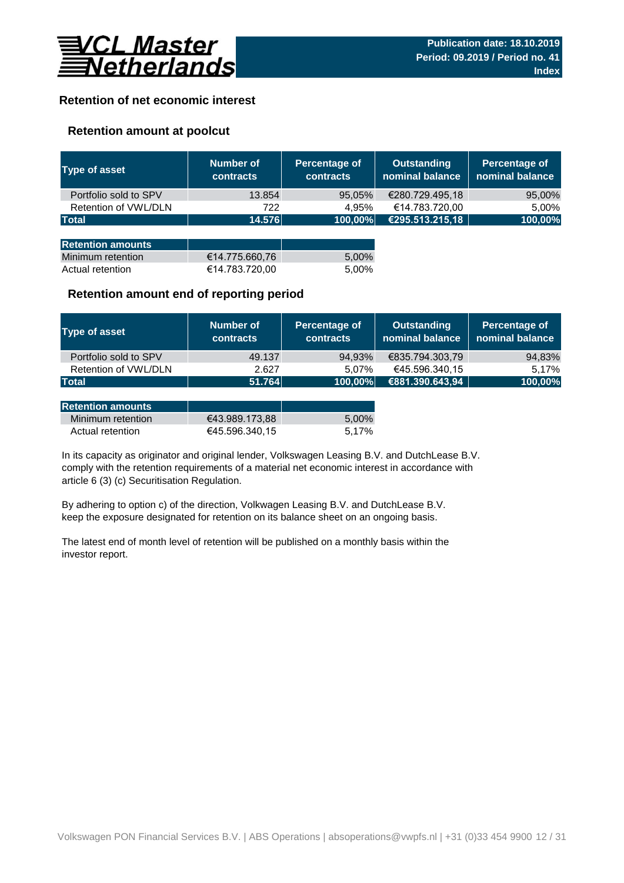# Retention of net economic interest

## Retention amount at poolcut

| Type of asset | Number of contracts | Percentage of contracts | Outstanding nominal balance | Percentage of nominal balance |
|---|---|---|---|---|
| Portfolio sold to SPV | 13.854 | 95,05% | €280.729.495,18 | 95,00% |
| Retention of VWL/DLN | 722 | 4,95% | €14.783.720,00 | 5,00% |
| **Total** | **14.576** | **100,00%** | **€295.513.215,18** | **100,00%** |

| Retention amounts | | |
|---|---|---|
| Minimum retention | €14.775.660,76 | 5,00% |
| Actual retention | €14.783.720,00 | 5,00% |

## Retention amount end of reporting period

| Type of asset | Number of contracts | Percentage of contracts | Outstanding nominal balance | Percentage of nominal balance |
|---|---|---|---|---|
| Portfolio sold to SPV | 49.137 | 94,93% | €835.794.303,79 | 94,83% |
| Retention of VWL/DLN | 2.627 | 5,07% | €45.596.340,15 | 5,17% |
| **Total** | **51.764** | **100,00%** | **€881.390.643,94** | **100,00%** |

| Retention amounts | | |
|---|---|---|
| Minimum retention | €43.989.173,88 | 5,00% |
| Actual retention | €45.596.340,15 | 5,17% |

In its capacity as originator and original lender, Volkswagen Leasing B.V. and DutchLease B.V. comply with the retention requirements of a material net economic interest in accordance with article 6 (3) (c) Securitisation Regulation.

By adhering to option c) of the direction, Volkswagen Leasing B.V. and DutchLease B.V. keep the exposure designated for retention on its balance sheet on an ongoing basis.

The latest end of month level of retention will be published on a monthly basis within the investor report.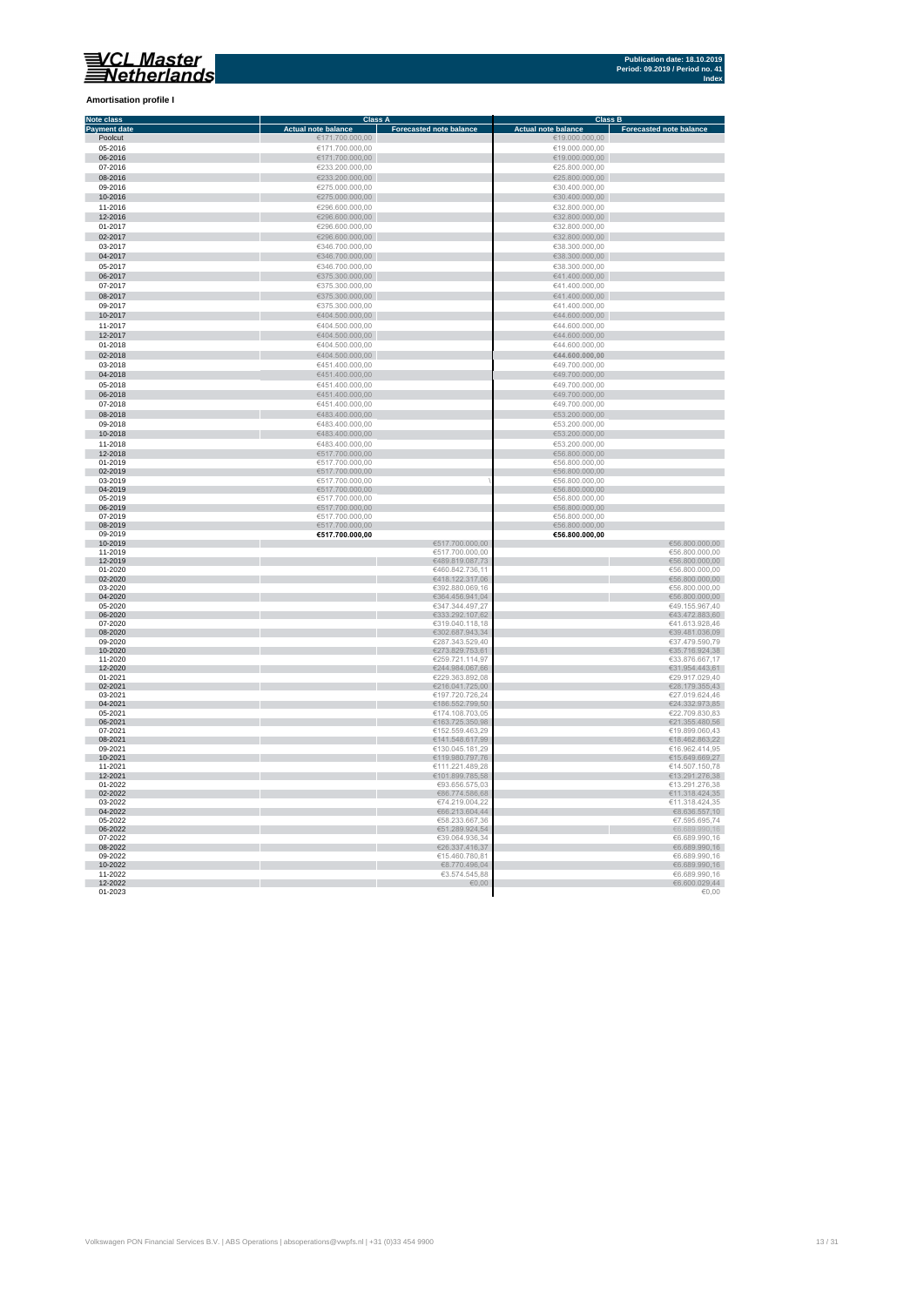**Amortisation profile I**

| Note class | Class A | | Class B | |
|---|---|---|---|---|
| Payment date | Actual note balance | Forecasted note balance | Actual note balance | Forecasted note balance |
| Poolcut | €171.700.000,00 | | €19.000.000,00 | |
| 05-2016 | €171.700.000,00 | | €19.000.000,00 | |
| 06-2016 | €171.700.000,00 | | €19.000.000,00 | |
| 07-2016 | €233.200.000,00 | | €25.800.000,00 | |
| 08-2016 | €233.200.000,00 | | €25.800.000,00 | |
| 09-2016 | €275.000.000,00 | | €30.400.000,00 | |
| 10-2016 | €275.000.000,00 | | €30.400.000,00 | |
| 11-2016 | €296.600.000,00 | | €32.800.000,00 | |
| 12-2016 | €296.600.000,00 | | €32.800.000,00 | |
| 01-2017 | €296.600.000,00 | | €32.800.000,00 | |
| 02-2017 | €296.600.000,00 | | €32.800.000,00 | |
| 03-2017 | €346.700.000,00 | | €38.300.000,00 | |
| 04-2017 | €346.700.000,00 | | €38.300.000,00 | |
| 05-2017 | €346.700.000,00 | | €38.300.000,00 | |
| 06-2017 | €375.300.000,00 | | €41.400.000,00 | |
| 07-2017 | €375.300.000,00 | | €41.400.000,00 | |
| 08-2017 | €375.300.000,00 | | €41.400.000,00 | |
| 09-2017 | €375.300.000,00 | | €41.400.000,00 | |
| 10-2017 | €404.500.000,00 | | €44.600.000,00 | |
| 11-2017 | €404.500.000,00 | | €44.600.000,00 | |
| 12-2017 | €404.500.000,00 | | €44.600.000,00 | |
| 01-2018 | €404.500.000,00 | | €44.600.000,00 | |
| 02-2018 | €404.500.000,00 | | €44.600.000,00 | |
| 03-2018 | €451.400.000,00 | | €49.700.000,00 | |
| 04-2018 | €451.400.000,00 | | €49.700.000,00 | |
| 05-2018 | €451.400.000,00 | | €49.700.000,00 | |
| 06-2018 | €451.400.000,00 | | €49.700.000,00 | |
| 07-2018 | €451.400.000,00 | | €49.700.000,00 | |
| 08-2018 | €483.400.000,00 | | €53.200.000,00 | |
| 09-2018 | €483.400.000,00 | | €53.200.000,00 | |
| 10-2018 | €483.400.000,00 | | €53.200.000,00 | |
| 11-2018 | €483.400.000,00 | | €53.200.000,00 | |
| 12-2018 | €517.700.000,00 | | €56.800.000,00 | |
| 01-2019 | €517.700.000,00 | | €56.800.000,00 | |
| 02-2019 | €517.700.000,00 | | €56.800.000,00 | |
| 03-2019 | €517.700.000,00 | | €56.800.000,00 | |
| 04-2019 | €517.700.000,00 | | €56.800.000,00 | |
| 05-2019 | €517.700.000,00 | | €56.800.000,00 | |
| 06-2019 | €517.700.000,00 | | €56.800.000,00 | |
| 07-2019 | €517.700.000,00 | | €56.800.000,00 | |
| 08-2019 | €517.700.000,00 | | €56.800.000,00 | |
| 09-2019 | **€517.700.000,00** | | **€56.800.000,00** | |
| 10-2019 | | €517.700.000,00 | | €56.800.000,00 |
| 11-2019 | | €517.700.000,00 | | €56.800.000,00 |
| 12-2019 | | €489.819.087,73 | | €56.800.000,00 |
| 01-2020 | | €460.842.736,11 | | €56.800.000,00 |
| 02-2020 | | €418.122.317,06 | | €56.800.000,00 |
| 03-2020 | | €392.880.069,16 | | €56.800.000,00 |
| 04-2020 | | €364.456.941,04 | | €56.800.000,00 |
| 05-2020 | | €347.344.497,27 | | €49.155.967,40 |
| 06-2020 | | €333.292.107,62 | | €43.472.883,60 |
| 07-2020 | | €319.040.118,18 | | €41.613.928,46 |
| 08-2020 | | €302.687.943,34 | | €39.481.036,09 |
| 09-2020 | | €287.343.529,40 | | €37.479.590,79 |
| 10-2020 | | €273.829.753,61 | | €35.716.924,38 |
| 11-2020 | | €259.721.114,97 | | €33.876.667,17 |
| 12-2020 | | €244.984.067,66 | | €31.954.443,61 |
| 01-2021 | | €229.363.892,08 | | €29.917.029,40 |
| 02-2021 | | €216.041.725,00 | | €28.179.355,43 |
| 03-2021 | | €197.720.726,24 | | €27.019.624,46 |
| 04-2021 | | €186.552.799,50 | | €24.332.973,85 |
| 05-2021 | | €174.108.703,05 | | €22.709.830,83 |
| 06-2021 | | €163.725.350,98 | | €21.355.480,56 |
| 07-2021 | | €152.559.463,29 | | €19.899.060,43 |
| 08-2021 | | €141.548.617,99 | | €18.462.863,22 |
| 09-2021 | | €130.045.181,29 | | €16.962.414,95 |
| 10-2021 | | €119.980.797,76 | | €15.649.669,27 |
| 11-2021 | | €111.221.489,28 | | €14.507.150,78 |
| 12-2021 | | €101.899.785,58 | | €13.291.276,38 |
| 01-2022 | | €93.656.575,03 | | €13.291.276,38 |
| 02-2022 | | €86.774.586,68 | | €11.318.424,35 |
| 03-2022 | | €74.219.004,22 | | €11.318.424,35 |
| 04-2022 | | €66.213.604,44 | | €8.636.557,10 |
| 05-2022 | | €58.233.667,36 | | €7.595.695,74 |
| 06-2022 | | €51.289.924,54 | | €6.689.990,16 |
| 07-2022 | | €39.064.936,34 | | €6.689.990,16 |
| 08-2022 | | €26.337.416,37 | | €6.689.990,16 |
| 09-2022 | | €15.460.780,81 | | €6.689.990,16 |
| 10-2022 | | €8.770.496,04 | | €6.689.990,16 |
| 11-2022 | | €3.574.545,88 | | €6.689.990,16 |
| 12-2022 | | €0,00 | | €6.600.029,44 |
| 01-2023 | | | | €0,00 |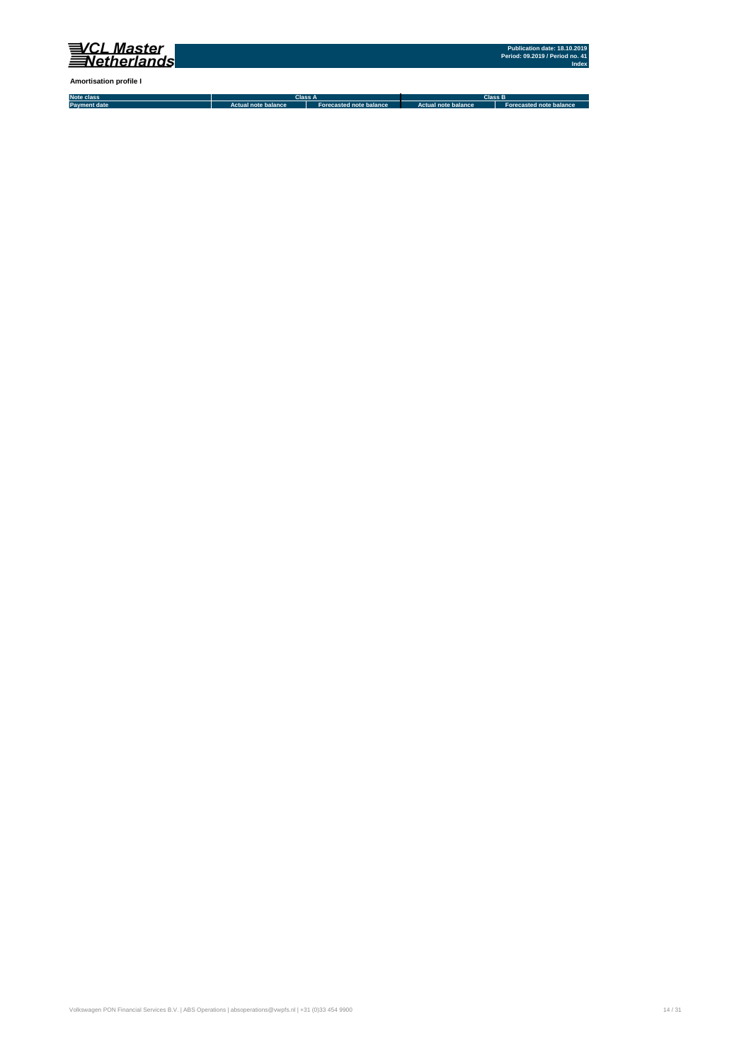**Amortisation profile I**

| Note class | Class A | | Class B | |
|---|---|---|---|---|
| Payment date | Actual note balance | Forecasted note balance | Actual note balance | Forecasted note balance |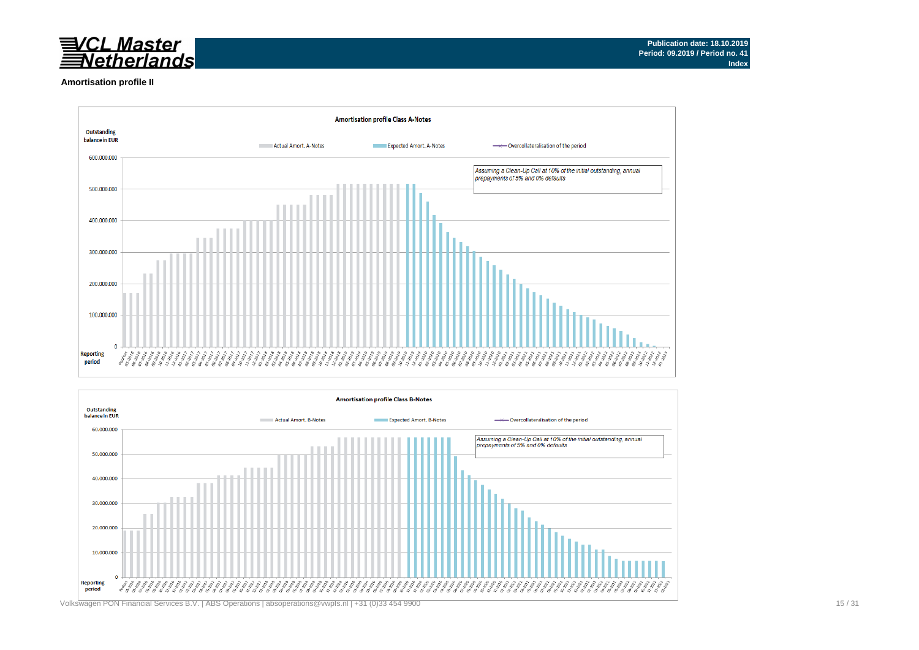Publication date: 18.10.2019
Period: 09.2019 / Period no. 41
Index

## Amortisation profile II

**Amortisation profile Class A-Notes**

Outstanding balance in EUR

Actual Amort. A-Notes | Expected Amort. A-Notes | Overcollateralisation of the period

*Assuming a Clean-Up Call at 10% of the initial outstanding, annual prepayments of 5% and 0% defaults*

Reporting period

**Amortisation profile Class B-Notes**

Outstanding balance in EUR

Actual Amort. B-Notes | Expected Amort. B-Notes | Overcollateralisation of the period

*Assuming a Clean-Up Call at 10% of the initial outstanding, annual prepayments of 5% and 0% defaults*

Reporting period

Volkswagen PON Financial Services B.V. | ABS Operations | absoperations@vwpfs.nl | +31 (0)33 454 9900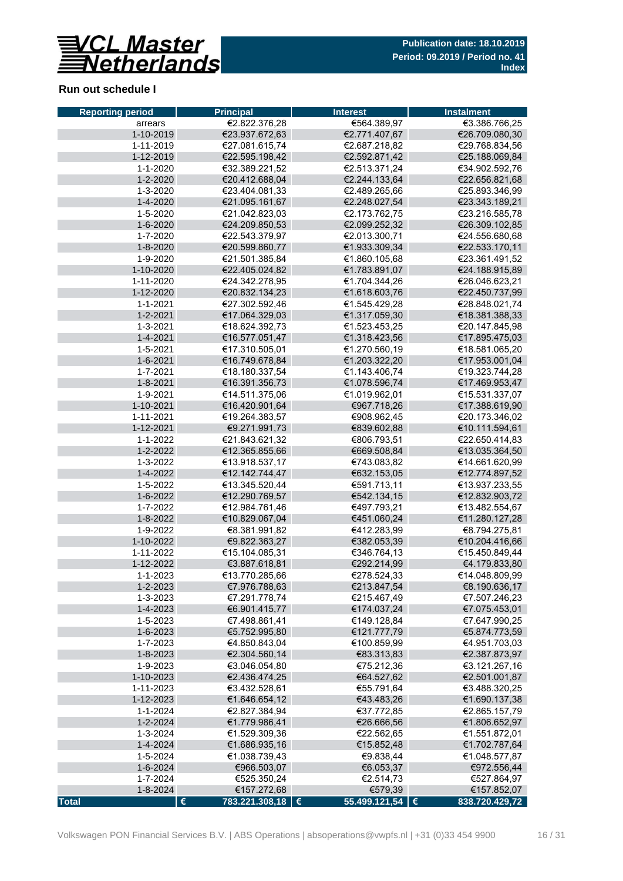Publication date: 18.10.2019
Period: 09.2019 / Period no. 41
Index

## Run out schedule I

| Reporting period | Principal | Interest | Instalment |
|---|---|---|---|
| arrears | €2.822.376,28 | €564.389,97 | €3.386.766,25 |
| 1-10-2019 | €23.937.672,63 | €2.771.407,67 | €26.709.080,30 |
| 1-11-2019 | €27.081.615,74 | €2.687.218,82 | €29.768.834,56 |
| 1-12-2019 | €22.595.198,42 | €2.592.871,42 | €25.188.069,84 |
| 1-1-2020 | €32.389.221,52 | €2.513.371,24 | €34.902.592,76 |
| 1-2-2020 | €20.412.688,04 | €2.244.133,64 | €22.656.821,68 |
| 1-3-2020 | €23.404.081,33 | €2.489.265,66 | €25.893.346,99 |
| 1-4-2020 | €21.095.161,67 | €2.248.027,54 | €23.343.189,21 |
| 1-5-2020 | €21.042.823,03 | €2.173.762,75 | €23.216.585,78 |
| 1-6-2020 | €24.209.850,53 | €2.099.252,32 | €26.309.102,85 |
| 1-7-2020 | €22.543.379,97 | €2.013.300,71 | €24.556.680,68 |
| 1-8-2020 | €20.599.860,77 | €1.933.309,34 | €22.533.170,11 |
| 1-9-2020 | €21.501.385,84 | €1.860.105,68 | €23.361.491,52 |
| 1-10-2020 | €22.405.024,82 | €1.783.891,07 | €24.188.915,89 |
| 1-11-2020 | €24.342.278,95 | €1.704.344,26 | €26.046.623,21 |
| 1-12-2020 | €20.832.134,23 | €1.618.603,76 | €22.450.737,99 |
| 1-1-2021 | €27.302.592,46 | €1.545.429,28 | €28.848.021,74 |
| 1-2-2021 | €17.064.329,03 | €1.317.059,30 | €18.381.388,33 |
| 1-3-2021 | €18.624.392,73 | €1.523.453,25 | €20.147.845,98 |
| 1-4-2021 | €16.577.051,47 | €1.318.423,56 | €17.895.475,03 |
| 1-5-2021 | €17.310.505,01 | €1.270.560,19 | €18.581.065,20 |
| 1-6-2021 | €16.749.678,84 | €1.203.322,20 | €17.953.001,04 |
| 1-7-2021 | €18.180.337,54 | €1.143.406,74 | €19.323.744,28 |
| 1-8-2021 | €16.391.356,73 | €1.078.596,74 | €17.469.953,47 |
| 1-9-2021 | €14.511.375,06 | €1.019.962,01 | €15.531.337,07 |
| 1-10-2021 | €16.420.901,64 | €967.718,26 | €17.388.619,90 |
| 1-11-2021 | €19.264.383,57 | €908.962,45 | €20.173.346,02 |
| 1-12-2021 | €9.271.991,73 | €839.602,88 | €10.111.594,61 |
| 1-1-2022 | €21.843.621,32 | €806.793,51 | €22.650.414,83 |
| 1-2-2022 | €12.365.855,66 | €669.508,84 | €13.035.364,50 |
| 1-3-2022 | €13.918.537,17 | €743.083,82 | €14.661.620,99 |
| 1-4-2022 | €12.142.744,47 | €632.153,05 | €12.774.897,52 |
| 1-5-2022 | €13.345.520,44 | €591.713,11 | €13.937.233,55 |
| 1-6-2022 | €12.290.769,57 | €542.134,15 | €12.832.903,72 |
| 1-7-2022 | €12.984.761,46 | €497.793,21 | €13.482.554,67 |
| 1-8-2022 | €10.829.067,04 | €451.060,24 | €11.280.127,28 |
| 1-9-2022 | €8.381.991,82 | €412.283,99 | €8.794.275,81 |
| 1-10-2022 | €9.822.363,27 | €382.053,39 | €10.204.416,66 |
| 1-11-2022 | €15.104.085,31 | €346.764,13 | €15.450.849,44 |
| 1-12-2022 | €3.887.618,81 | €292.214,99 | €4.179.833,80 |
| 1-1-2023 | €13.770.285,66 | €278.524,33 | €14.048.809,99 |
| 1-2-2023 | €7.976.788,63 | €213.847,54 | €8.190.636,17 |
| 1-3-2023 | €7.291.778,74 | €215.467,49 | €7.507.246,23 |
| 1-4-2023 | €6.901.415,77 | €174.037,24 | €7.075.453,01 |
| 1-5-2023 | €7.498.861,41 | €149.128,84 | €7.647.990,25 |
| 1-6-2023 | €5.752.995,80 | €121.777,79 | €5.874.773,59 |
| 1-7-2023 | €4.850.843,04 | €100.859,99 | €4.951.703,03 |
| 1-8-2023 | €2.304.560,14 | €83.313,83 | €2.387.873,97 |
| 1-9-2023 | €3.046.054,80 | €75.212,36 | €3.121.267,16 |
| 1-10-2023 | €2.436.474,25 | €64.527,62 | €2.501.001,87 |
| 1-11-2023 | €3.432.528,61 | €55.791,64 | €3.488.320,25 |
| 1-12-2023 | €1.646.654,12 | €43.483,26 | €1.690.137,38 |
| 1-1-2024 | €2.827.384,94 | €37.772,85 | €2.865.157,79 |
| 1-2-2024 | €1.779.986,41 | €26.666,56 | €1.806.652,97 |
| 1-3-2024 | €1.529.309,36 | €22.562,65 | €1.551.872,01 |
| 1-4-2024 | €1.686.935,16 | €15.852,48 | €1.702.787,64 |
| 1-5-2024 | €1.038.739,43 | €9.838,44 | €1.048.577,87 |
| 1-6-2024 | €966.503,07 | €6.053,37 | €972.556,44 |
| 1-7-2024 | €525.350,24 | €2.514,73 | €527.864,97 |
| 1-8-2024 | €157.272,68 | €579,39 | €157.852,07 |
| **Total** | **€ 783.221.308,18** | **€ 55.499.121,54** | **€ 838.720.429,72** |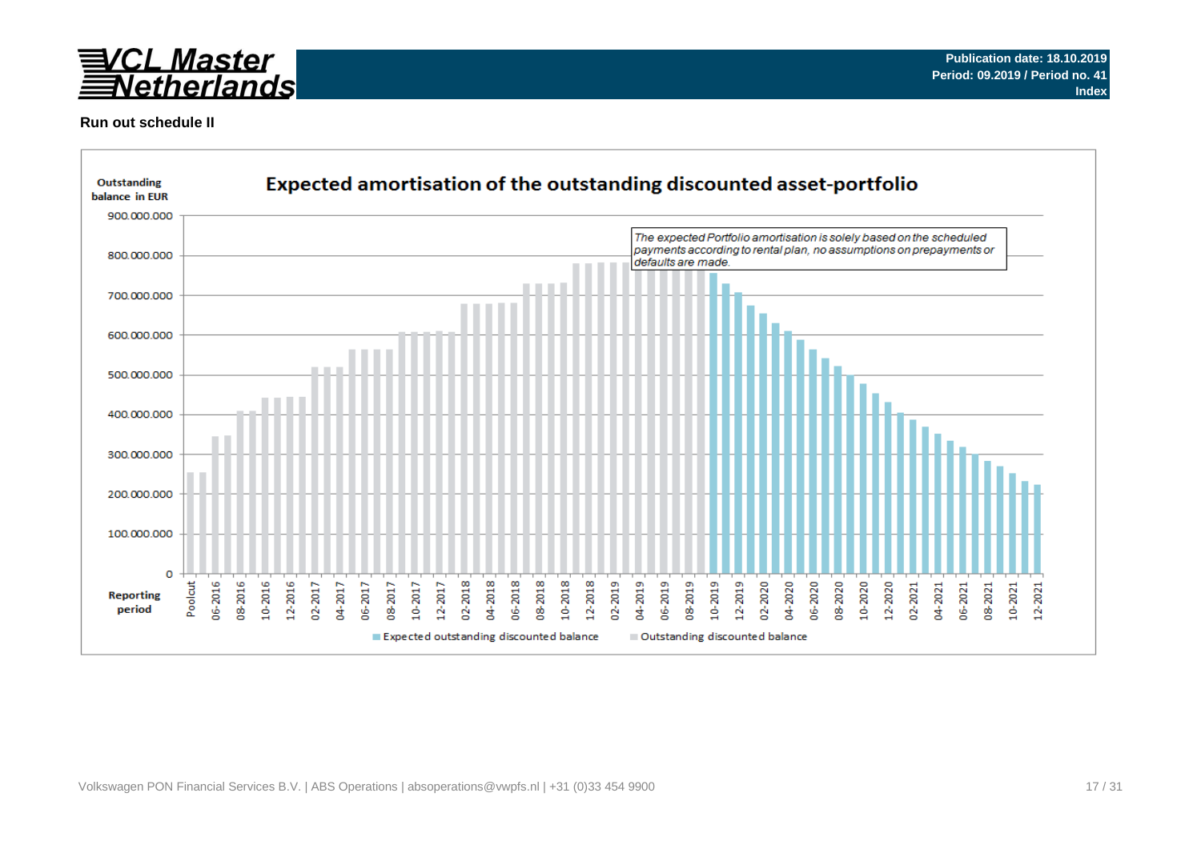Publication date: 18.10.2019
Period: 09.2019 / Period no. 41
Index

**Run out schedule II**

## Expected amortisation of the outstanding discounted asset-portfolio

Outstanding balance in EUR

*The expected Portfolio amortisation is solely based on the scheduled payments according to rental plan, no assumptions on prepayments or defaults are made.*

Reporting period

Expected outstanding discounted balance | Outstanding discounted balance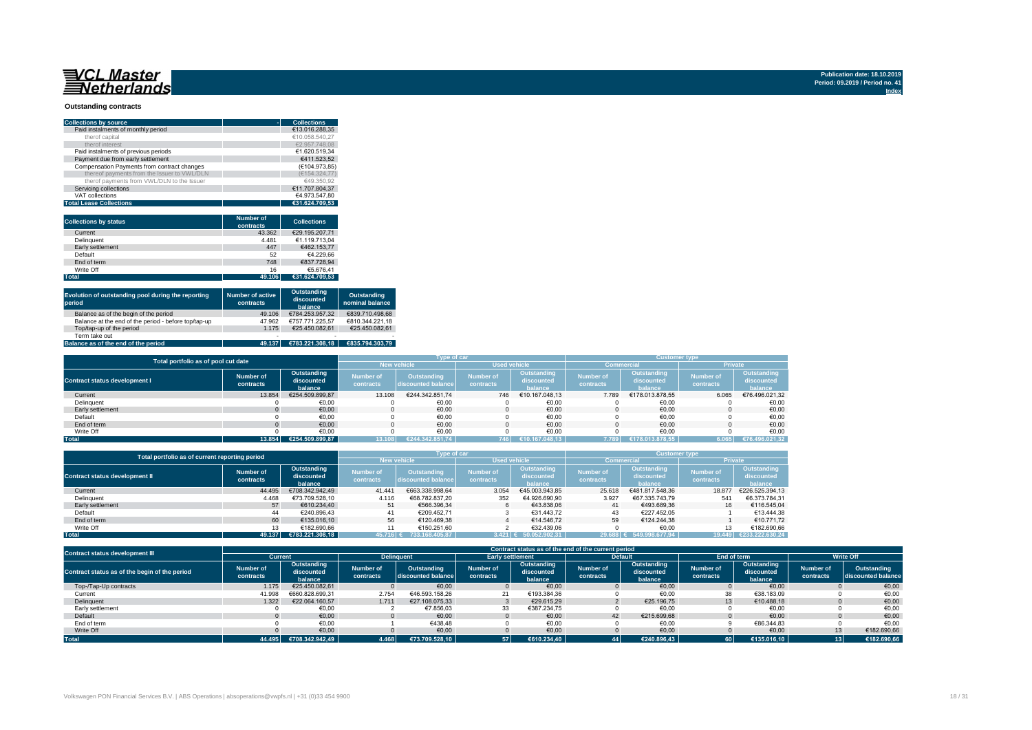VCL Master Netherlands

Publication date: 18.10.2019
Period: 09.2019 / Period no. 41
Index

## Outstanding contracts

| Collections by source | Collections |
|---|---|
| Paid instalments of monthly period | €13.016.288,35 |
| therof capital | €10.058.540,27 |
| therof interest | €2.957.748,08 |
| Paid instalments of previous periods | €1.620.519,34 |
| Payment due from early settlement | €411.523,52 |
| Compensation Payments from contract changes | (€104.973,85) |
| thereof payments from the Issuer to VWL/DLN | (€154.324,77) |
| therof payments from VWL/DLN to the Issuer | €49.350,92 |
| Servicing collections | €11.707.804,37 |
| VAT collections | €4.973.547,80 |
| **Total Lease Collections** | **€31.624.709,53** |

| Collections by status | Number of contracts | Collections |
|---|---|---|
| Current | 43.362 | €29.195.207,71 |
| Delinquent | 4.481 | €1.119.713,04 |
| Early settlement | 447 | €462.153,77 |
| Default | 52 | €4.229,66 |
| End of term | 748 | €837.728,94 |
| Write Off | 16 | €5.676,41 |
| **Total** | **49.106** | **€31.624.709,53** |

| Evolution of outstanding pool during the reporting period | Number of active contracts | Outstanding discounted balance | Outstanding nominal balance |
|---|---|---|---|
| Balance as of the begin of the period | 49.106 | €784.253.957,32 | €839.710.498,68 |
| Balance at the end of the period - before top/tap-up | 47.962 | €757.771.225,57 | €810.344.221,18 |
| Top/tap-up of the period | 1.175 | €25.450.082,61 | €25.450.082,61 |
| Term take out | - | - | - |
| **Balance as of the end of the period** | **49.137** | **€783.221.308,18** | **€835.794.303,79** |

| Total portfolio as of pool cut date | | | Type of car | | | | Customer type | | | |
|---|---|---|---|---|---|---|---|---|---|---|
| | | | New vehicle | | Used vehicle | | Commercial | | Private | |
| Contract status development I | Number of contracts | Outstanding discounted balance | Number of contracts | Outstanding discounted balance | Number of contracts | Outstanding discounted balance | Number of contracts | Outstanding discounted balance | Number of contracts | Outstanding discounted balance |
| Current | 13.854 | €254.509.899,87 | 13.108 | €244.342.851,74 | 746 | €10.167.048,13 | 7.789 | €178.013.878,55 | 6.065 | €76.496.021,32 |
| Delinquent | 0 | €0,00 | 0 | €0,00 | 0 | €0,00 | 0 | €0,00 | 0 | €0,00 |
| Early settlement | 0 | €0,00 | 0 | €0,00 | 0 | €0,00 | 0 | €0,00 | 0 | €0,00 |
| Default | 0 | €0,00 | 0 | €0,00 | 0 | €0,00 | 0 | €0,00 | 0 | €0,00 |
| End of term | 0 | €0,00 | 0 | €0,00 | 0 | €0,00 | 0 | €0,00 | 0 | €0,00 |
| Write Off | 0 | €0,00 | 0 | €0,00 | 0 | €0,00 | 0 | €0,00 | 0 | €0,00 |
| **Total** | **13.854** | **€254.509.899,87** | **13.108** | **€244.342.851,74** | **746** | **€10.167.048,13** | **7.789** | **€178.013.878,55** | **6.065** | **€76.496.021,32** |

| Total portfolio as of current reporting period | | | Type of car | | | | Customer type | | | |
|---|---|---|---|---|---|---|---|---|---|---|
| | | | New vehicle | | Used vehicle | | Commercial | | Private | |
| Contract status development II | Number of contracts | Outstanding discounted balance | Number of contracts | Outstanding discounted balance | Number of contracts | Outstanding discounted balance | Number of contracts | Outstanding discounted balance | Number of contracts | Outstanding discounted balance |
| Current | 44.495 | €708.342.942,49 | 41.441 | €663.338.998,64 | 3.054 | €45.003.943,85 | 25.618 | €481.817.548,36 | 18.877 | €226.525.394,13 |
| Delinquent | 4.468 | €73.709.528,10 | 4.116 | €68.782.837,20 | 352 | €4.926.690,90 | 3.927 | €67.335.743,79 | 541 | €6.373.784,31 |
| Early settlement | 57 | €610.234,40 | 51 | €566.396,34 | 6 | €43.838,06 | 41 | €493.689,36 | 16 | €116.545,04 |
| Default | 44 | €240.896,43 | 41 | €209.452,71 | 3 | €31.443,72 | 43 | €227.452,05 | 1 | €13.444,38 |
| End of term | 60 | €135.016,10 | 56 | €120.469,38 | 4 | €14.546,72 | 59 | €124.244,38 | 1 | €10.771,72 |
| Write Off | 13 | €182.690,66 | 11 | €150.251,60 | 2 | €32.439,06 | 0 | €0,00 | 13 | €182.690,66 |
| **Total** | **49.137** | **€783.221.308,18** | **45.716** | **€ 733.168.405,87** | **3.421** | **€ 50.052.902,31** | **29.688** | **€ 549.998.677,94** | **19.449** | **€233.222.630,24** |

| Contract status development III | Contract status as of the end of the current period | | | | | | | | | | | |
|---|---|---|---|---|---|---|---|---|---|---|---|---|
| | Current | | Delinquent | | Early settlement | | Default | | End of term | | Write Off | |
| Contract status as of the begin of the period | Number of contracts | Outstanding discounted balance | Number of contracts | Outstanding discounted balance | Number of contracts | Outstanding discounted balance | Number of contracts | Outstanding discounted balance | Number of contracts | Outstanding discounted balance | Number of contracts | Outstanding discounted balance |
| Top-/Tap-Up contracts | 1.175 | €25.450.082,61 | 0 | €0,00 | 0 | €0,00 | 0 | €0,00 | 0 | €0,00 | 0 | €0,00 |
| Current | 41.998 | €660.828.699,31 | 2.754 | €46.593.158,26 | 21 | €193.384,36 | 0 | €0,00 | 38 | €38.183,09 | 0 | €0,00 |
| Delinquent | 1.322 | €22.064.160,57 | 1.711 | €27.108.075,33 | 3 | €29.615,29 | 2 | €25.196,75 | 13 | €10.488,18 | 0 | €0,00 |
| Early settlement | 0 | €0,00 | 2 | €7.856,03 | 33 | €387.234,75 | 0 | €0,00 | 0 | €0,00 | 0 | €0,00 |
| Default | 0 | €0,00 | 0 | €0,00 | 0 | €0,00 | 42 | €215.699,68 | 0 | €0,00 | 0 | €0,00 |
| End of term | 0 | €0,00 | 1 | €438,48 | 0 | €0,00 | 0 | €0,00 | 9 | €86.344,83 | 0 | €0,00 |
| Write Off | 0 | €0,00 | 0 | €0,00 | 0 | €0,00 | 0 | €0,00 | 0 | €0,00 | 13 | €182.690,66 |
| **Total** | **44.495** | **€708.342.942,49** | **4.468** | **€73.709.528,10** | **57** | **€610.234,40** | **44** | **€240.896,43** | **60** | **€135.016,10** | **13** | **€182.690,66** |

Volkswagen PON Financial Services B.V. | ABS Operations | absoperations@vwpfs.nl | +31 (0)33 454 9900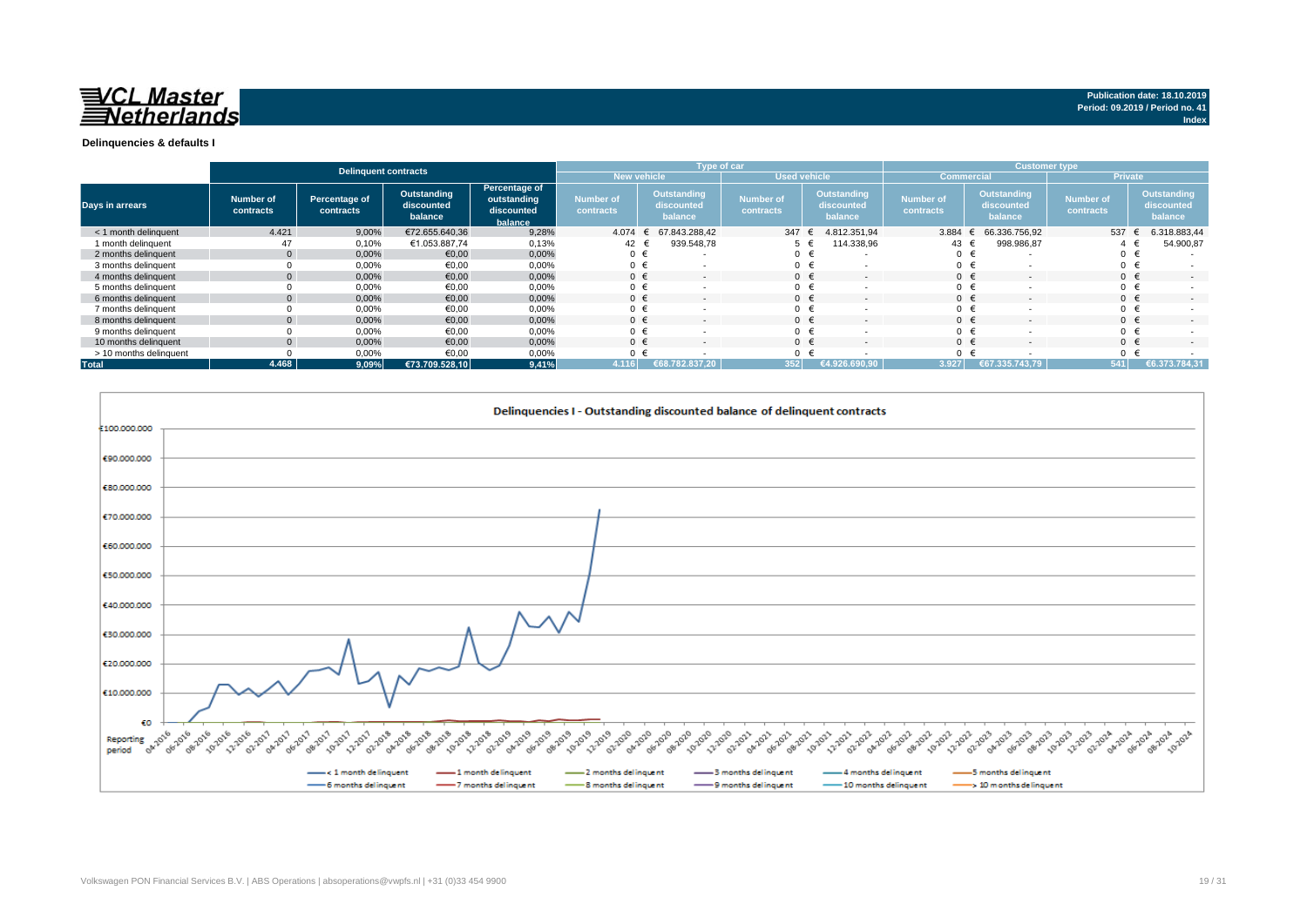**VCL Master Netherlands**

**Publication date: 18.10.2019**
**Period: 09.2019 / Period no. 41**
**Index**

**Delinquencies & defaults I**

| | Delinquent contracts | | | | Type of car | | | | Customer type | | | |
|---|---|---|---|---|---|---|---|---|---|---|---|---|
| | | | | | New vehicle | | Used vehicle | | Commercial | | Private | |
| Days in arrears | Number of contracts | Percentage of contracts | Outstanding discounted balance | Percentage of outstanding discounted balance | Number of contracts | Outstanding discounted balance | Number of contracts | Outstanding discounted balance | Number of contracts | Outstanding discounted balance | Number of contracts | Outstanding discounted balance |
| < 1 month delinquent | 4.421 | 9,00% | €72.655.640,36 | 9,28% | 4.074 | € 67.843.288,42 | 347 | € 4.812.351,94 | 3.884 | € 66.336.756,92 | 537 | € 6.318.883,44 |
| 1 month delinquent | 47 | 0,10% | €1.053.887,74 | 0,13% | 42 | € 939.548,78 | 5 | € 114.338,96 | 43 | € 998.986,87 | 4 | € 54.900,87 |
| 2 months delinquent | 0 | 0,00% | €0,00 | 0,00% | 0 | € - | 0 | € - | 0 | € - | 0 | € - |
| 3 months delinquent | 0 | 0,00% | €0,00 | 0,00% | 0 | € - | 0 | € - | 0 | € - | 0 | € - |
| 4 months delinquent | 0 | 0,00% | €0,00 | 0,00% | 0 | € - | 0 | € - | 0 | € - | 0 | € - |
| 5 months delinquent | 0 | 0,00% | €0,00 | 0,00% | 0 | € - | 0 | € - | 0 | € - | 0 | € - |
| 6 months delinquent | 0 | 0,00% | €0,00 | 0,00% | 0 | € - | 0 | € - | 0 | € - | 0 | € - |
| 7 months delinquent | 0 | 0,00% | €0,00 | 0,00% | 0 | € - | 0 | € - | 0 | € - | 0 | € - |
| 8 months delinquent | 0 | 0,00% | €0,00 | 0,00% | 0 | € - | 0 | € - | 0 | € - | 0 | € - |
| 9 months delinquent | 0 | 0,00% | €0,00 | 0,00% | 0 | € - | 0 | € - | 0 | € - | 0 | € - |
| 10 months delinquent | 0 | 0,00% | €0,00 | 0,00% | 0 | € - | 0 | € - | 0 | € - | 0 | € - |
| > 10 months delinquent | 0 | 0,00% | €0,00 | 0,00% | 0 | € - | 0 | € - | 0 | € - | 0 | € - |
| **Total** | **4.468** | **9,09%** | **€73.709.528,10** | **9,41%** | **4.116** | **€68.782.837,20** | **352** | **€4.926.690,90** | **3.927** | **€67.335.743,79** | **541** | **€6.373.784,31** |

**Delinquencies I - Outstanding discounted balance of delinquent contracts**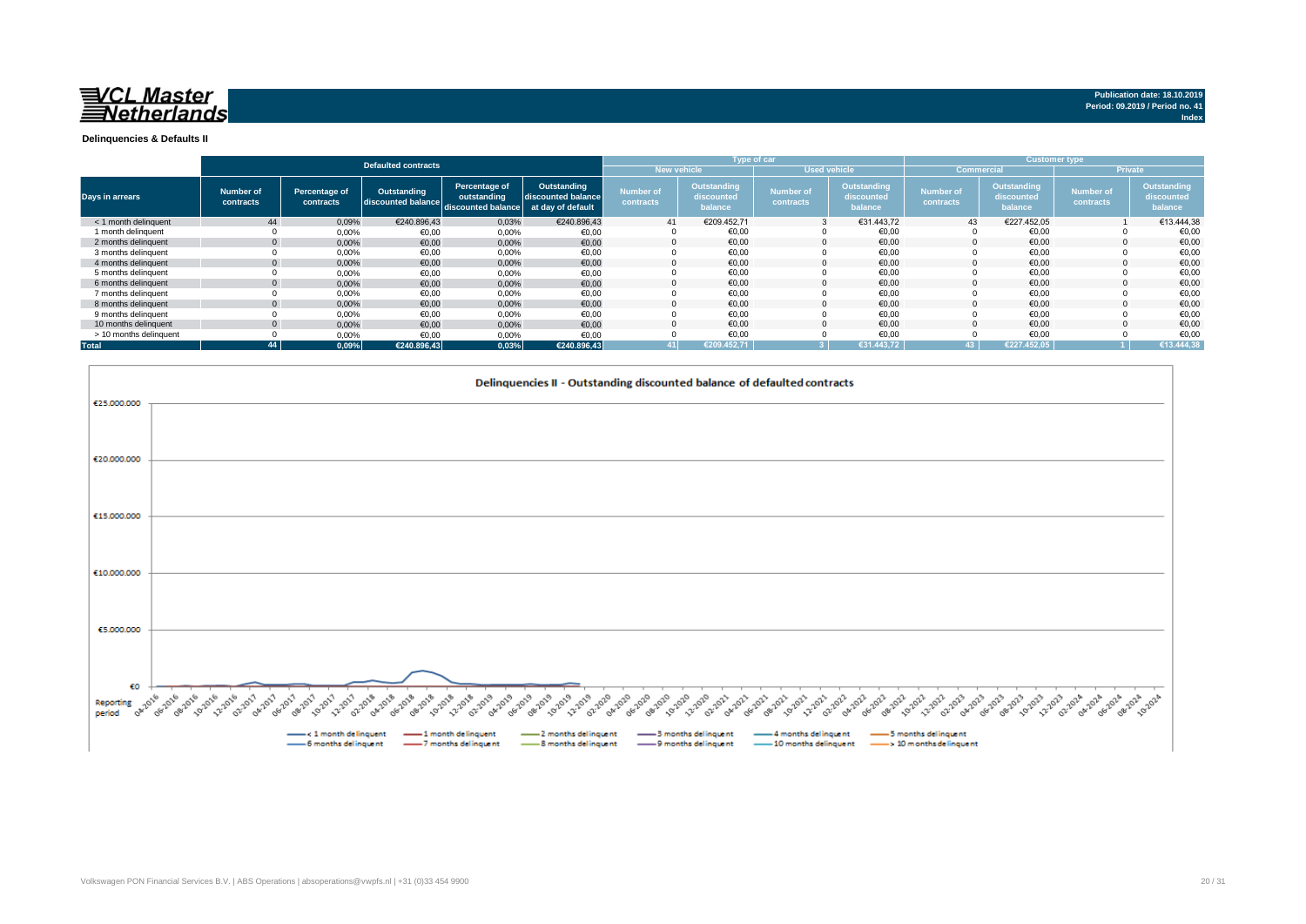**VCL Master Netherlands**

Publication date: 18.10.2019
Period: 09.2019 / Period no. 41
Index

## Delinquencies & Defaults II

| Days in arrears | Defaulted contracts | | | | | Type of car | | | | Customer type | | | |
|---|---|---|---|---|---|---|---|---|---|---|---|---|---|
| | | | | | | New vehicle | | Used vehicle | | Commercial | | Private | |
| | Number of contracts | Percentage of contracts | Outstanding discounted balance | Percentage of outstanding discounted balance | Outstanding discounted balance at day of default | Number of contracts | Outstanding discounted balance | Number of contracts | Outstanding discounted balance | Number of contracts | Outstanding discounted balance | Number of contracts | Outstanding discounted balance |
| < 1 month delinquent | 44 | 0,09% | €240.896,43 | 0,03% | €240.896,43 | 41 | €209.452,71 | 3 | €31.443,72 | 43 | €227.452,05 | 1 | €13.444,38 |
| 1 month delinquent | 0 | 0,00% | €0,00 | 0,00% | €0,00 | 0 | €0,00 | 0 | €0,00 | 0 | €0,00 | 0 | €0,00 |
| 2 months delinquent | 0 | 0,00% | €0,00 | 0,00% | €0,00 | 0 | €0,00 | 0 | €0,00 | 0 | €0,00 | 0 | €0,00 |
| 3 months delinquent | 0 | 0,00% | €0,00 | 0,00% | €0,00 | 0 | €0,00 | 0 | €0,00 | 0 | €0,00 | 0 | €0,00 |
| 4 months delinquent | 0 | 0,00% | €0,00 | 0,00% | €0,00 | 0 | €0,00 | 0 | €0,00 | 0 | €0,00 | 0 | €0,00 |
| 5 months delinquent | 0 | 0,00% | €0,00 | 0,00% | €0,00 | 0 | €0,00 | 0 | €0,00 | 0 | €0,00 | 0 | €0,00 |
| 6 months delinquent | 0 | 0,00% | €0,00 | 0,00% | €0,00 | 0 | €0,00 | 0 | €0,00 | 0 | €0,00 | 0 | €0,00 |
| 7 months delinquent | 0 | 0,00% | €0,00 | 0,00% | €0,00 | 0 | €0,00 | 0 | €0,00 | 0 | €0,00 | 0 | €0,00 |
| 8 months delinquent | 0 | 0,00% | €0,00 | 0,00% | €0,00 | 0 | €0,00 | 0 | €0,00 | 0 | €0,00 | 0 | €0,00 |
| 9 months delinquent | 0 | 0,00% | €0,00 | 0,00% | €0,00 | 0 | €0,00 | 0 | €0,00 | 0 | €0,00 | 0 | €0,00 |
| 10 months delinquent | 0 | 0,00% | €0,00 | 0,00% | €0,00 | 0 | €0,00 | 0 | €0,00 | 0 | €0,00 | 0 | €0,00 |
| > 10 months delinquent | 0 | 0,00% | €0,00 | 0,00% | €0,00 | 0 | €0,00 | 0 | €0,00 | 0 | €0,00 | 0 | €0,00 |
| **Total** | **44** | **0,09%** | **€240.896,43** | **0,03%** | **€240.896,43** | **41** | **€209.452,71** | **3** | **€31.443,72** | **43** | **€227.452,05** | **1** | **€13.444,38** |

### Delinquencies II - Outstanding discounted balance of defaulted contracts

Legend: < 1 month delinquent, 1 month delinquent, 2 months delinquent, 3 months delinquent, 4 months delinquent, 5 months delinquent, 6 months delinquent, 7 months delinquent, 8 months delinquent, 9 months delinquent, 10 months delinquent, > 10 months delinquent

Volkswagen PON Financial Services B.V. | ABS Operations | absoperations@vwpfs.nl | +31 (0)33 454 9900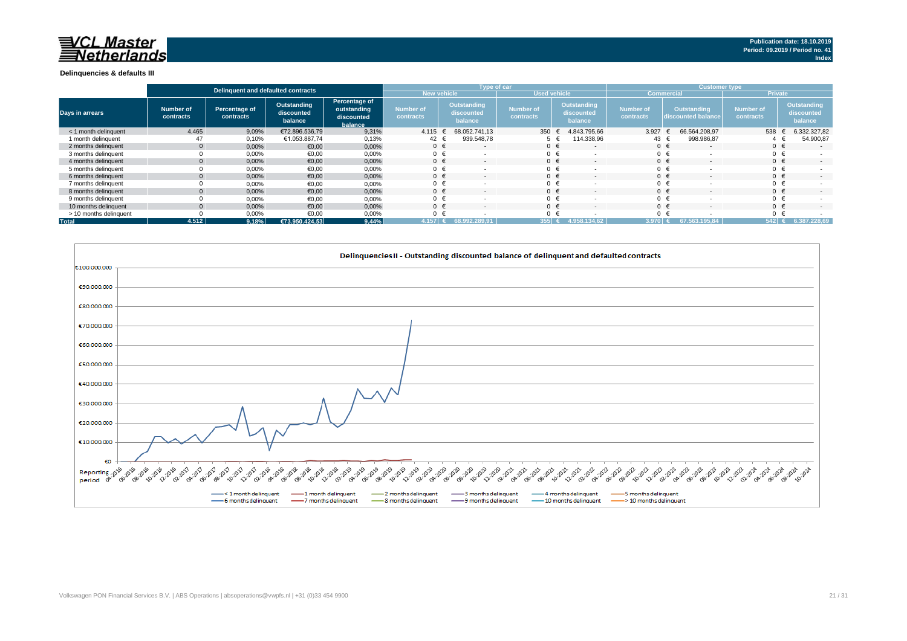Publication date: 18.10.2019
Period: 09.2019 / Period no. 41
Index

### Delinquencies & defaults III

| Days in arrears | Delinquent and defaulted contracts | | | | Type of car | | | | Customer type | | | |
|---|---|---|---|---|---|---|---|---|---|---|---|---|
| | | | | | New vehicle | | Used vehicle | | Commercial | | Private | |
| | Number of contracts | Percentage of contracts | Outstanding discounted balance | Percentage of outstanding discounted balance | Number of contracts | Outstanding discounted balance | Number of contracts | Outstanding discounted balance | Number of contracts | Outstanding discounted balance | Number of contracts | Outstanding discounted balance |
| < 1 month delinquent | 4.465 | 9,09% | €72.896.536,79 | 9,31% | 4.115 | € 68.052.741,13 | 350 | € 4.843.795,66 | 3.927 | € 66.564.208,97 | 538 | € 6.332.327,82 |
| 1 month delinquent | 47 | 0,10% | €1.053.887,74 | 0,13% | 42 | € 939.548,78 | 5 | € 114.338,96 | 43 | € 998.986,87 | 4 | € 54.900,87 |
| 2 months delinquent | 0 | 0,00% | €0,00 | 0,00% | 0 | € - | 0 | € - | 0 | € - | 0 | € - |
| 3 months delinquent | 0 | 0,00% | €0,00 | 0,00% | 0 | € - | 0 | € - | 0 | € - | 0 | € - |
| 4 months delinquent | 0 | 0,00% | €0,00 | 0,00% | 0 | € - | 0 | € - | 0 | € - | 0 | € - |
| 5 months delinquent | 0 | 0,00% | €0,00 | 0,00% | 0 | € - | 0 | € - | 0 | € - | 0 | € - |
| 6 months delinquent | 0 | 0,00% | €0,00 | 0,00% | 0 | € - | 0 | € - | 0 | € - | 0 | € - |
| 7 months delinquent | 0 | 0,00% | €0,00 | 0,00% | 0 | € - | 0 | € - | 0 | € - | 0 | € - |
| 8 months delinquent | 0 | 0,00% | €0,00 | 0,00% | 0 | € - | 0 | € - | 0 | € - | 0 | € - |
| 9 months delinquent | 0 | 0,00% | €0,00 | 0,00% | 0 | € - | 0 | € - | 0 | € - | 0 | € - |
| 10 months delinquent | 0 | 0,00% | €0,00 | 0,00% | 0 | € - | 0 | € - | 0 | € - | 0 | € - |
| > 10 months delinquent | 0 | 0,00% | €0,00 | 0,00% | 0 | € - | 0 | € - | 0 | € - | 0 | € - |
| **Total** | **4.512** | **9,18%** | **€73.950.424,53** | **9,44%** | **4.157** | **€ 68.992.289,91** | **355** | **€ 4.958.134,62** | **3.970** | **€ 67.563.195,84** | **542** | **€ 6.387.228,69** |

**Delinquencies II - Outstanding discounted balance of delinquent and defaulted contracts**

Y-axis: €0 – €100.000.000; X-axis: Reporting period 04-2016 – 10-2024

Legend: < 1 month delinquent, 1 month delinquent, 2 months delinquent, 3 months delinquent, 4 months delinquent, 5 months delinquent, 6 months delinquent, 7 months delinquent, 8 months delinquent, 9 months delinquent, 10 months delinquent, > 10 months delinquent

Volkswagen PON Financial Services B.V. | ABS Operations | absoperations@vwpfs.nl | +31 (0)33 454 9900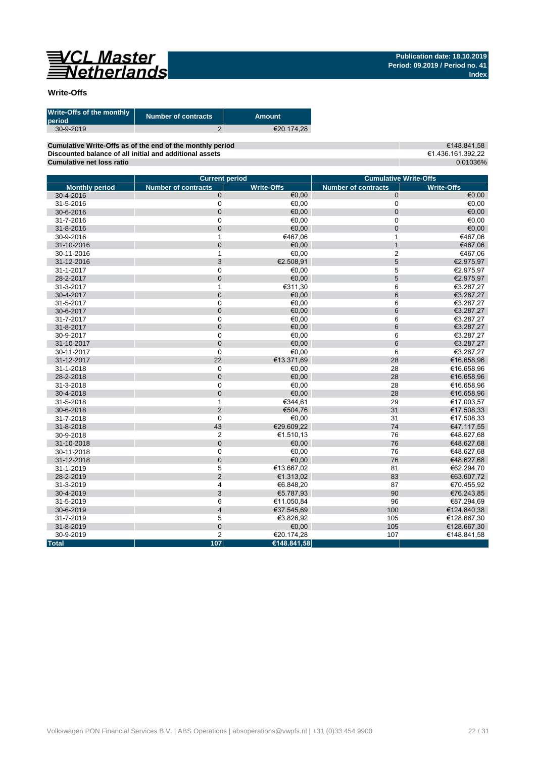**VCL Master Netherlands**

**Publication date: 18.10.2019**
**Period: 09.2019 / Period no. 41**
**Index**

## Write-Offs

| Write-Offs of the monthly period | Number of contracts | Amount |
|---|---|---|
| 30-9-2019 | 2 | €20.174,28 |

| | |
|---|---|
| **Cumulative Write-Offs as of the end of the monthly period** | €148.841,58 |
| **Discounted balance of all initial and additional assets** | €1.436.161.392,22 |
| **Cumulative net loss ratio** | 0,01036% |

| | Current period | | Cumulative Write-Offs | |
|---|---|---|---|---|
| **Monthly period** | **Number of contracts** | **Write-Offs** | **Number of contracts** | **Write-Offs** |
| 30-4-2016 | 0 | €0,00 | 0 | €0,00 |
| 31-5-2016 | 0 | €0,00 | 0 | €0,00 |
| 30-6-2016 | 0 | €0,00 | 0 | €0,00 |
| 31-7-2016 | 0 | €0,00 | 0 | €0,00 |
| 31-8-2016 | 0 | €0,00 | 0 | €0,00 |
| 30-9-2016 | 1 | €467,06 | 1 | €467,06 |
| 31-10-2016 | 0 | €0,00 | 1 | €467,06 |
| 30-11-2016 | 1 | €0,00 | 2 | €467,06 |
| 31-12-2016 | 3 | €2.508,91 | 5 | €2.975,97 |
| 31-1-2017 | 0 | €0,00 | 5 | €2.975,97 |
| 28-2-2017 | 0 | €0,00 | 5 | €2.975,97 |
| 31-3-2017 | 1 | €311,30 | 6 | €3.287,27 |
| 30-4-2017 | 0 | €0,00 | 6 | €3.287,27 |
| 31-5-2017 | 0 | €0,00 | 6 | €3.287,27 |
| 30-6-2017 | 0 | €0,00 | 6 | €3.287,27 |
| 31-7-2017 | 0 | €0,00 | 6 | €3.287,27 |
| 31-8-2017 | 0 | €0,00 | 6 | €3.287,27 |
| 30-9-2017 | 0 | €0,00 | 6 | €3.287,27 |
| 31-10-2017 | 0 | €0,00 | 6 | €3.287,27 |
| 30-11-2017 | 0 | €0,00 | 6 | €3.287,27 |
| 31-12-2017 | 22 | €13.371,69 | 28 | €16.658,96 |
| 31-1-2018 | 0 | €0,00 | 28 | €16.658,96 |
| 28-2-2018 | 0 | €0,00 | 28 | €16.658,96 |
| 31-3-2018 | 0 | €0,00 | 28 | €16.658,96 |
| 30-4-2018 | 0 | €0,00 | 28 | €16.658,96 |
| 31-5-2018 | 1 | €344,61 | 29 | €17.003,57 |
| 30-6-2018 | 2 | €504,76 | 31 | €17.508,33 |
| 31-7-2018 | 0 | €0,00 | 31 | €17.508,33 |
| 31-8-2018 | 43 | €29.609,22 | 74 | €47.117,55 |
| 30-9-2018 | 2 | €1.510,13 | 76 | €48.627,68 |
| 31-10-2018 | 0 | €0,00 | 76 | €48.627,68 |
| 30-11-2018 | 0 | €0,00 | 76 | €48.627,68 |
| 31-12-2018 | 0 | €0,00 | 76 | €48.627,68 |
| 31-1-2019 | 5 | €13.667,02 | 81 | €62.294,70 |
| 28-2-2019 | 2 | €1.313,02 | 83 | €63.607,72 |
| 31-3-2019 | 4 | €6.848,20 | 87 | €70.455,92 |
| 30-4-2019 | 3 | €5.787,93 | 90 | €76.243,85 |
| 31-5-2019 | 6 | €11.050,84 | 96 | €87.294,69 |
| 30-6-2019 | 4 | €37.545,69 | 100 | €124.840,38 |
| 31-7-2019 | 5 | €3.826,92 | 105 | €128.667,30 |
| 31-8-2019 | 0 | €0,00 | 105 | €128.667,30 |
| 30-9-2019 | 2 | €20.174,28 | 107 | €148.841,58 |
| **Total** | **107** | **€148.841,58** | | |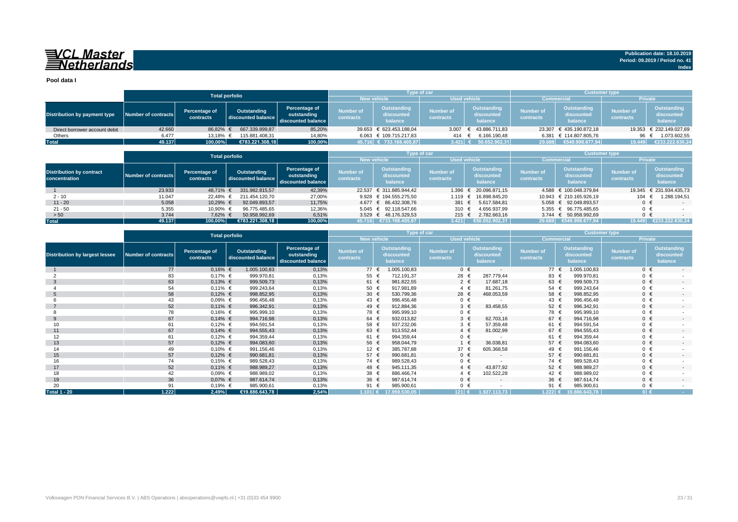**VCL Master Netherlands**

Publication date: 18.10.2019
Period: 09.2019 / Period no. 41
Index

## Pool data I

| Distribution by payment type | Total porfolio | | | | Type of car | | | | Customer type | | | |
|---|---|---|---|---|---|---|---|---|---|---|---|---|
| | | | | | New vehicle | | Used vehicle | | Commercial | | Private | |
| | Number of contracts | Percentage of contracts | Outstanding discounted balance | Percentage of outstanding discounted balance | Number of contracts | Outstanding discounted balance | Number of contracts | Outstanding discounted balance | Number of contracts | Outstanding discounted balance | Number of contracts | Outstanding discounted balance |
| Direct borrower account debit | 42.660 | 86,82% | € 667.339.899,87 | 85,20% | 39.653 | € 623.453.188,04 | 3.007 | € 43.886.711,83 | 23.307 | € 435.190.872,18 | 19.353 | € 232.149.027,69 |
| Others | 6.477 | 13,18% | € 115.881.408,31 | 14,80% | 6.063 | € 109.715.217,83 | 414 | € 6.166.190,48 | 6.381 | € 114.807.805,76 | 96 | € 1.073.602,55 |
| **Total** | **49.137** | **100,00%** | **€783.221.308,18** | **100,00%** | **45.716** | **€ 733.168.405,87** | **3.421** | **€ 50.052.902,31** | **29.688** | **€549.998.677,94** | **19.449** | **€233.222.630,24** |

| Distribution by contract concentration | Total porfolio | | | | Type of car | | | | Customer type | | | |
|---|---|---|---|---|---|---|---|---|---|---|---|---|
| | | | | | New vehicle | | Used vehicle | | Commercial | | Private | |
| | Number of contracts | Percentage of contracts | Outstanding discounted balance | Percentage of outstanding discounted balance | Number of contracts | Outstanding discounted balance | Number of contracts | Outstanding discounted balance | Number of contracts | Outstanding discounted balance | Number of contracts | Outstanding discounted balance |
| 1 | 23.933 | 48,71% | € 331.982.815,57 | 42,39% | 22.537 | € 311.885.944,42 | 1.396 | € 20.096.871,15 | 4.588 | € 100.048.379,84 | 19.345 | € 231.934.435,73 |
| 2 - 10 | 11.047 | 22,48% | € 211.454.120,70 | 27,00% | 9.928 | € 194.555.275,50 | 1.119 | € 16.898.845,20 | 10.943 | € 210.165.926,19 | 104 | € 1.288.194,51 |
| 11 - 20 | 5.058 | 10,29% | € 92.049.893,57 | 11,75% | 4.677 | € 86.432.308,76 | 381 | € 5.617.584,81 | 5.058 | € 92.049.893,57 | 0 | € - |
| 21 - 50 | 5.355 | 10,90% | € 96.775.485,65 | 12,36% | 5.045 | € 92.118.547,66 | 310 | € 4.656.937,99 | 5.355 | € 96.775.485,65 | 0 | € - |
| > 50 | 3.744 | 7,62% | € 50.958.992,69 | 6,51% | 3.529 | € 48.176.329,53 | 215 | € 2.782.663,16 | 3.744 | € 50.958.992,69 | 0 | € - |
| **Total** | **49.137** | **100,00%** | **€783.221.308,18** | **100,00%** | **45.716** | **€733.168.405,87** | **3.421** | **€50.052.902,31** | **29.688** | **€549.998.677,94** | **19.449** | **€233.222.630,24** |

| Distribution by largest lessee | Total porfolio | | | | Type of car | | | | Customer type | | | |
|---|---|---|---|---|---|---|---|---|---|---|---|---|
| | | | | | New vehicle | | Used vehicle | | Commercial | | Private | |
| | Number of contracts | Percentage of contracts | Outstanding discounted balance | Percentage of outstanding discounted balance | Number of contracts | Outstanding discounted balance | Number of contracts | Outstanding discounted balance | Number of contracts | Outstanding discounted balance | Number of contracts | Outstanding discounted balance |
| 1 | 77 | 0,16% | € 1.005.100,83 | 0,13% | 77 | € 1.005.100,83 | 0 | € - | 77 | € 1.005.100,83 | 0 | € - |
| 2 | 83 | 0,17% | € 999.970,81 | 0,13% | 55 | € 712.191,37 | 28 | € 287.779,44 | 83 | € 999.970,81 | 0 | € - |
| 3 | 63 | 0,13% | € 999.509,73 | 0,13% | 61 | € 981.822,55 | 2 | € 17.687,18 | 63 | € 999.509,73 | 0 | € - |
| 4 | 54 | 0,11% | € 999.243,64 | 0,13% | 50 | € 917.981,89 | 4 | € 81.261,75 | 54 | € 999.243,64 | 0 | € - |
| 5 | 58 | 0,12% | € 998.852,95 | 0,13% | 30 | € 530.799,36 | 28 | € 468.053,59 | 58 | € 998.852,95 | 0 | € - |
| 6 | 43 | 0,09% | € 996.456,48 | 0,13% | 43 | € 996.456,48 | 0 | € - | 43 | € 996.456,48 | 0 | € - |
| 7 | 52 | 0,11% | € 996.342,91 | 0,13% | 49 | € 912.884,36 | 3 | € 83.458,55 | 52 | € 996.342,91 | 0 | € - |
| 8 | 78 | 0,16% | € 995.999,10 | 0,13% | 78 | € 995.999,10 | 0 | € - | 78 | € 995.999,10 | 0 | € - |
| 9 | 67 | 0,14% | € 994.716,98 | 0,13% | 64 | € 932.013,82 | 3 | € 62.703,16 | 67 | € 994.716,98 | 0 | € - |
| 10 | 61 | 0,12% | € 994.591,54 | 0,13% | 58 | € 937.232,06 | 3 | € 57.359,48 | 61 | € 994.591,54 | 0 | € - |
| 11 | 67 | 0,14% | € 994.555,43 | 0,13% | 63 | € 913.552,44 | 4 | € 81.002,99 | 67 | € 994.555,43 | 0 | € - |
| 12 | 61 | 0,12% | € 994.359,44 | 0,13% | 61 | € 994.359,44 | 0 | € - | 61 | € 994.359,44 | 0 | € - |
| 13 | 57 | 0,12% | € 994.083,60 | 0,13% | 56 | € 958.044,79 | 1 | € 36.038,81 | 57 | € 994.083,60 | 0 | € - |
| 14 | 49 | 0,10% | € 991.156,46 | 0,13% | 12 | € 385.787,88 | 37 | € 605.368,58 | 49 | € 991.156,46 | 0 | € - |
| 15 | 57 | 0,12% | € 990.681,81 | 0,13% | 57 | € 990.681,81 | 0 | € - | 57 | € 990.681,81 | 0 | € - |
| 16 | 74 | 0,15% | € 989.528,43 | 0,13% | 74 | € 989.528,43 | 0 | € - | 74 | € 989.528,43 | 0 | € - |
| 17 | 52 | 0,11% | € 988.989,27 | 0,13% | 48 | € 945.111,35 | 4 | € 43.877,92 | 52 | € 988.989,27 | 0 | € - |
| 18 | 42 | 0,09% | € 988.989,02 | 0,13% | 38 | € 886.466,74 | 4 | € 102.522,28 | 42 | € 988.989,02 | 0 | € - |
| 19 | 36 | 0,07% | € 987.614,74 | 0,13% | 36 | € 987.614,74 | 0 | € - | 36 | € 987.614,74 | 0 | € - |
| 20 | 91 | 0,19% | € 985.900,61 | 0,13% | 91 | € 985.900,61 | 0 | € - | 91 | € 985.900,61 | 0 | € - |
| **Total 1 - 20** | **1.222** | **2,49%** | **€19.886.643,78** | **2,54%** | **1.101** | **€ 17.959.530,05** | **121** | **€ 1.927.113,73** | **1.222** | **€ 19.886.643,78** | **0** | **€ -** |

Volkswagen PON Financial Services B.V. | ABS Operations | absoperations@vwpfs.nl | +31 (0)33 454 9900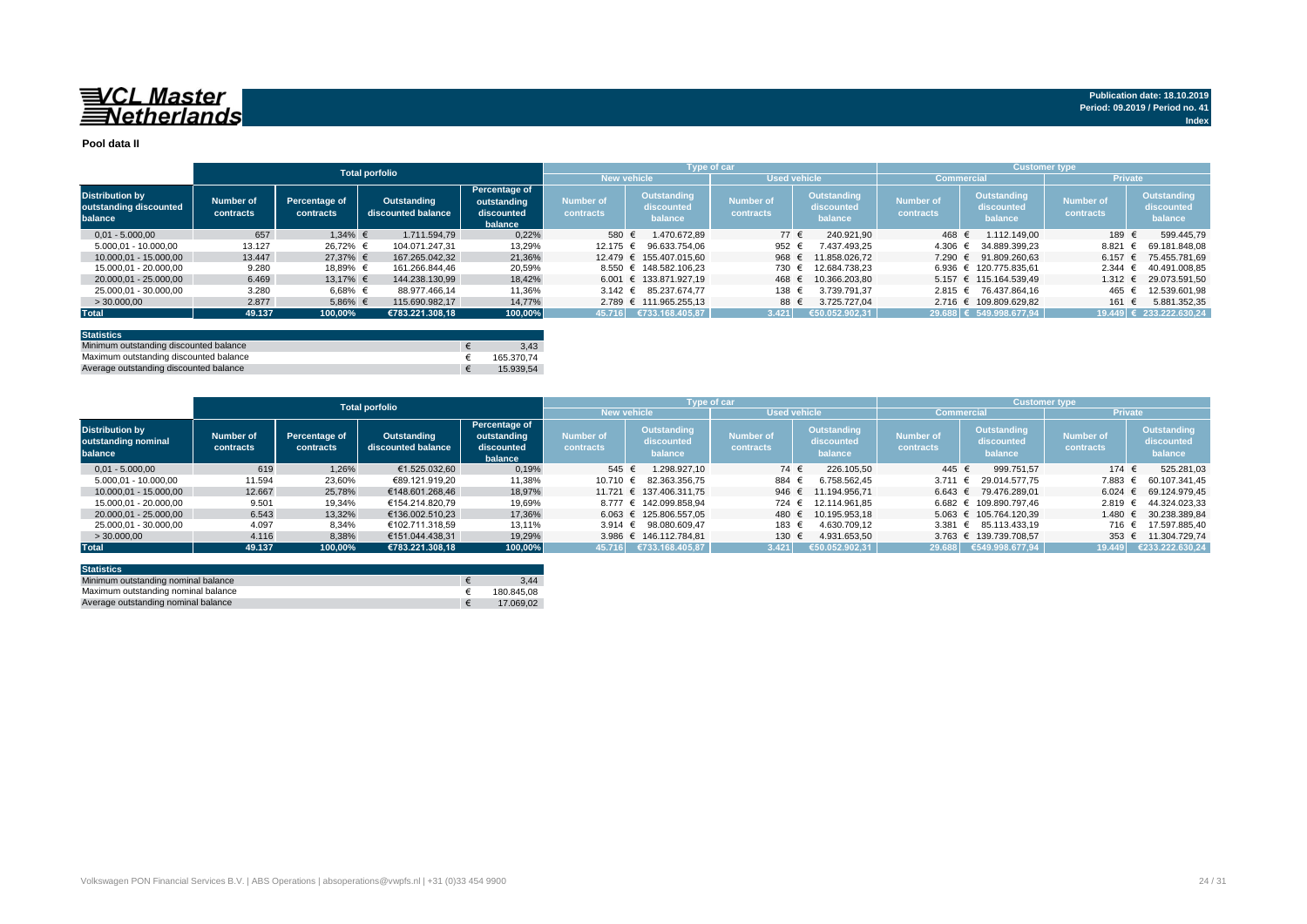**VCL Master Netherlands**

Publication date: 18.10.2019
Period: 09.2019 / Period no. 41
Index

## Pool data II

| Distribution by outstanding discounted balance | Total porfolio | | | | Type of car | | | | Customer type | | | |
|---|---|---|---|---|---|---|---|---|---|---|---|---|
| | | | | | New vehicle | | Used vehicle | | Commercial | | Private | |
| | Number of contracts | Percentage of contracts | Outstanding discounted balance | Percentage of outstanding discounted balance | Number of contracts | Outstanding discounted balance | Number of contracts | Outstanding discounted balance | Number of contracts | Outstanding discounted balance | Number of contracts | Outstanding discounted balance |
| 0,01 - 5.000,00 | 657 | 1,34% | € 1.711.594,79 | 0,22% | 580 | € 1.470.672,89 | 77 | € 240.921,90 | 468 | € 1.112.149,00 | 189 | € 599.445,79 |
| 5.000,01 - 10.000,00 | 13.127 | 26,72% | € 104.071.247,31 | 13,29% | 12.175 | € 96.633.754,06 | 952 | € 7.437.493,25 | 4.306 | € 34.889.399,23 | 8.821 | € 69.181.848,08 |
| 10.000,01 - 15.000,00 | 13.447 | 27,37% | € 167.265.042,32 | 21,36% | 12.479 | € 155.407.015,60 | 968 | € 11.858.026,72 | 7.290 | € 91.809.260,63 | 6.157 | € 75.455.781,69 |
| 15.000,01 - 20.000,00 | 9.280 | 18,89% | € 161.266.844,46 | 20,59% | 8.550 | € 148.582.106,23 | 730 | € 12.684.738,23 | 6.936 | € 120.775.835,61 | 2.344 | € 40.491.008,85 |
| 20.000,01 - 25.000,00 | 6.469 | 13,17% | € 144.238.130,99 | 18,42% | 6.001 | € 133.871.927,19 | 468 | € 10.366.203,80 | 5.157 | € 115.164.539,49 | 1.312 | € 29.073.591,50 |
| 25.000,01 - 30.000,00 | 3.280 | 6,68% | € 88.977.466,14 | 11,36% | 3.142 | € 85.237.674,77 | 138 | € 3.739.791,37 | 2.815 | € 76.437.864,16 | 465 | € 12.539.601,98 |
| > 30.000,00 | 2.877 | 5,86% | € 115.690.982,17 | 14,77% | 2.789 | € 111.965.255,13 | 88 | € 3.725.727,04 | 2.716 | € 109.809.629,82 | 161 | € 5.881.352,35 |
| **Total** | **49.137** | **100,00%** | **€783.221.308,18** | **100,00%** | **45.716** | **€733.168.405,87** | **3.421** | **€50.052.902,31** | **29.688** | **€ 549.998.677,94** | **19.449** | **€ 233.222.630,24** |

| Statistics | |
|---|---|
| Minimum outstanding discounted balance | € 3,43 |
| Maximum outstanding discounted balance | € 165.370,74 |
| Average outstanding discounted balance | € 15.939,54 |

| Distribution by outstanding nominal balance | Total porfolio | | | | Type of car | | | | Customer type | | | |
|---|---|---|---|---|---|---|---|---|---|---|---|---|
| | | | | | New vehicle | | Used vehicle | | Commercial | | Private | |
| | Number of contracts | Percentage of contracts | Outstanding discounted balance | Percentage of outstanding discounted balance | Number of contracts | Outstanding discounted balance | Number of contracts | Outstanding discounted balance | Number of contracts | Outstanding discounted balance | Number of contracts | Outstanding discounted balance |
| 0,01 - 5.000,00 | 619 | 1,26% | €1.525.032,60 | 0,19% | 545 | € 1.298.927,10 | 74 | € 226.105,50 | 445 | € 999.751,57 | 174 | € 525.281,03 |
| 5.000,01 - 10.000,00 | 11.594 | 23,60% | €89.121.919,20 | 11,38% | 10.710 | € 82.363.356,75 | 884 | € 6.758.562,45 | 3.711 | € 29.014.577,75 | 7.883 | € 60.107.341,45 |
| 10.000,01 - 15.000,00 | 12.667 | 25,78% | €148.601.268,46 | 18,97% | 11.721 | € 137.406.311,75 | 946 | € 11.194.956,71 | 6.643 | € 79.476.289,01 | 6.024 | € 69.124.979,45 |
| 15.000,01 - 20.000,00 | 9.501 | 19,34% | €154.214.820,79 | 19,69% | 8.777 | € 142.099.858,94 | 724 | € 12.114.961,85 | 6.682 | € 109.890.797,46 | 2.819 | € 44.324.023,33 |
| 20.000,01 - 25.000,00 | 6.543 | 13,32% | €136.002.510,23 | 17,36% | 6.063 | € 125.806.557,05 | 480 | € 10.195.953,18 | 5.063 | € 105.764.120,39 | 1.480 | € 30.238.389,84 |
| 25.000,01 - 30.000,00 | 4.097 | 8,34% | €102.711.318,59 | 13,11% | 3.914 | € 98.080.609,47 | 183 | € 4.630.709,12 | 3.381 | € 85.113.433,19 | 716 | € 17.597.885,40 |
| > 30.000,00 | 4.116 | 8,38% | €151.044.438,31 | 19,29% | 3.986 | € 146.112.784,81 | 130 | € 4.931.653,50 | 3.763 | € 139.739.708,57 | 353 | € 11.304.729,74 |
| **Total** | **49.137** | **100,00%** | **€783.221.308,18** | **100,00%** | **45.716** | **€733.168.405,87** | **3.421** | **€50.052.902,31** | **29.688** | **€549.998.677,94** | **19.449** | **€233.222.630,24** |

| Statistics | |
|---|---|
| Minimum outstanding nominal balance | € 3,44 |
| Maximum outstanding nominal balance | € 180.845,08 |
| Average outstanding nominal balance | € 17.069,02 |

Volkswagen PON Financial Services B.V. | ABS Operations | absoperations@vwpfs.nl | +31 (0)33 454 9900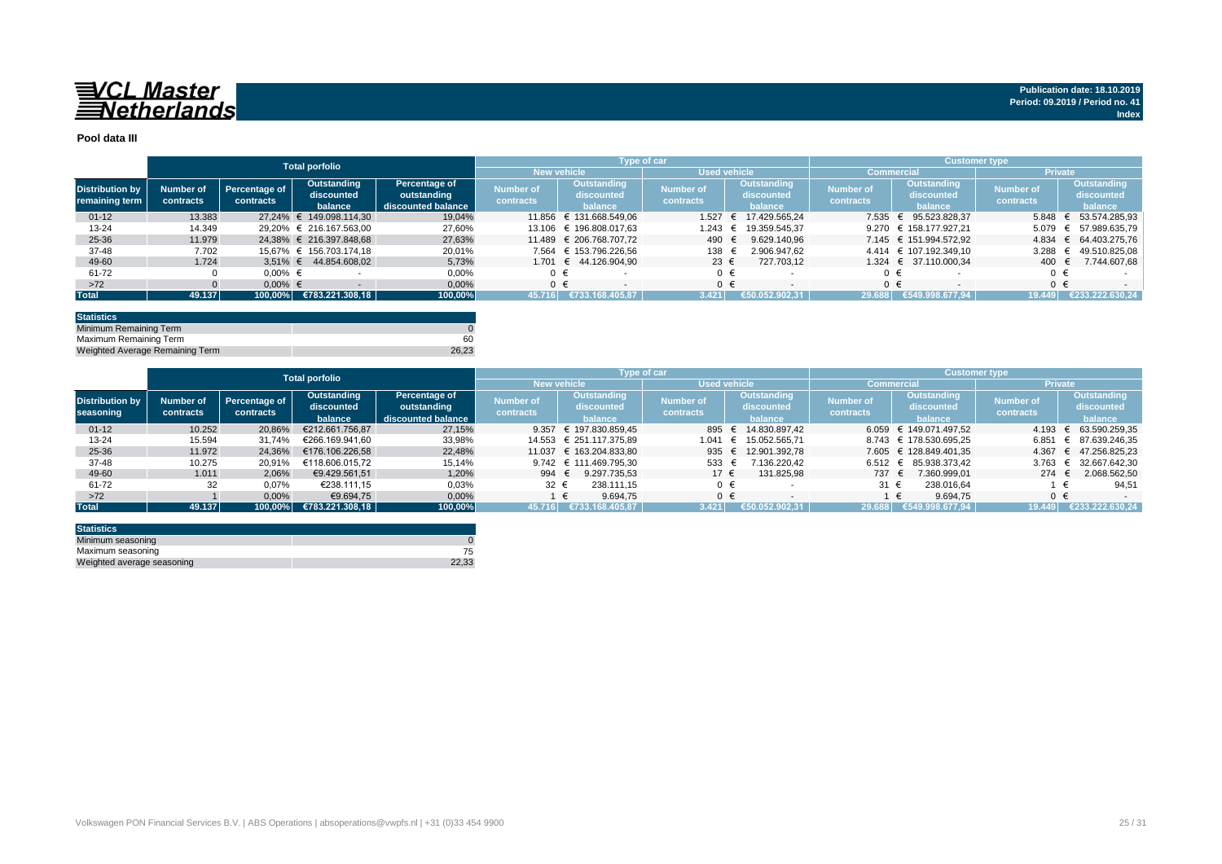**VCL Master Netherlands**

**Publication date: 18.10.2019**
**Period: 09.2019 / Period no. 41**
**Index**

## Pool data III

| Distribution by remaining term | Total porfolio | | | | Type of car | | | | Customer type | | | |
|---|---|---|---|---|---|---|---|---|---|---|---|---|
| | | | | | New vehicle | | Used vehicle | | Commercial | | Private | |
| | Number of contracts | Percentage of contracts | Outstanding discounted balance | Percentage of outstanding discounted balance | Number of contracts | Outstanding discounted balance | Number of contracts | Outstanding discounted balance | Number of contracts | Outstanding discounted balance | Number of contracts | Outstanding discounted balance |
| 01-12 | 13.383 | 27,24% | € 149.098.114,30 | 19,04% | 11.856 | € 131.668.549,06 | 1.527 | € 17.429.565,24 | 7.535 | € 95.523.828,37 | 5.848 | € 53.574.285,93 |
| 13-24 | 14.349 | 29,20% | € 216.167.563,00 | 27,60% | 13.106 | € 196.808.017,63 | 1.243 | € 19.359.545,37 | 9.270 | € 158.177.927,21 | 5.079 | € 57.989.635,79 |
| 25-36 | 11.979 | 24,38% | € 216.397.848,68 | 27,63% | 11.489 | € 206.768.707,72 | 490 | € 9.629.140,96 | 7.145 | € 151.994.572,92 | 4.834 | € 64.403.275,76 |
| 37-48 | 7.702 | 15,67% | € 156.703.174,18 | 20,01% | 7.564 | € 153.796.226,56 | 138 | € 2.906.947,62 | 4.414 | € 107.192.349,10 | 3.288 | € 49.510.825,08 |
| 49-60 | 1.724 | 3,51% | € 44.854.608,02 | 5,73% | 1.701 | € 44.126.904,90 | 23 | € 727.703,12 | 1.324 | € 37.110.000,34 | 400 | € 7.744.607,68 |
| 61-72 | 0 | 0,00% | € - | 0,00% | 0 | € - | 0 | € - | 0 | € - | 0 | € - |
| >72 | 0 | 0,00% | € - | 0,00% | 0 | € - | 0 | € - | 0 | € - | 0 | € - |
| **Total** | **49.137** | **100,00%** | **€783.221.308,18** | **100,00%** | **45.716** | **€733.168.405,87** | **3.421** | **€50.052.902,31** | **29.688** | **€549.998.677,94** | **19.449** | **€233.222.630,24** |

| Statistics | |
|---|---|
| Minimum Remaining Term | 0 |
| Maximum Remaining Term | 60 |
| Weighted Average Remaining Term | 26,23 |

| Distribution by seasoning | Total porfolio | | | | Type of car | | | | Customer type | | | |
|---|---|---|---|---|---|---|---|---|---|---|---|---|
| | | | | | New vehicle | | Used vehicle | | Commercial | | Private | |
| | Number of contracts | Percentage of contracts | Outstanding discounted balance | Percentage of outstanding discounted balance | Number of contracts | Outstanding discounted balance | Number of contracts | Outstanding discounted balance | Number of contracts | Outstanding discounted balance | Number of contracts | Outstanding discounted balance |
| 01-12 | 10.252 | 20,86% | €212.661.756,87 | 27,15% | 9.357 | € 197.830.859,45 | 895 | € 14.830.897,42 | 6.059 | € 149.071.497,52 | 4.193 | € 63.590.259,35 |
| 13-24 | 15.594 | 31,74% | €266.169.941,60 | 33,98% | 14.553 | € 251.117.375,89 | 1.041 | € 15.052.565,71 | 8.743 | € 178.530.695,25 | 6.851 | € 87.639.246,35 |
| 25-36 | 11.972 | 24,36% | €176.106.226,58 | 22,48% | 11.037 | € 163.204.833,80 | 935 | € 12.901.392,78 | 7.605 | € 128.849.401,35 | 4.367 | € 47.256.825,23 |
| 37-48 | 10.275 | 20,91% | €118.606.015,72 | 15,14% | 9.742 | € 111.469.795,30 | 533 | € 7.136.220,42 | 6.512 | € 85.938.373,42 | 3.763 | € 32.667.642,30 |
| 49-60 | 1.011 | 2,06% | €9.429.561,51 | 1,20% | 994 | € 9.297.735,53 | 17 | € 131.825,98 | 737 | € 7.360.999,01 | 274 | € 2.068.562,50 |
| 61-72 | 32 | 0,07% | €238.111,15 | 0,03% | 32 | € 238.111,15 | 0 | € - | 31 | € 238.016,64 | 1 | € 94,51 |
| >72 | 1 | 0,00% | €9.694,75 | 0,00% | 1 | € 9.694,75 | 0 | € - | 1 | € 9.694,75 | 0 | € - |
| **Total** | **49.137** | **100,00%** | **€783.221.308,18** | **100,00%** | **45.716** | **€733.168.405,87** | **3.421** | **€50.052.902,31** | **29.688** | **€549.998.677,94** | **19.449** | **€233.222.630,24** |

| Statistics | |
|---|---|
| Minimum seasoning | 0 |
| Maximum seasoning | 75 |
| Weighted average seasoning | 22,33 |

Volkswagen PON Financial Services B.V. | ABS Operations | absoperations@vwpfs.nl | +31 (0)33 454 9900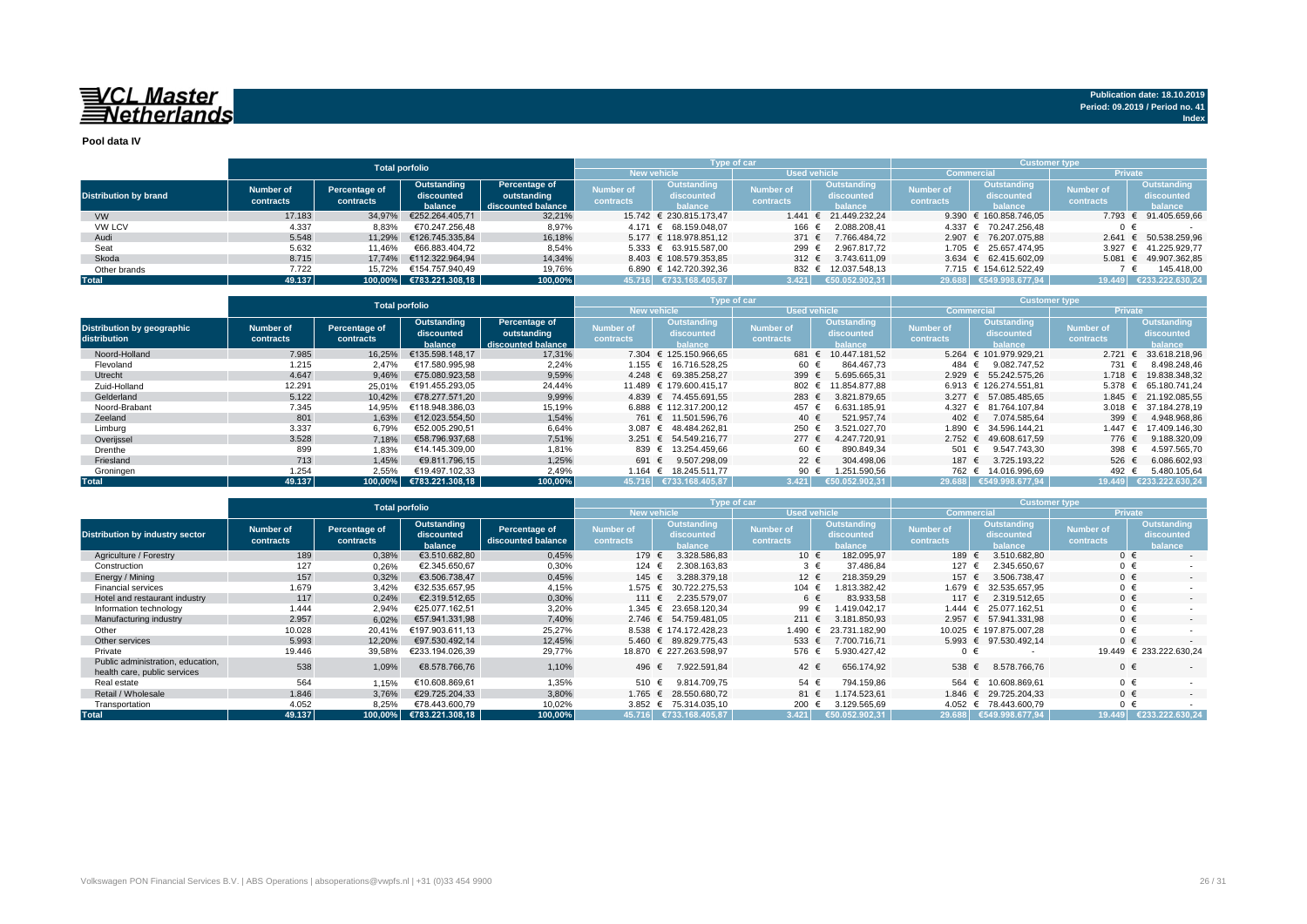# VCL Master Netherlands

Publication date: 18.10.2019
Period: 09.2019 / Period no. 41
Index

**Pool data IV**

| Distribution by brand | Total porfolio | | | | Type of car | | | | Customer type | | | |
|---|---|---|---|---|---|---|---|---|---|---|---|---|
| | | | | | New vehicle | | Used vehicle | | Commercial | | Private | |
| | Number of contracts | Percentage of contracts | Outstanding discounted balance | Percentage of outstanding discounted balance | Number of contracts | Outstanding discounted balance | Number of contracts | Outstanding discounted balance | Number of contracts | Outstanding discounted balance | Number of contracts | Outstanding discounted balance |
| VW | 17.183 | 34,97% | €252.264.405,71 | 32,21% | 15.742 | € 230.815.173,47 | 1.441 | € 21.449.232,24 | 9.390 | € 160.858.746,05 | 7.793 | € 91.405.659,66 |
| VW LCV | 4.337 | 8,83% | €70.247.256,48 | 8,97% | 4.171 | € 68.159.048,07 | 166 | € 2.088.208,41 | 4.337 | € 70.247.256,48 | 0 | € - |
| Audi | 5.548 | 11,29% | €126.745.335,84 | 16,18% | 5.177 | € 118.978.851,12 | 371 | € 7.766.484,72 | 2.907 | € 76.207.075,88 | 2.641 | € 50.538.259,96 |
| Seat | 5.632 | 11,46% | €66.883.404,72 | 8,54% | 5.333 | € 63.915.587,00 | 299 | € 2.967.817,72 | 1.705 | € 25.657.474,95 | 3.927 | € 41.225.929,77 |
| Skoda | 8.715 | 17,74% | €112.322.964,94 | 14,34% | 8.403 | € 108.579.353,85 | 312 | € 3.743.611,09 | 3.634 | € 62.415.602,09 | 5.081 | € 49.907.362,85 |
| Other brands | 7.722 | 15,72% | €154.757.940,49 | 19,76% | 6.890 | € 142.720.392,36 | 832 | € 12.037.548,13 | 7.715 | € 154.612.522,49 | 7 | € 145.418,00 |
| **Total** | **49.137** | **100,00%** | **€783.221.308,18** | **100,00%** | **45.716** | **€733.168.405,87** | **3.421** | **€50.052.902,31** | **29.688** | **€549.998.677,94** | **19.449** | **€233.222.630,24** |

| Distribution by geographic distribution | Total porfolio | | | | Type of car | | | | Customer type | | | |
|---|---|---|---|---|---|---|---|---|---|---|---|---|
| | | | | | New vehicle | | Used vehicle | | Commercial | | Private | |
| | Number of contracts | Percentage of contracts | Outstanding discounted balance | Percentage of outstanding discounted balance | Number of contracts | Outstanding discounted balance | Number of contracts | Outstanding discounted balance | Number of contracts | Outstanding discounted balance | Number of contracts | Outstanding discounted balance |
| Noord-Holland | 7.985 | 16,25% | €135.598.148,17 | 17,31% | 7.304 | € 125.150.966,65 | 681 | € 10.447.181,52 | 5.264 | € 101.979.929,21 | 2.721 | € 33.618.218,96 |
| Flevoland | 1.215 | 2,47% | €17.580.995,98 | 2,24% | 1.155 | € 16.716.528,25 | 60 | € 864.467,73 | 484 | € 9.082.747,52 | 731 | € 8.498.248,46 |
| Utrecht | 4.647 | 9,46% | €75.080.923,58 | 9,59% | 4.248 | € 69.385.258,27 | 399 | € 5.695.665,31 | 2.929 | € 55.242.575,26 | 1.718 | € 19.838.348,32 |
| Zuid-Holland | 12.291 | 25,01% | €191.455.293,05 | 24,44% | 11.489 | € 179.600.415,17 | 802 | € 11.854.877,88 | 6.913 | € 126.274.551,81 | 5.378 | € 65.180.741,24 |
| Gelderland | 5.122 | 10,42% | €78.277.571,20 | 9,99% | 4.839 | € 74.455.691,55 | 283 | € 3.821.879,65 | 3.277 | € 57.085.485,65 | 1.845 | € 21.192.085,55 |
| Noord-Brabant | 7.345 | 14,95% | €118.948.386,03 | 15,19% | 6.888 | € 112.317.200,12 | 457 | € 6.631.185,91 | 4.327 | € 81.764.107,84 | 3.018 | € 37.184.278,19 |
| Zeeland | 801 | 1,63% | €12.023.554,50 | 1,54% | 761 | € 11.501.596,76 | 40 | € 521.957,74 | 402 | € 7.074.585,64 | 399 | € 4.948.968,86 |
| Limburg | 3.337 | 6,79% | €52.005.290,51 | 6,64% | 3.087 | € 48.484.262,81 | 250 | € 3.521.027,70 | 1.890 | € 34.596.144,21 | 1.447 | € 17.409.146,30 |
| Overijssel | 3.528 | 7,18% | €58.796.937,68 | 7,51% | 3.251 | € 54.549.216,77 | 277 | € 4.247.720,91 | 2.752 | € 49.608.617,59 | 776 | € 9.188.320,09 |
| Drenthe | 899 | 1,83% | €14.145.309,00 | 1,81% | 839 | € 13.254.459,66 | 60 | € 890.849,34 | 501 | € 9.547.743,30 | 398 | € 4.597.565,70 |
| Friesland | 713 | 1,45% | €9.811.796,15 | 1,25% | 691 | € 9.507.298,09 | 22 | € 304.498,06 | 187 | € 3.725.193,22 | 526 | € 6.086.602,93 |
| Groningen | 1.254 | 2,55% | €19.497.102,33 | 2,49% | 1.164 | € 18.245.511,77 | 90 | € 1.251.590,56 | 762 | € 14.016.996,69 | 492 | € 5.480.105,64 |
| **Total** | **49.137** | **100,00%** | **€783.221.308,18** | **100,00%** | **45.716** | **€733.168.405,87** | **3.421** | **€50.052.902,31** | **29.688** | **€549.998.677,94** | **19.449** | **€233.222.630,24** |

| Distribution by industry sector | Total porfolio | | | | Type of car | | | | Customer type | | | |
|---|---|---|---|---|---|---|---|---|---|---|---|---|
| | | | | | New vehicle | | Used vehicle | | Commercial | | Private | |
| | Number of contracts | Percentage of contracts | Outstanding discounted balance | Percentage of discounted balance | Number of contracts | Outstanding discounted balance | Number of contracts | Outstanding discounted balance | Number of contracts | Outstanding discounted balance | Number of contracts | Outstanding discounted balance |
| Agriculture / Forestry | 189 | 0,38% | €3.510.682,80 | 0,45% | 179 | € 3.328.586,83 | 10 | € 182.095,97 | 189 | € 3.510.682,80 | 0 | € - |
| Construction | 127 | 0,26% | €2.345.650,67 | 0,30% | 124 | € 2.308.163,83 | 3 | € 37.486,84 | 127 | € 2.345.650,67 | 0 | € - |
| Energy / Mining | 157 | 0,32% | €3.506.738,47 | 0,45% | 145 | € 3.288.379,18 | 12 | € 218.359,29 | 157 | € 3.506.738,47 | 0 | € - |
| Financial services | 1.679 | 3,42% | €32.535.657,95 | 4,15% | 1.575 | € 30.722.275,53 | 104 | € 1.813.382,42 | 1.679 | € 32.535.657,95 | 0 | € - |
| Hotel and restaurant industry | 117 | 0,24% | €2.319.512,65 | 0,30% | 111 | € 2.235.579,07 | 6 | € 83.933,58 | 117 | € 2.319.512,65 | 0 | € - |
| Information technology | 1.444 | 2,94% | €25.077.162,51 | 3,20% | 1.345 | € 23.658.120,34 | 99 | € 1.419.042,17 | 1.444 | € 25.077.162,51 | 0 | € - |
| Manufacturing industry | 2.957 | 6,02% | €57.941.331,98 | 7,40% | 2.746 | € 54.759.481,05 | 211 | € 3.181.850,93 | 2.957 | € 57.941.331,98 | 0 | € - |
| Other | 10.028 | 20,41% | €197.903.611,13 | 25,27% | 8.538 | € 174.172.428,23 | 1.490 | € 23.731.182,90 | 10.025 | € 197.875.007,28 | 0 | € - |
| Other services | 5.993 | 12,20% | €97.530.492,14 | 12,45% | 5.460 | € 89.829.775,43 | 533 | € 7.700.716,71 | 5.993 | € 97.530.492,14 | 0 | € - |
| Private | 19.446 | 39,58% | €233.194.026,39 | 29,77% | 18.870 | € 227.263.598,97 | 576 | € 5.930.427,42 | 0 | € - | 19.449 | € 233.222.630,24 |
| Public administration, education, health care, public services | 538 | 1,09% | €8.578.766,76 | 1,10% | 496 | € 7.922.591,84 | 42 | € 656.174,92 | 538 | € 8.578.766,76 | 0 | € - |
| Real estate | 564 | 1,15% | €10.608.869,61 | 1,35% | 510 | € 9.814.709,75 | 54 | € 794.159,86 | 564 | € 10.608.869,61 | 0 | € - |
| Retail / Wholesale | 1.846 | 3,76% | €29.725.204,33 | 3,80% | 1.765 | € 28.550.680,72 | 81 | € 1.174.523,61 | 1.846 | € 29.725.204,33 | 0 | € - |
| Transportation | 4.052 | 8,25% | €78.443.600,79 | 10,02% | 3.852 | € 75.314.035,10 | 200 | € 3.129.565,69 | 4.052 | € 78.443.600,79 | 0 | € - |
| **Total** | **49.137** | **100,00%** | **€783.221.308,18** | **100,00%** | **45.716** | **€733.168.405,87** | **3.421** | **€50.052.902,31** | **29.688** | **€549.998.677,94** | **19.449** | **€233.222.630,24** |

Volkswagen PON Financial Services B.V. | ABS Operations | absoperations@vwpfs.nl | +31 (0)33 454 9900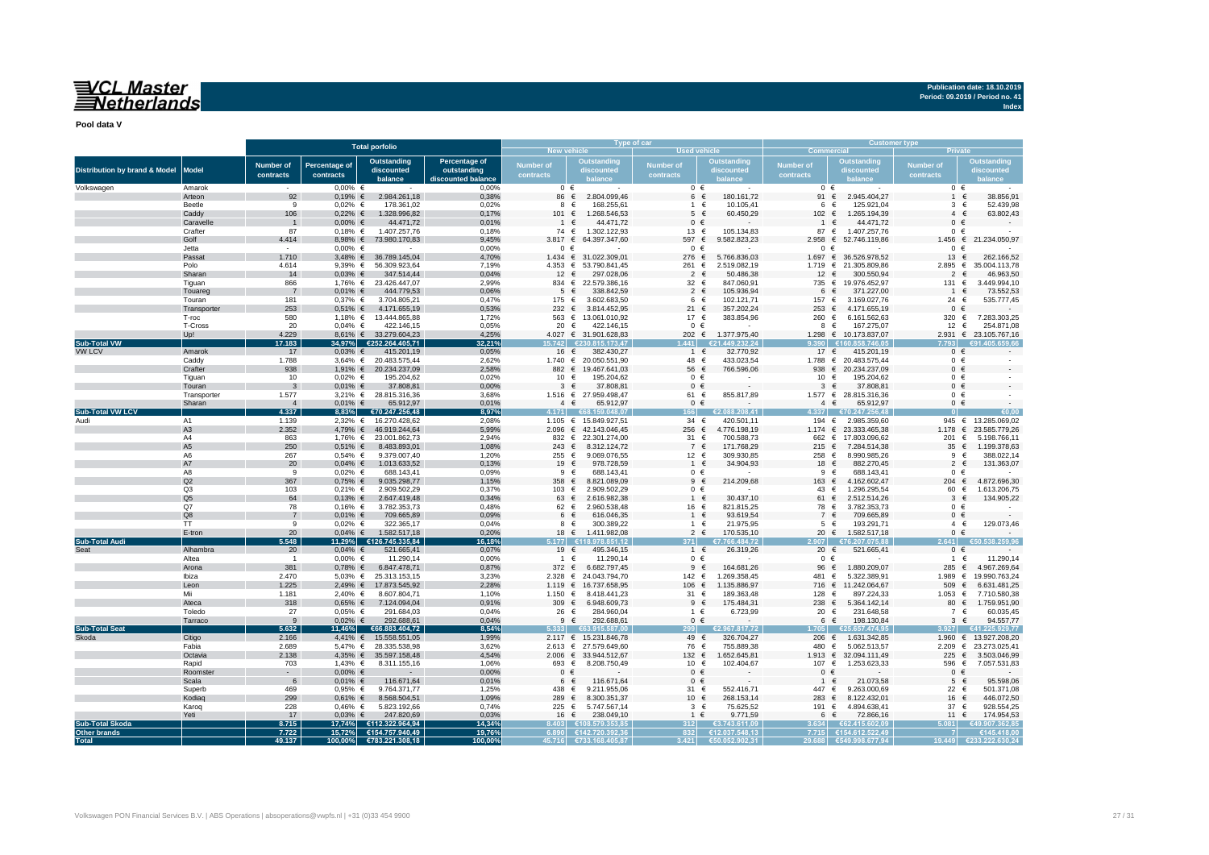**Publication date: 18.10.2019**
**Period: 09.2019 / Period no. 41**
**Index**

**Pool data V**

| Distribution by brand & Model | Model | Total porfolio | | | | Type of car | | | | Customer type | | | |
|---|---|---|---|---|---|---|---|---|---|---|---|---|---|
| | | | | | | New vehicle | | Used vehicle | | Commercial | | Private | |
| | | Number of contracts | Percentage of contracts | Outstanding discounted balance | Percentage of outstanding discounted balance | Number of contracts | Outstanding discounted balance | Number of contracts | Outstanding discounted balance | Number of contracts | Outstanding discounted balance | Number of contracts | Outstanding discounted balance |
| Volkswagen | Amarok | - | 0,00% | € - | 0,00% | 0 | € - | 0 | € - | 0 | € - | 0 | € - |
| | Arteon | 92 | 0,19% | € 2.984.261,18 | 0,38% | 86 | € 2.804.099,46 | 6 | € 180.161,72 | 91 | € 2.945.404,27 | 1 | € 38.856,91 |
| | Beetle | 9 | 0,02% | € 178.361,02 | 0,02% | 8 | € 168.255,61 | 1 | € 10.105,41 | 6 | € 125.921,04 | 3 | € 52.439,98 |
| | Caddy | 106 | 0,22% | € 1.328.996,82 | 0,17% | 101 | € 1.268.546,53 | 5 | € 60.450,29 | 102 | € 1.265.194,39 | 4 | € 63.802,43 |
| | Caravelle | 1 | 0,00% | € 44.471,72 | 0,01% | 1 | € 44.471,72 | 0 | € - | 1 | € 44.471,72 | 0 | € - |
| | Crafter | 87 | 0,18% | € 1.407.257,76 | 0,18% | 74 | € 1.302.122,93 | 13 | € 105.134,83 | 87 | € 1.407.257,76 | 0 | € - |
| | Golf | 4.414 | 8,98% | € 73.980.170,83 | 9,45% | 3.817 | € 64.397.347,60 | 597 | € 9.582.823,23 | 2.958 | € 52.746.119,86 | 1.456 | € 21.234.050,97 |
| | Jetta | - | 0,00% | € - | 0,00% | 0 | € - | 0 | € - | 0 | € - | 0 | € - |
| | Passat | 1.710 | 3,48% | € 36.789.145,04 | 4,70% | 1.434 | € 31.022.309,01 | 276 | € 5.766.836,03 | 1.697 | € 36.526.978,52 | 13 | € 262.166,52 |
| | Polo | 4.614 | 9,39% | € 56.309.923,64 | 7,19% | 4.353 | € 53.790.841,45 | 261 | € 2.519.082,19 | 1.719 | € 21.305.809,86 | 2.895 | € 35.004.113,78 |
| | Sharan | 14 | 0,03% | € 347.514,44 | 0,04% | 12 | € 297.028,06 | 2 | € 50.486,38 | 12 | € 300.550,94 | 2 | € 46.963,50 |
| | Tiguan | 866 | 1,76% | € 23.426.447,07 | 2,99% | 834 | € 22.579.386,16 | 32 | € 847.060,91 | 735 | € 19.976.452,97 | 131 | € 3.449.994,10 |
| | Touareg | 7 | 0,01% | € 444.779,53 | 0,06% | 5 | € 338.842,59 | 2 | € 105.936,94 | 6 | € 371.227,00 | 1 | € 73.552,53 |
| | Touran | 181 | 0,37% | € 3.704.805,21 | 0,47% | 175 | € 3.602.683,50 | 6 | € 102.121,71 | 157 | € 3.169.027,76 | 24 | € 535.777,45 |
| | Transporter | 253 | 0,51% | € 4.171.655,19 | 0,53% | 232 | € 3.814.452,95 | 21 | € 357.202,24 | 253 | € 4.171.655,19 | 0 | € - |
| | T-roc | 580 | 1,18% | € 13.444.865,88 | 1,72% | 563 | € 13.061.010,92 | 17 | € 383.854,96 | 260 | € 6.161.562,63 | 320 | € 7.283.303,25 |
| | T-Cross | 20 | 0,04% | € 422.146,15 | 0,05% | 20 | € 422.146,15 | 0 | € - | 8 | € 167.275,07 | 12 | € 254.871,08 |
| | Up! | 4.229 | 8,61% | € 33.279.604,23 | 4,25% | 4.027 | € 31.901.628,83 | 202 | € 1.377.975,40 | 1.298 | € 10.173.837,07 | 2.931 | € 23.105.767,16 |
| **Sub-Total VW** | | **17.183** | **34,97%** | **€252.264.405,71** | **32,21%** | **15.742** | **€230.815.173,47** | **1.441** | **€21.449.232,24** | **9.390** | **€160.858.746,05** | **7.793** | **€91.405.659,66** |
| VW LCV | Amarok | 17 | 0,03% | € 415.201,19 | 0,05% | 16 | € 382.430,27 | 1 | € 32.770,92 | 17 | € 415.201,19 | 0 | € - |
| | Caddy | 1.788 | 3,64% | € 20.483.575,44 | 2,62% | 1.740 | € 20.050.551,90 | 48 | € 433.023,54 | 1.788 | € 20.483.575,44 | 0 | € - |
| | Crafter | 938 | 1,91% | € 20.234.237,09 | 2,58% | 882 | € 19.467.641,03 | 56 | € 766.596,06 | 938 | € 20.234.237,09 | 0 | € - |
| | Tiguan | 10 | 0,02% | € 195.204,62 | 0,02% | 10 | € 195.204,62 | 0 | € - | 10 | € 195.204,62 | 0 | € - |
| | Touran | 3 | 0,01% | € 37.808,81 | 0,00% | 3 | € 37.808,81 | 0 | € - | 3 | € 37.808,81 | 0 | € - |
| | Transporter | 1.577 | 3,21% | € 28.815.316,36 | 3,68% | 1.516 | € 27.959.498,47 | 61 | € 855.817,89 | 1.577 | € 28.815.316,36 | 0 | € - |
| | Sharan | 4 | 0,01% | € 65.912,97 | 0,01% | 4 | € 65.912,97 | 0 | € - | 4 | € 65.912,97 | 0 | € - |
| **Sub-Total VW LCV** | | **4.337** | **8,83%** | **€70.247.256,48** | **8,97%** | **4.171** | **€68.159.048,07** | **166** | **€2.088.208,41** | **4.337** | **€70.247.256,48** | **0** | **€0,00** |
| Audi | A1 | 1.139 | 2,32% | € 16.270.428,62 | 2,08% | 1.105 | € 15.849.927,51 | 34 | € 420.501,11 | 194 | € 2.985.359,60 | 945 | € 13.285.069,02 |
| | A3 | 2.352 | 4,79% | € 46.919.244,64 | 5,99% | 2.096 | € 42.143.046,45 | 256 | € 4.776.198,19 | 1.174 | € 23.333.465,38 | 1.178 | € 23.585.779,26 |
| | A4 | 863 | 1,76% | € 23.001.862,73 | 2,94% | 832 | € 22.301.274,00 | 31 | € 700.588,73 | 662 | € 17.803.096,62 | 201 | € 5.198.766,11 |
| | A5 | 250 | 0,51% | € 8.483.893,01 | 1,08% | 243 | € 8.312.124,72 | 7 | € 171.768,29 | 215 | € 7.284.514,38 | 35 | € 1.199.378,63 |
| | A6 | 267 | 0,54% | € 9.379.007,40 | 1,20% | 255 | € 9.069.076,55 | 12 | € 309.930,85 | 258 | € 8.990.985,26 | 9 | € 388.022,14 |
| | A7 | 20 | 0,04% | € 1.013.633,52 | 0,13% | 19 | € 978.728,59 | 1 | € 34.904,93 | 18 | € 882.270,45 | 2 | € 131.363,07 |
| | A8 | 9 | 0,02% | € 688.143,41 | 0,09% | 9 | € 688.143,41 | 0 | € - | 9 | € 688.143,41 | 0 | € - |
| | Q2 | 367 | 0,75% | € 9.035.298,77 | 1,15% | 358 | € 8.821.089,09 | 9 | € 214.209,68 | 163 | € 4.162.602,47 | 204 | € 4.872.696,30 |
| | Q3 | 103 | 0,21% | € 2.909.502,29 | 0,37% | 103 | € 2.909.502,29 | 0 | € - | 43 | € 1.296.295,54 | 60 | € 1.613.206,75 |
| | Q5 | 64 | 0,13% | € 2.647.419,48 | 0,34% | 63 | € 2.616.982,38 | 1 | € 30.437,10 | 61 | € 2.512.514,26 | 3 | € 134.905,22 |
| | Q7 | 78 | 0,16% | € 3.782.353,73 | 0,48% | 62 | € 2.960.538,48 | 16 | € 821.815,25 | 78 | € 3.782.353,73 | 0 | € - |
| | Q8 | 7 | 0,01% | € 709.665,89 | 0,09% | 6 | € 616.046,35 | 1 | € 93.619,54 | 7 | € 709.665,89 | 0 | € - |
| | TT | 9 | 0,02% | € 322.365,17 | 0,04% | 8 | € 300.389,22 | 1 | € 21.975,95 | 5 | € 193.291,71 | 4 | € 129.073,46 |
| | E-tron | 20 | 0,04% | € 1.582.517,18 | 0,20% | 18 | € 1.411.982,08 | 2 | € 170.535,10 | 20 | € 1.582.517,18 | 0 | € - |
| **Sub-Total Audi** | | **5.548** | **11,29%** | **€126.745.335,84** | **16,18%** | **5.177** | **€118.978.851,12** | **371** | **€7.766.484,72** | **2.907** | **€76.207.075,88** | **2.641** | **€50.538.259,96** |
| Seat | Alhambra | 20 | 0,04% | € 521.665,41 | 0,07% | 19 | € 495.346,15 | 1 | € 26.319,26 | 20 | € 521.665,41 | 0 | € - |
| | Altea | 1 | 0,00% | € 11.290,14 | 0,00% | 1 | € 11.290,14 | 0 | € - | 0 | € - | 1 | € 11.290,14 |
| | Arona | 381 | 0,78% | € 6.847.478,71 | 0,87% | 372 | € 6.682.797,45 | 9 | € 164.681,26 | 96 | € 1.880.209,07 | 285 | € 4.967.269,64 |
| | Ibiza | 2.470 | 5,03% | € 25.313.153,15 | 3,23% | 2.328 | € 24.043.794,70 | 142 | € 1.269.358,45 | 481 | € 5.322.389,91 | 1.989 | € 19.990.763,24 |
| | Leon | 1.225 | 2,49% | € 17.873.545,92 | 2,28% | 1.119 | € 16.737.658,95 | 106 | € 1.135.886,97 | 716 | € 11.242.064,67 | 509 | € 6.631.481,25 |
| | Mii | 1.181 | 2,40% | € 8.607.804,71 | 1,10% | 1.150 | € 8.418.441,23 | 31 | € 189.363,48 | 128 | € 897.224,33 | 1.053 | € 7.710.580,38 |
| | Ateca | 318 | 0,65% | € 7.124.094,04 | 0,91% | 309 | € 6.948.609,73 | 9 | € 175.484,31 | 238 | € 5.364.142,14 | 80 | € 1.759.951,90 |
| | Toledo | 27 | 0,05% | € 291.684,03 | 0,04% | 26 | € 284.960,04 | 1 | € 6.723,99 | 20 | € 231.648,58 | 7 | € 60.035,45 |
| | Tarraco | 9 | 0,02% | € 292.688,61 | 0,04% | 9 | € 292.688,61 | 0 | € - | 6 | € 198.130,84 | 3 | € 94.557,77 |
| **Sub-Total Seat** | | **5.632** | **11,46%** | **€66.883.404,72** | **8,54%** | **5.333** | **€63.915.587,00** | **299** | **€2.967.817,72** | **1.705** | **€25.657.474,95** | **3.927** | **€41.225.929,77** |
| Skoda | Citigo | 2.166 | 4,41% | € 15.558.551,05 | 1,99% | 2.117 | € 15.231.846,78 | 49 | € 326.704,27 | 206 | € 1.631.342,85 | 1.960 | € 13.927.208,20 |
| | Fabia | 2.689 | 5,47% | € 28.335.538,98 | 3,62% | 2.613 | € 27.579.649,60 | 76 | € 755.889,38 | 480 | € 5.062.513,57 | 2.209 | € 23.273.025,41 |
| | Octavia | 2.138 | 4,35% | € 35.597.158,48 | 4,54% | 2.006 | € 33.944.512,67 | 132 | € 1.652.645,81 | 1.913 | € 32.094.111,49 | 225 | € 3.503.046,99 |
| | Rapid | 703 | 1,43% | € 8.311.155,16 | 1,06% | 693 | € 8.208.750,49 | 10 | € 102.404,67 | 107 | € 1.253.623,33 | 596 | € 7.057.531,83 |
| | Roomster | - | 0,00% | € - | 0,00% | 0 | € - | 0 | € - | 0 | € - | 0 | € - |
| | Scala | 6 | 0,01% | € 116.671,64 | 0,01% | 6 | € 116.671,64 | 0 | € - | 1 | € 21.073,58 | 5 | € 95.598,06 |
| | Superb | 469 | 0,95% | € 9.764.371,77 | 1,25% | 438 | € 9.211.955,06 | 31 | € 552.416,71 | 447 | € 9.263.000,69 | 22 | € 501.371,08 |
| | Kodiaq | 299 | 0,61% | € 8.568.504,51 | 1,09% | 289 | € 8.300.351,37 | 10 | € 268.153,14 | 283 | € 8.122.432,01 | 16 | € 446.072,50 |
| | Karoq | 228 | 0,46% | € 5.823.192,66 | 0,74% | 225 | € 5.747.567,14 | 3 | € 75.625,52 | 191 | € 4.894.638,41 | 37 | € 928.554,25 |
| | Yeti | 17 | 0,03% | € 247.820,69 | 0,03% | 16 | € 238.049,10 | 1 | € 9.771,59 | 6 | € 72.866,16 | 11 | € 174.954,53 |
| **Sub-Total Skoda** | | **8.715** | **17,74%** | **€112.322.964,94** | **14,34%** | **8.403** | **€108.579.353,85** | **312** | **€3.743.611,09** | **3.634** | **€62.415.602,09** | **5.081** | **€49.907.362,85** |
| **Other brands** | | **7.722** | **15,72%** | **€154.757.940,49** | **19,76%** | **6.890** | **€142.720.392,36** | **832** | **€12.037.548,13** | **7.715** | **€154.612.522,49** | **7** | **€145.418,00** |
| **Total** | | **49.137** | **100,00%** | **€783.221.308,18** | **100,00%** | **45.716** | **€733.168.405,87** | **3.421** | **€50.052.902,31** | **29.688** | **€549.998.677,94** | **19.449** | **€233.222.630,24** |

Volkswagen PON Financial Services B.V. | ABS Operations | absoperations@vwpfs.nl | +31 (0)33 454 9900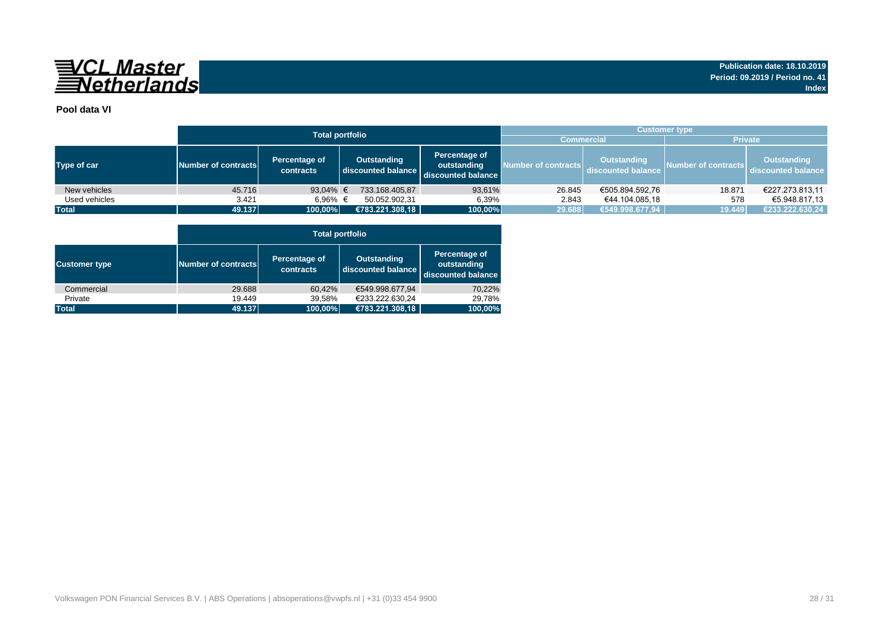**VCL Master Netherlands**

**Publication date: 18.10.2019**
**Period: 09.2019 / Period no. 41**
**Index**

**Pool data VI**

| | Total portfolio | | | | Customer type | | | |
|---|---|---|---|---|---|---|---|---|
| | | | | | Commercial | | Private | |
| Type of car | Number of contracts | Percentage of contracts | Outstanding discounted balance | Percentage of outstanding discounted balance | Number of contracts | Outstanding discounted balance | Number of contracts | Outstanding discounted balance |
| New vehicles | 45.716 | 93,04% | € 733.168.405,87 | 93,61% | 26.845 | €505.894.592,76 | 18.871 | €227.273.813,11 |
| Used vehicles | 3.421 | 6,96% | € 50.052.902,31 | 6,39% | 2.843 | €44.104.085,18 | 578 | €5.948.817,13 |
| **Total** | **49.137** | **100,00%** | **€783.221.308,18** | **100,00%** | **29.688** | **€549.998.677,94** | **19.449** | **€233.222.630,24** |

| | Total portfolio | | | |
|---|---|---|---|---|
| Customer type | Number of contracts | Percentage of contracts | Outstanding discounted balance | Percentage of outstanding discounted balance |
| Commercial | 29.688 | 60,42% | €549.998.677,94 | 70,22% |
| Private | 19.449 | 39,58% | €233.222.630,24 | 29,78% |
| **Total** | **49.137** | **100,00%** | **€783.221.308,18** | **100,00%** |

Volkswagen PON Financial Services B.V. | ABS Operations | absoperations@vwpfs.nl | +31 (0)33 454 9900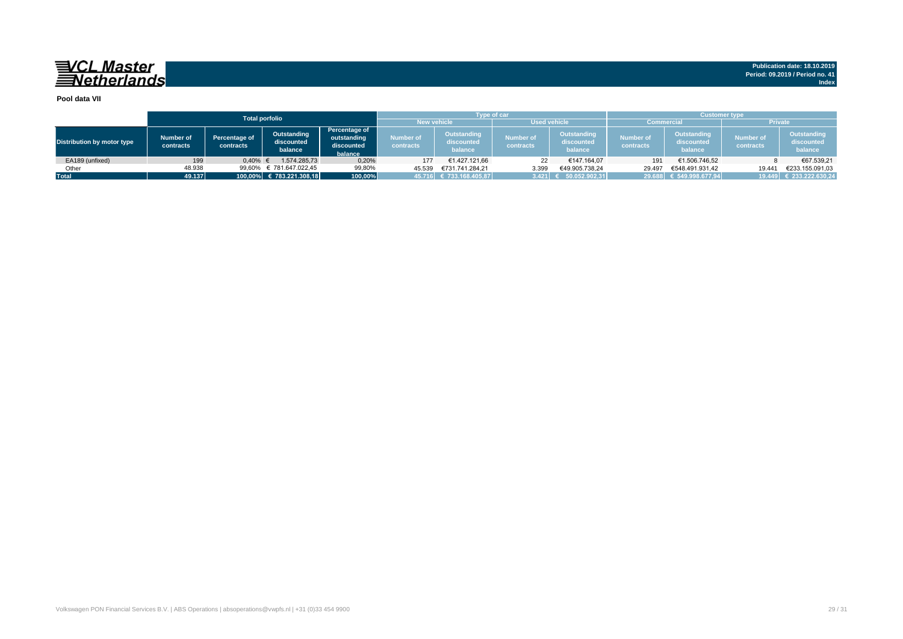**Publication date: 18.10.2019**
**Period: 09.2019 / Period no. 41**
**Index**

**Pool data VII**

| Distribution by motor type | Total porfolio | | | | Type of car | | | | Customer type | | | |
|---|---|---|---|---|---|---|---|---|---|---|---|---|
| | | | | | New vehicle | | Used vehicle | | Commercial | | Private | |
| | Number of contracts | Percentage of contracts | Outstanding discounted balance | Percentage of outstanding discounted balance | Number of contracts | Outstanding discounted balance | Number of contracts | Outstanding discounted balance | Number of contracts | Outstanding discounted balance | Number of contracts | Outstanding discounted balance |
| EA189 (unfixed) | 199 | 0,40% | € 1.574.285,73 | 0,20% | 177 | €1.427.121,66 | 22 | €147.164,07 | 191 | €1.506.746,52 | 8 | €67.539,21 |
| Other | 48.938 | 99,60% | € 781.647.022,45 | 99,80% | 45.539 | €731.741.284,21 | 3.399 | €49.905.738,24 | 29.497 | €548.491.931,42 | 19.441 | €233.155.091,03 |
| **Total** | **49.137** | **100,00%** | **€ 783.221.308,18** | **100,00%** | **45.716** | **€ 733.168.405,87** | **3.421** | **€ 50.052.902,31** | **29.688** | **€ 549.998.677,94** | **19.449** | **€ 233.222.630,24** |

Volkswagen PON Financial Services B.V. | ABS Operations | absoperations@vwpfs.nl | +31 (0)33 454 9900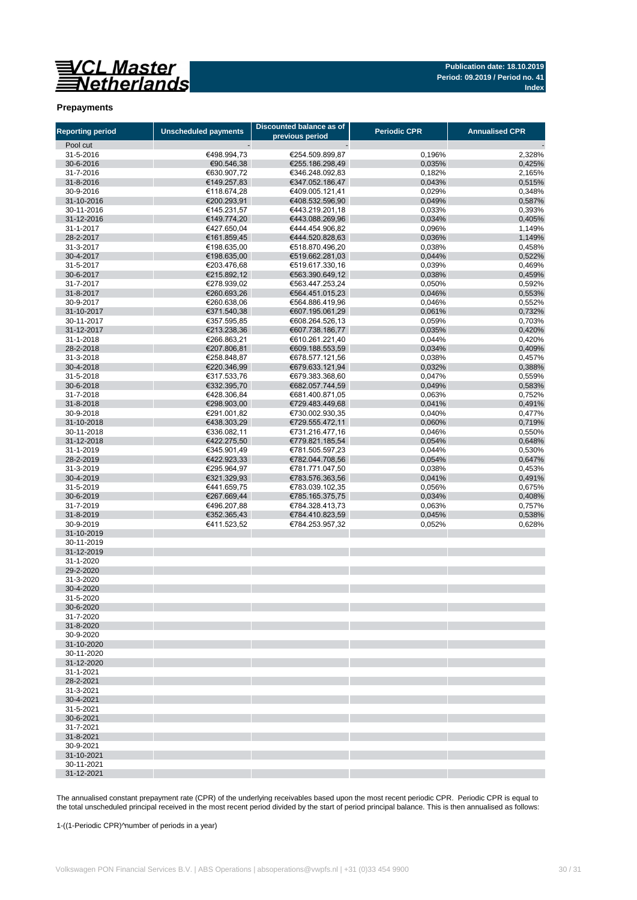**Publication date: 18.10.2019**
**Period: 09.2019 / Period no. 41**
**Index**

## Prepayments

| Reporting period | Unscheduled payments | Discounted balance as of previous period | Periodic CPR | Annualised CPR |
|---|---|---|---|---|
| Pool cut | - | - | | - |
| 31-5-2016 | €498.994,73 | €254.509.899,87 | 0,196% | 2,328% |
| 30-6-2016 | €90.546,38 | €255.186.298,49 | 0,035% | 0,425% |
| 31-7-2016 | €630.907,72 | €346.248.092,83 | 0,182% | 2,165% |
| 31-8-2016 | €149.257,83 | €347.052.186,47 | 0,043% | 0,515% |
| 30-9-2016 | €118.674,28 | €409.005.121,41 | 0,029% | 0,348% |
| 31-10-2016 | €200.293,91 | €408.532.596,90 | 0,049% | 0,587% |
| 30-11-2016 | €145.231,57 | €443.219.201,18 | 0,033% | 0,393% |
| 31-12-2016 | €149.774,20 | €443.088.269,96 | 0,034% | 0,405% |
| 31-1-2017 | €427.650,04 | €444.454.906,82 | 0,096% | 1,149% |
| 28-2-2017 | €161.859,45 | €444.520.828,63 | 0,036% | 1,149% |
| 31-3-2017 | €198.635,00 | €518.870.496,20 | 0,038% | 0,458% |
| 30-4-2017 | €198.635,00 | €519.662.281,03 | 0,044% | 0,522% |
| 31-5-2017 | €203.476,68 | €519.617.330,16 | 0,039% | 0,469% |
| 30-6-2017 | €215.892,12 | €563.390.649,12 | 0,038% | 0,459% |
| 31-7-2017 | €278.939,02 | €563.447.253,24 | 0,050% | 0,592% |
| 31-8-2017 | €260.693,26 | €564.451.015,23 | 0,046% | 0,553% |
| 30-9-2017 | €260.638,06 | €564.886.419,96 | 0,046% | 0,552% |
| 31-10-2017 | €371.540,38 | €607.195.061,29 | 0,061% | 0,732% |
| 30-11-2017 | €357.595,85 | €608.264.526,13 | 0,059% | 0,703% |
| 31-12-2017 | €213.238,36 | €607.738.186,77 | 0,035% | 0,420% |
| 31-1-2018 | €266.863,21 | €610.261.221,40 | 0,044% | 0,420% |
| 28-2-2018 | €207.806,81 | €609.188.553,59 | 0,034% | 0,409% |
| 31-3-2018 | €258.848,87 | €678.577.121,56 | 0,038% | 0,457% |
| 30-4-2018 | €220.346,99 | €679.633.121,94 | 0,032% | 0,388% |
| 31-5-2018 | €317.533,76 | €679.383.368,60 | 0,047% | 0,559% |
| 30-6-2018 | €332.395,70 | €682.057.744,59 | 0,049% | 0,583% |
| 31-7-2018 | €428.306,84 | €681.400.871,05 | 0,063% | 0,752% |
| 31-8-2018 | €298.903,00 | €729.483.449,68 | 0,041% | 0,491% |
| 30-9-2018 | €291.001,82 | €730.002.930,35 | 0,040% | 0,477% |
| 31-10-2018 | €438.303,29 | €729.555.472,11 | 0,060% | 0,719% |
| 30-11-2018 | €336.082,11 | €731.216.477,16 | 0,046% | 0,550% |
| 31-12-2018 | €422.275,50 | €779.821.185,54 | 0,054% | 0,648% |
| 31-1-2019 | €345.901,49 | €781.505.597,23 | 0,044% | 0,530% |
| 28-2-2019 | €422.923,33 | €782.044.708,56 | 0,054% | 0,647% |
| 31-3-2019 | €295.964,97 | €781.771.047,50 | 0,038% | 0,453% |
| 30-4-2019 | €321.329,93 | €783.576.363,56 | 0,041% | 0,491% |
| 31-5-2019 | €441.659,75 | €783.039.102,35 | 0,056% | 0,675% |
| 30-6-2019 | €267.669,44 | €785.165.375,75 | 0,034% | 0,408% |
| 31-7-2019 | €496.207,88 | €784.328.413,73 | 0,063% | 0,757% |
| 31-8-2019 | €352.365,43 | €784.410.823,59 | 0,045% | 0,538% |
| 30-9-2019 | €411.523,52 | €784.253.957,32 | 0,052% | 0,628% |
| 31-10-2019 | | | | |
| 30-11-2019 | | | | |
| 31-12-2019 | | | | |
| 31-1-2020 | | | | |
| 29-2-2020 | | | | |
| 31-3-2020 | | | | |
| 30-4-2020 | | | | |
| 31-5-2020 | | | | |
| 30-6-2020 | | | | |
| 31-7-2020 | | | | |
| 31-8-2020 | | | | |
| 30-9-2020 | | | | |
| 31-10-2020 | | | | |
| 30-11-2020 | | | | |
| 31-12-2020 | | | | |
| 31-1-2021 | | | | |
| 28-2-2021 | | | | |
| 31-3-2021 | | | | |
| 30-4-2021 | | | | |
| 31-5-2021 | | | | |
| 30-6-2021 | | | | |
| 31-7-2021 | | | | |
| 31-8-2021 | | | | |
| 30-9-2021 | | | | |
| 31-10-2021 | | | | |
| 30-11-2021 | | | | |
| 31-12-2021 | | | | |

The annualised constant prepayment rate (CPR) of the underlying receivables based upon the most recent periodic CPR. Periodic CPR is equal to the total unscheduled principal received in the most recent period divided by the start of period principal balance. This is then annualised as follows:

1-((1-Periodic CPR)^number of periods in a year)

Volkswagen PON Financial Services B.V. | ABS Operations | absoperations@vwpfs.nl | +31 (0)33 454 9900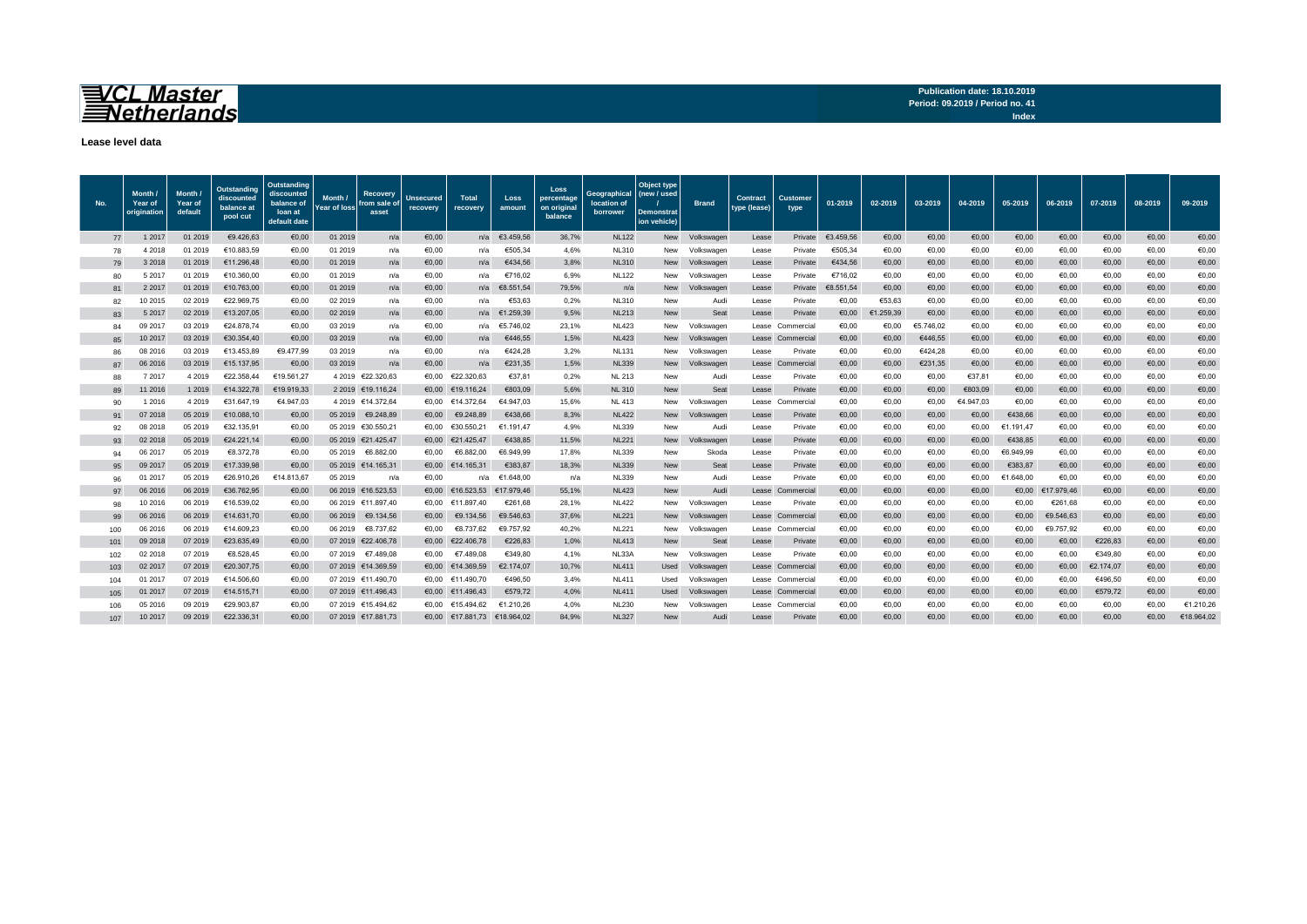**Publication date: 18.10.2019**
**Period: 09.2019 / Period no. 41**
**Index**

# Lease level data

| No. | Month / Year of origination | Month / Year of default | Outstanding discounted balance at pool cut | Outstanding discounted balance of loan at default date | Month / Year of loss | Recovery from sale of asset | Unsecured recovery | Total recovery | Loss amount | Loss percentage on original balance | Geographical location of borrower | Object type (new / used / Demonstration vehicle) | Brand | Contract type (lease) | Customer type | 01-2019 | 02-2019 | 03-2019 | 04-2019 | 05-2019 | 06-2019 | 07-2019 | 08-2019 | 09-2019 |
|---|---|---|---|---|---|---|---|---|---|---|---|---|---|---|---|---|---|---|---|---|---|---|---|---|
| 77 | 1 2017 | 01 2019 | €9.426,63 | €0,00 | 01 2019 | n/a | €0,00 | n/a | €3.459,56 | 36,7% | NL122 | New | Volkswagen | Lease | Private | €3.459,56 | €0,00 | €0,00 | €0,00 | €0,00 | €0,00 | €0,00 | €0,00 | €0,00 |
| 78 | 4 2018 | 01 2019 | €10.883,59 | €0,00 | 01 2019 | n/a | €0,00 | n/a | €505,34 | 4,6% | NL310 | New | Volkswagen | Lease | Private | €505,34 | €0,00 | €0,00 | €0,00 | €0,00 | €0,00 | €0,00 | €0,00 | €0,00 |
| 79 | 3 2018 | 01 2019 | €11.296,48 | €0,00 | 01 2019 | n/a | €0,00 | n/a | €434,56 | 3,8% | NL310 | New | Volkswagen | Lease | Private | €434,56 | €0,00 | €0,00 | €0,00 | €0,00 | €0,00 | €0,00 | €0,00 | €0,00 |
| 80 | 5 2017 | 01 2019 | €10.360,00 | €0,00 | 01 2019 | n/a | €0,00 | n/a | €716,02 | 6,9% | NL122 | New | Volkswagen | Lease | Private | €716,02 | €0,00 | €0,00 | €0,00 | €0,00 | €0,00 | €0,00 | €0,00 | €0,00 |
| 81 | 2 2017 | 01 2019 | €10.763,00 | €0,00 | 01 2019 | n/a | €0,00 | n/a | €8.551,54 | 79,5% | n/a | New | Volkswagen | Lease | Private | €8.551,54 | €0,00 | €0,00 | €0,00 | €0,00 | €0,00 | €0,00 | €0,00 | €0,00 |
| 82 | 10 2015 | 02 2019 | €22.969,75 | €0,00 | 02 2019 | n/a | €0,00 | n/a | €53,63 | 0,2% | NL310 | New | Audi | Lease | Private | €0,00 | €53,63 | €0,00 | €0,00 | €0,00 | €0,00 | €0,00 | €0,00 | €0,00 |
| 83 | 5 2017 | 02 2019 | €13.207,05 | €0,00 | 02 2019 | n/a | €0,00 | n/a | €1.259,39 | 9,5% | NL213 | New | Seat | Lease | Private | €0,00 | €1.259,39 | €0,00 | €0,00 | €0,00 | €0,00 | €0,00 | €0,00 | €0,00 |
| 84 | 09 2017 | 03 2019 | €24.878,74 | €0,00 | 03 2019 | n/a | €0,00 | n/a | €5.746,02 | 23,1% | NL423 | New | Volkswagen | Lease | Commercial | €0,00 | €0,00 | €5.746,02 | €0,00 | €0,00 | €0,00 | €0,00 | €0,00 | €0,00 |
| 85 | 10 2017 | 03 2019 | €30.354,40 | €0,00 | 03 2019 | n/a | €0,00 | n/a | €446,55 | 1,5% | NL423 | New | Volkswagen | Lease | Commercial | €0,00 | €0,00 | €446,55 | €0,00 | €0,00 | €0,00 | €0,00 | €0,00 | €0,00 |
| 86 | 08 2016 | 03 2019 | €13.453,89 | €9.477,99 | 03 2019 | n/a | €0,00 | n/a | €424,28 | 3,2% | NL131 | New | Volkswagen | Lease | Private | €0,00 | €0,00 | €424,28 | €0,00 | €0,00 | €0,00 | €0,00 | €0,00 | €0,00 |
| 87 | 06 2016 | 03 2019 | €15.137,95 | €0,00 | 03 2019 | n/a | €0,00 | n/a | €231,35 | 1,5% | NL339 | New | Volkswagen | Lease | Commercial | €0,00 | €0,00 | €231,35 | €0,00 | €0,00 | €0,00 | €0,00 | €0,00 | €0,00 |
| 88 | 7 2017 | 4 2019 | €22.358,44 | €19.561,27 | 4 2019 | €22.320,63 | €0,00 | €22.320,63 | €37,81 | 0,2% | NL 213 | New | Audi | Lease | Private | €0,00 | €0,00 | €0,00 | €37,81 | €0,00 | €0,00 | €0,00 | €0,00 | €0,00 |
| 89 | 11 2016 | 1 2019 | €14.322,78 | €19.919,33 | 2 2019 | €19.116,24 | €0,00 | €19.116,24 | €803,09 | 5,6% | NL 310 | New | Seat | Lease | Private | €0,00 | €0,00 | €0,00 | €803,09 | €0,00 | €0,00 | €0,00 | €0,00 | €0,00 |
| 90 | 1 2016 | 4 2019 | €31.647,19 | €4.947,03 | 4 2019 | €14.372,64 | €0,00 | €14.372,64 | €4.947,03 | 15,6% | NL 413 | New | Volkswagen | Lease | Commercial | €0,00 | €0,00 | €0,00 | €4.947,03 | €0,00 | €0,00 | €0,00 | €0,00 | €0,00 |
| 91 | 07 2018 | 05 2019 | €10.088,10 | €0,00 | 05 2019 | €9.248,89 | €0,00 | €9.248,89 | €438,66 | 8,3% | NL422 | New | Volkswagen | Lease | Private | €0,00 | €0,00 | €0,00 | €0,00 | €438,66 | €0,00 | €0,00 | €0,00 | €0,00 |
| 92 | 08 2018 | 05 2019 | €32.135,91 | €0,00 | 05 2019 | €30.550,21 | €0,00 | €30.550,21 | €1.191,47 | 4,9% | NL339 | New | Audi | Lease | Private | €0,00 | €0,00 | €0,00 | €0,00 | €1.191,47 | €0,00 | €0,00 | €0,00 | €0,00 |
| 93 | 02 2018 | 05 2019 | €24.221,14 | €0,00 | 05 2019 | €21.425,47 | €0,00 | €21.425,47 | €438,85 | 11,5% | NL221 | New | Volkswagen | Lease | Private | €0,00 | €0,00 | €0,00 | €0,00 | €438,85 | €0,00 | €0,00 | €0,00 | €0,00 |
| 94 | 06 2017 | 05 2019 | €8.372,78 | €0,00 | 05 2019 | €6.882,00 | €0,00 | €6.882,00 | €6.949,99 | 17,8% | NL339 | New | Skoda | Lease | Private | €0,00 | €0,00 | €0,00 | €0,00 | €6.949,99 | €0,00 | €0,00 | €0,00 | €0,00 |
| 95 | 09 2017 | 05 2019 | €17.339,98 | €0,00 | 05 2019 | €14.165,31 | €0,00 | €14.165,31 | €383,87 | 18,3% | NL339 | New | Seat | Lease | Private | €0,00 | €0,00 | €0,00 | €0,00 | €383,87 | €0,00 | €0,00 | €0,00 | €0,00 |
| 96 | 01 2017 | 05 2019 | €26.910,26 | €14.813,67 | 05 2019 | n/a | €0,00 | n/a | €1.648,00 | n/a | NL339 | New | Audi | Lease | Private | €0,00 | €0,00 | €0,00 | €0,00 | €1.648,00 | €0,00 | €0,00 | €0,00 | €0,00 |
| 97 | 06 2016 | 06 2019 | €36.762,95 | €0,00 | 06 2019 | €16.523,53 | €0,00 | €16.523,53 | €17.979,46 | 55,1% | NL423 | New | Audi | Lease | Commercial | €0,00 | €0,00 | €0,00 | €0,00 | €0,00 | €17.979,46 | €0,00 | €0,00 | €0,00 |
| 98 | 10 2016 | 06 2019 | €16.539,02 | €0,00 | 06 2019 | €11.897,40 | €0,00 | €11.897,40 | €261,68 | 28,1% | NL422 | New | Volkswagen | Lease | Private | €0,00 | €0,00 | €0,00 | €0,00 | €0,00 | €261,68 | €0,00 | €0,00 | €0,00 |
| 99 | 06 2016 | 06 2019 | €14.631,70 | €0,00 | 06 2019 | €9.134,56 | €0,00 | €9.134,56 | €9.546,63 | 37,6% | NL221 | New | Volkswagen | Lease | Commercial | €0,00 | €0,00 | €0,00 | €0,00 | €0,00 | €9.546,63 | €0,00 | €0,00 | €0,00 |
| 100 | 06 2016 | 06 2019 | €14.609,23 | €0,00 | 06 2019 | €8.737,62 | €0,00 | €8.737,62 | €9.757,92 | 40,2% | NL221 | New | Volkswagen | Lease | Commercial | €0,00 | €0,00 | €0,00 | €0,00 | €0,00 | €9.757,92 | €0,00 | €0,00 | €0,00 |
| 101 | 09 2018 | 07 2019 | €23.635,49 | €0,00 | 07 2019 | €22.406,78 | €0,00 | €22.406,78 | €226,83 | 1,0% | NL413 | New | Seat | Lease | Private | €0,00 | €0,00 | €0,00 | €0,00 | €0,00 | €0,00 | €226,83 | €0,00 | €0,00 |
| 102 | 02 2018 | 07 2019 | €8.528,45 | €0,00 | 07 2019 | €7.489,08 | €0,00 | €7.489,08 | €349,80 | 4,1% | NL33A | New | Volkswagen | Lease | Private | €0,00 | €0,00 | €0,00 | €0,00 | €0,00 | €0,00 | €349,80 | €0,00 | €0,00 |
| 103 | 02 2017 | 07 2019 | €20.307,75 | €0,00 | 07 2019 | €14.369,59 | €0,00 | €14.369,59 | €2.174,07 | 10,7% | NL411 | Used | Volkswagen | Lease | Commercial | €0,00 | €0,00 | €0,00 | €0,00 | €0,00 | €0,00 | €2.174,07 | €0,00 | €0,00 |
| 104 | 01 2017 | 07 2019 | €14.506,60 | €0,00 | 07 2019 | €11.490,70 | €0,00 | €11.490,70 | €496,50 | 3,4% | NL411 | Used | Volkswagen | Lease | Commercial | €0,00 | €0,00 | €0,00 | €0,00 | €0,00 | €0,00 | €496,50 | €0,00 | €0,00 |
| 105 | 01 2017 | 07 2019 | €14.515,71 | €0,00 | 07 2019 | €11.496,43 | €0,00 | €11.496,43 | €579,72 | 4,0% | NL411 | Used | Volkswagen | Lease | Commercial | €0,00 | €0,00 | €0,00 | €0,00 | €0,00 | €0,00 | €579,72 | €0,00 | €0,00 |
| 106 | 05 2016 | 09 2019 | €29.903,87 | €0,00 | 07 2019 | €15.494,62 | €0,00 | €15.494,62 | €1.210,26 | 4,0% | NL230 | New | Volkswagen | Lease | Commercial | €0,00 | €0,00 | €0,00 | €0,00 | €0,00 | €0,00 | €0,00 | €0,00 | €1.210,26 |
| 107 | 10 2017 | 09 2019 | €22.336,31 | €0,00 | 07 2019 | €17.881,73 | €0,00 | €17.881,73 | €18.964,02 | 84,9% | NL327 | New | Audi | Lease | Private | €0,00 | €0,00 | €0,00 | €0,00 | €0,00 | €0,00 | €0,00 | €0,00 | €18.964,02 |